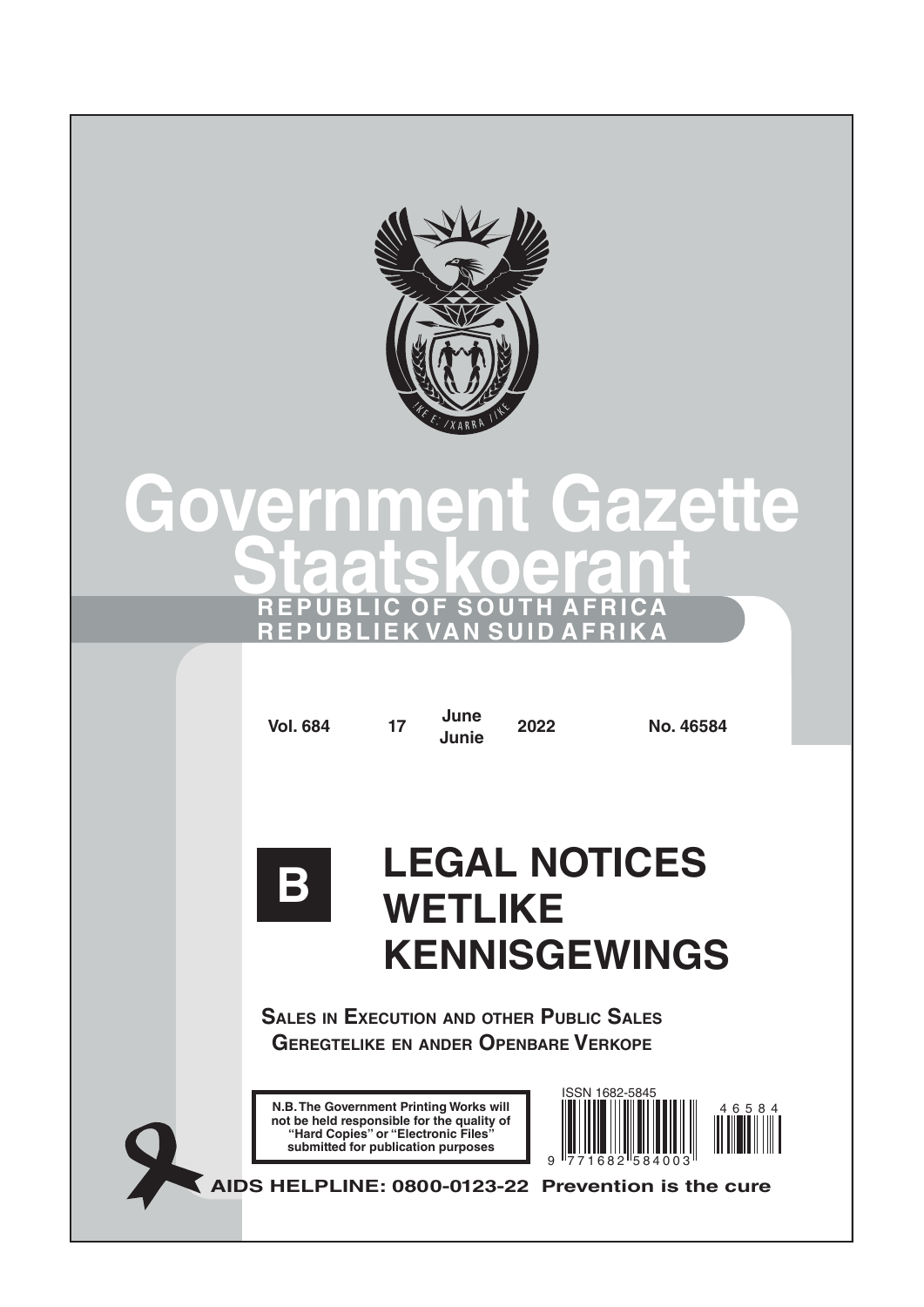# Government Gazette
# Staatskoerant

**REPUBLIC OF SOUTH AFRICA**
**REPUBLIEK VAN SUID AFRIKA**

| Vol. 684 | 17 | June / Junie | 2022 | No. 46584 |
|---|---|---|---|---|

# B LEGAL NOTICES WETLIKE KENNISGEWINGS

**SALES IN EXECUTION AND OTHER PUBLIC SALES**
**GEREGTELIKE EN ANDER OPENBARE VERKOPE**

**N.B. The Government Printing Works will not be held responsible for the quality of "Hard Copies" or "Electronic Files" submitted for publication purposes**

ISSN 1682-5845

**AIDS HELPLINE: 0800-0123-22 Prevention is the cure**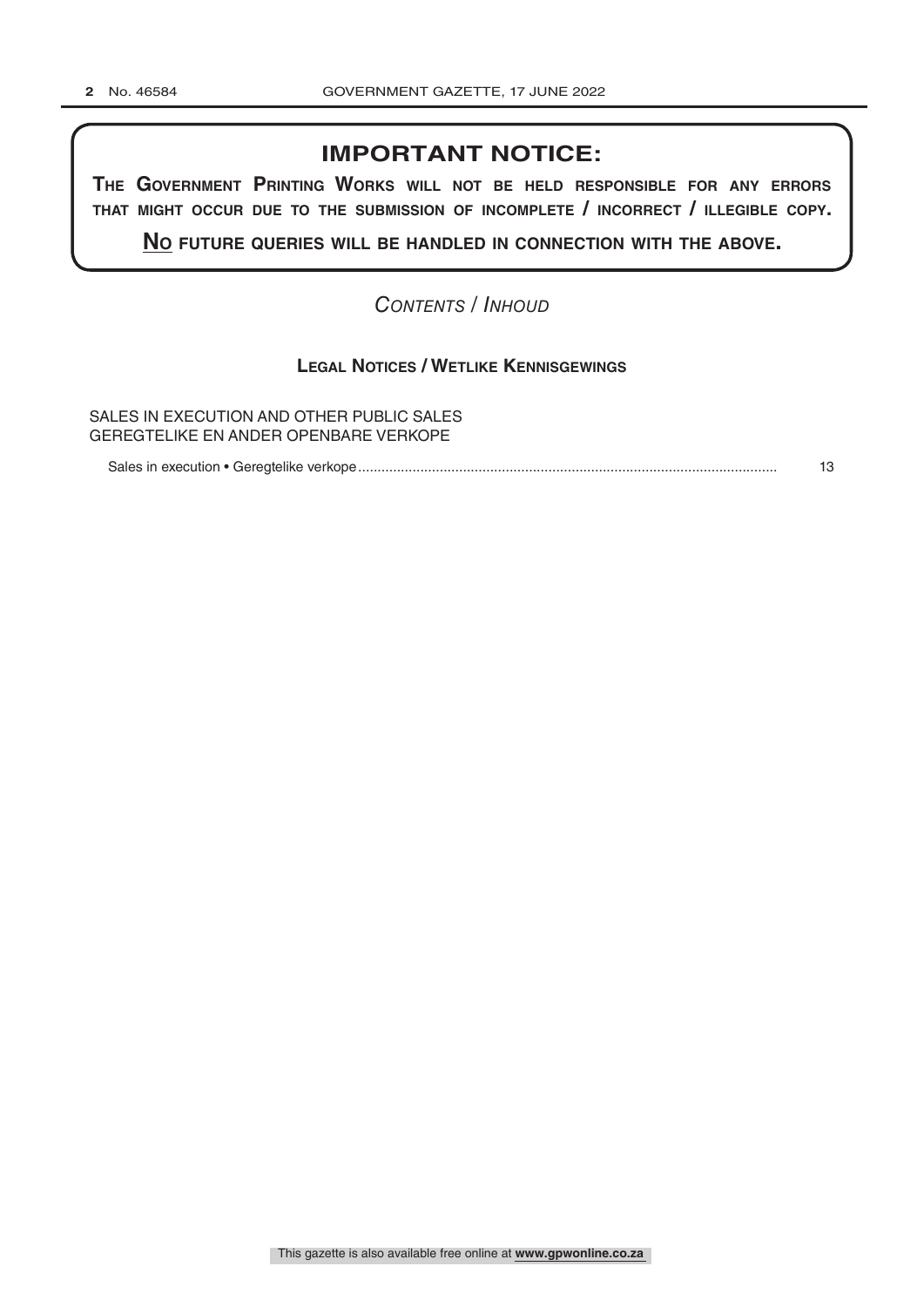## IMPORTANT NOTICE:

**THE GOVERNMENT PRINTING WORKS WILL NOT BE HELD RESPONSIBLE FOR ANY ERRORS THAT MIGHT OCCUR DUE TO THE SUBMISSION OF INCOMPLETE / INCORRECT / ILLEGIBLE COPY.**

**NO FUTURE QUERIES WILL BE HANDLED IN CONNECTION WITH THE ABOVE.**

*CONTENTS / INHOUD*

### LEGAL NOTICES / WETLIKE KENNISGEWINGS

SALES IN EXECUTION AND OTHER PUBLIC SALES
GEREGTELIKE EN ANDER OPENBARE VERKOPE

Sales in execution • Geregtelike verkope........................................................................................................... 13

This gazette is also available free online at **www.gpwonline.co.za**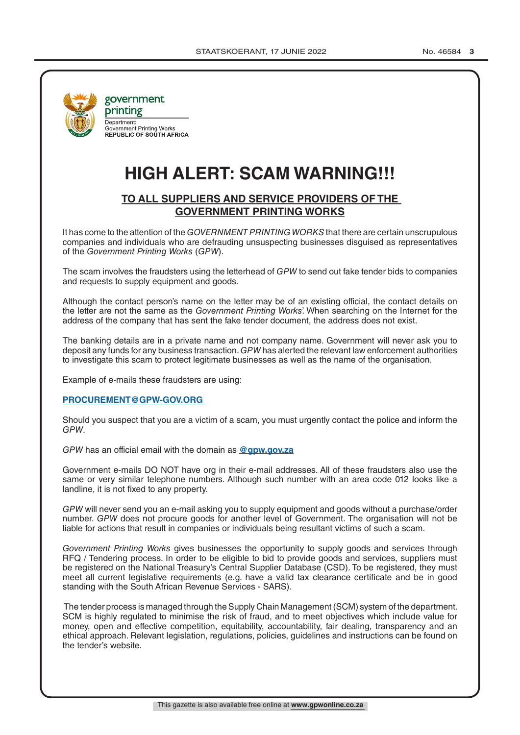government printing

Department:
Government Printing Works
**REPUBLIC OF SOUTH AFRICA**

# HIGH ALERT: SCAM WARNING!!!

## TO ALL SUPPLIERS AND SERVICE PROVIDERS OF THE GOVERNMENT PRINTING WORKS

It has come to the attention of the *GOVERNMENT PRINTING WORKS* that there are certain unscrupulous companies and individuals who are defrauding unsuspecting businesses disguised as representatives of the *Government Printing Works* (*GPW*).

The scam involves the fraudsters using the letterhead of *GPW* to send out fake tender bids to companies and requests to supply equipment and goods.

Although the contact person's name on the letter may be of an existing official, the contact details on the letter are not the same as the *Government Printing Works*'. When searching on the Internet for the address of the company that has sent the fake tender document, the address does not exist.

The banking details are in a private name and not company name. Government will never ask you to deposit any funds for any business transaction. *GPW* has alerted the relevant law enforcement authorities to investigate this scam to protect legitimate businesses as well as the name of the organisation.

Example of e-mails these fraudsters are using:

**PROCUREMENT@GPW-GOV.ORG**

Should you suspect that you are a victim of a scam, you must urgently contact the police and inform the *GPW*.

*GPW* has an official email with the domain as **@gpw.gov.za**

Government e-mails DO NOT have org in their e-mail addresses. All of these fraudsters also use the same or very similar telephone numbers. Although such number with an area code 012 looks like a landline, it is not fixed to any property.

*GPW* will never send you an e-mail asking you to supply equipment and goods without a purchase/order number. *GPW* does not procure goods for another level of Government. The organisation will not be liable for actions that result in companies or individuals being resultant victims of such a scam.

*Government Printing Works* gives businesses the opportunity to supply goods and services through RFQ / Tendering process. In order to be eligible to bid to provide goods and services, suppliers must be registered on the National Treasury's Central Supplier Database (CSD). To be registered, they must meet all current legislative requirements (e.g. have a valid tax clearance certificate and be in good standing with the South African Revenue Services - SARS).

The tender process is managed through the Supply Chain Management (SCM) system of the department. SCM is highly regulated to minimise the risk of fraud, and to meet objectives which include value for money, open and effective competition, equitability, accountability, fair dealing, transparency and an ethical approach. Relevant legislation, regulations, policies, guidelines and instructions can be found on the tender's website.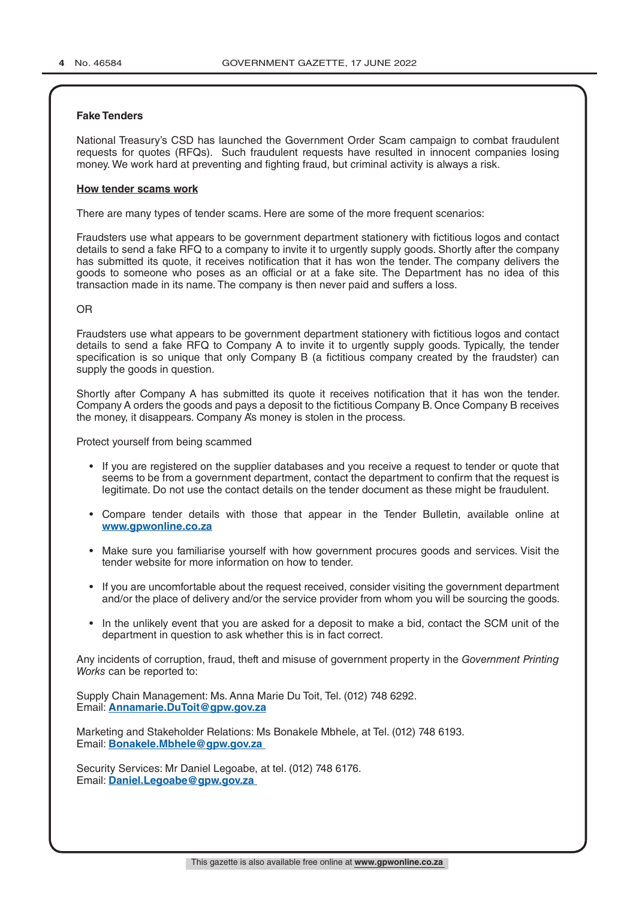**Fake Tenders**

National Treasury's CSD has launched the Government Order Scam campaign to combat fraudulent requests for quotes (RFQs). Such fraudulent requests have resulted in innocent companies losing money. We work hard at preventing and fighting fraud, but criminal activity is always a risk.

**How tender scams work**

There are many types of tender scams. Here are some of the more frequent scenarios:

Fraudsters use what appears to be government department stationery with fictitious logos and contact details to send a fake RFQ to a company to invite it to urgently supply goods. Shortly after the company has submitted its quote, it receives notification that it has won the tender. The company delivers the goods to someone who poses as an official or at a fake site. The Department has no idea of this transaction made in its name. The company is then never paid and suffers a loss.

OR

Fraudsters use what appears to be government department stationery with fictitious logos and contact details to send a fake RFQ to Company A to invite it to urgently supply goods. Typically, the tender specification is so unique that only Company B (a fictitious company created by the fraudster) can supply the goods in question.

Shortly after Company A has submitted its quote it receives notification that it has won the tender. Company A orders the goods and pays a deposit to the fictitious Company B. Once Company B receives the money, it disappears. Company A's money is stolen in the process.

Protect yourself from being scammed

- If you are registered on the supplier databases and you receive a request to tender or quote that seems to be from a government department, contact the department to confirm that the request is legitimate. Do not use the contact details on the tender document as these might be fraudulent.
- Compare tender details with those that appear in the Tender Bulletin, available online at **www.gpwonline.co.za**
- Make sure you familiarise yourself with how government procures goods and services. Visit the tender website for more information on how to tender.
- If you are uncomfortable about the request received, consider visiting the government department and/or the place of delivery and/or the service provider from whom you will be sourcing the goods.
- In the unlikely event that you are asked for a deposit to make a bid, contact the SCM unit of the department in question to ask whether this is in fact correct.

Any incidents of corruption, fraud, theft and misuse of government property in the *Government Printing Works* can be reported to:

Supply Chain Management: Ms. Anna Marie Du Toit, Tel. (012) 748 6292.
Email: **Annamarie.DuToit@gpw.gov.za**

Marketing and Stakeholder Relations: Ms Bonakele Mbhele, at Tel. (012) 748 6193.
Email: **Bonakele.Mbhele@gpw.gov.za**

Security Services: Mr Daniel Legoabe, at tel. (012) 748 6176.
Email: **Daniel.Legoabe@gpw.gov.za**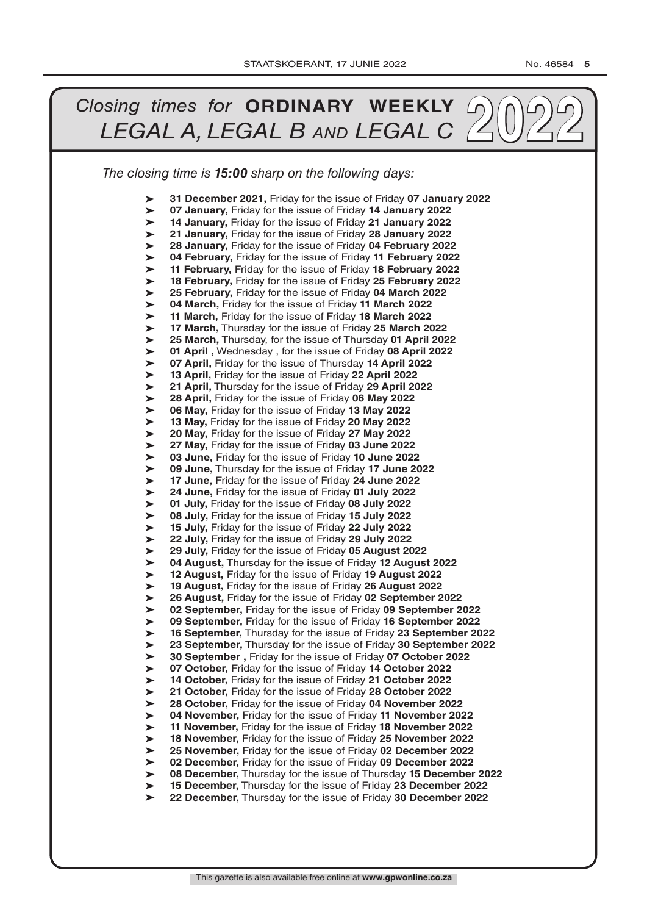# *Closing times for* **ORDINARY WEEKLY** *LEGAL A, LEGAL B AND LEGAL C* 2022

*The closing time is **15:00** sharp on the following days:*

- **31 December 2021,** Friday for the issue of Friday **07 January 2022**
- **07 January,** Friday for the issue of Friday **14 January 2022**
- **14 January,** Friday for the issue of Friday **21 January 2022**
- **21 January,** Friday for the issue of Friday **28 January 2022**
- **28 January,** Friday for the issue of Friday **04 February 2022**
- **04 February,** Friday for the issue of Friday **11 February 2022**
- **11 February,** Friday for the issue of Friday **18 February 2022**
- **18 February,** Friday for the issue of Friday **25 February 2022**
- **25 February,** Friday for the issue of Friday **04 March 2022**
- **04 March,** Friday for the issue of Friday **11 March 2022**
- **11 March,** Friday for the issue of Friday **18 March 2022**
- **17 March,** Thursday for the issue of Friday **25 March 2022**
- **25 March,** Thursday, for the issue of Thursday **01 April 2022**
- **01 April ,** Wednesday , for the issue of Friday **08 April 2022**
- **07 April,** Friday for the issue of Thursday **14 April 2022**
- **13 April,** Friday for the issue of Friday **22 April 2022**
- **21 April,** Thursday for the issue of Friday **29 April 2022**
- **28 April,** Friday for the issue of Friday **06 May 2022**
- **06 May,** Friday for the issue of Friday **13 May 2022**
- **13 May,** Friday for the issue of Friday **20 May 2022**
- **20 May,** Friday for the issue of Friday **27 May 2022**
- **27 May,** Friday for the issue of Friday **03 June 2022**
- **03 June,** Friday for the issue of Friday **10 June 2022**
- **09 June,** Thursday for the issue of Friday **17 June 2022**
- **17 June,** Friday for the issue of Friday **24 June 2022**
- **24 June,** Friday for the issue of Friday **01 July 2022**
- **01 July,** Friday for the issue of Friday **08 July 2022**
- **08 July,** Friday for the issue of Friday **15 July 2022**
- **15 July,** Friday for the issue of Friday **22 July 2022**
- **22 July,** Friday for the issue of Friday **29 July 2022**
- **29 July,** Friday for the issue of Friday **05 August 2022**
- **04 August,** Thursday for the issue of Friday **12 August 2022**
- **12 August,** Friday for the issue of Friday **19 August 2022**
- **19 August,** Friday for the issue of Friday **26 August 2022**
- **26 August,** Friday for the issue of Friday **02 September 2022**
- **02 September,** Friday for the issue of Friday **09 September 2022**
- **09 September,** Friday for the issue of Friday **16 September 2022**
- **16 September,** Thursday for the issue of Friday **23 September 2022**
- **23 September,** Thursday for the issue of Friday **30 September 2022**
- **30 September ,** Friday for the issue of Friday **07 October 2022**
- **07 October,** Friday for the issue of Friday **14 October 2022**
- **14 October,** Friday for the issue of Friday **21 October 2022**
- **21 October,** Friday for the issue of Friday **28 October 2022**
- **28 October,** Friday for the issue of Friday **04 November 2022**
- **04 November,** Friday for the issue of Friday **11 November 2022**
- **11 November,** Friday for the issue of Friday **18 November 2022**
- **18 November,** Friday for the issue of Friday **25 November 2022**
- **25 November,** Friday for the issue of Friday **02 December 2022**
- **02 December,** Friday for the issue of Friday **09 December 2022**
- **08 December,** Thursday for the issue of Thursday **15 December 2022**
- **15 December,** Thursday for the issue of Friday **23 December 2022**
- **22 December,** Thursday for the issue of Friday **30 December 2022**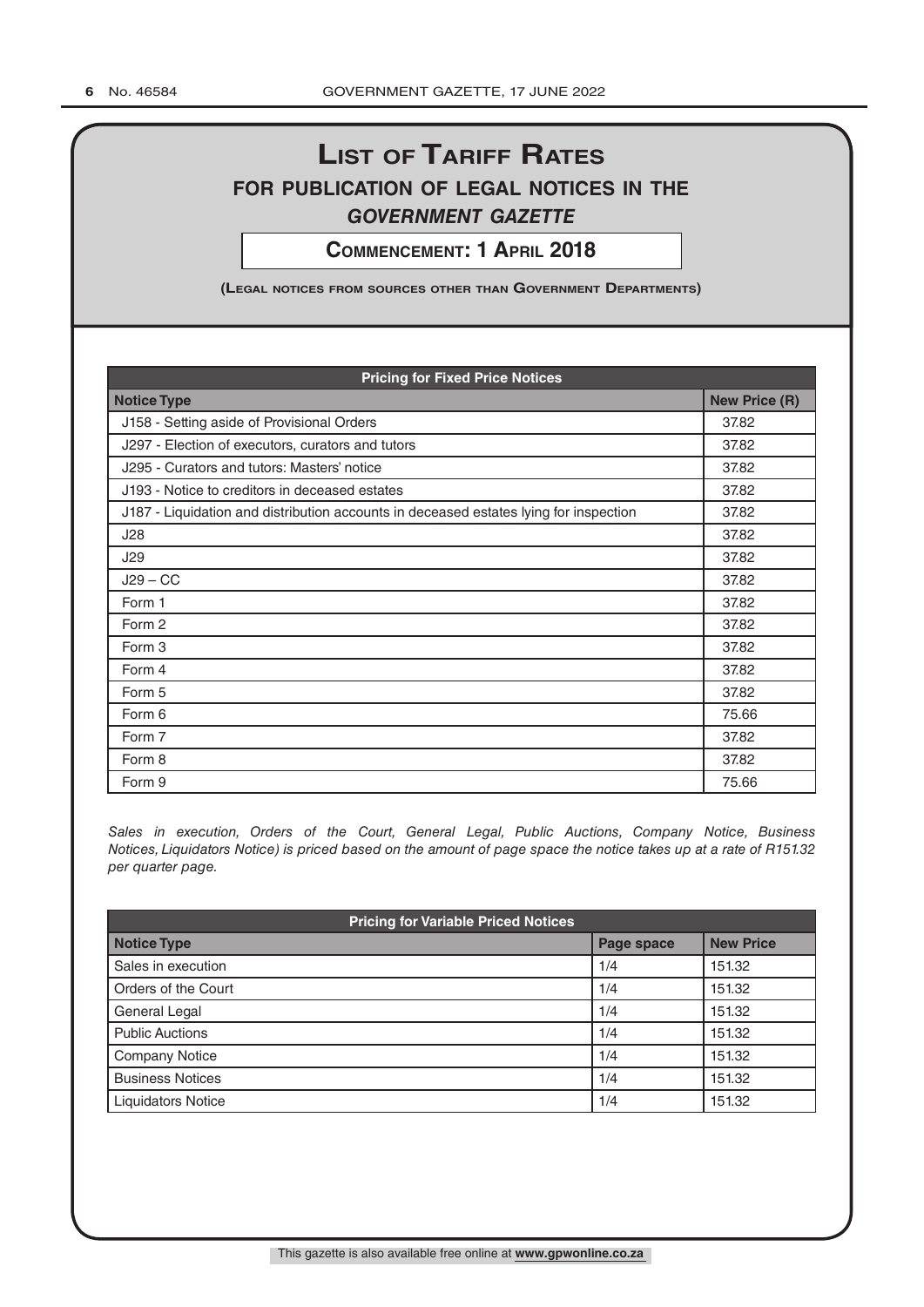# List of Tariff Rates

## for publication of legal notices in the *Government Gazette*

**Commencement: 1 April 2018**

**(Legal notices from sources other than Government Departments)**

| Pricing for Fixed Price Notices | |
|---|---|
| **Notice Type** | **New Price (R)** |
| J158 - Setting aside of Provisional Orders | 37.82 |
| J297 - Election of executors, curators and tutors | 37.82 |
| J295 - Curators and tutors: Masters' notice | 37.82 |
| J193 - Notice to creditors in deceased estates | 37.82 |
| J187 - Liquidation and distribution accounts in deceased estates lying for inspection | 37.82 |
| J28 | 37.82 |
| J29 | 37.82 |
| J29 – CC | 37.82 |
| Form 1 | 37.82 |
| Form 2 | 37.82 |
| Form 3 | 37.82 |
| Form 4 | 37.82 |
| Form 5 | 37.82 |
| Form 6 | 75.66 |
| Form 7 | 37.82 |
| Form 8 | 37.82 |
| Form 9 | 75.66 |

*Sales in execution, Orders of the Court, General Legal, Public Auctions, Company Notice, Business Notices, Liquidators Notice) is priced based on the amount of page space the notice takes up at a rate of R151.32 per quarter page.*

| Pricing for Variable Priced Notices | | |
|---|---|---|
| **Notice Type** | **Page space** | **New Price** |
| Sales in execution | 1/4 | 151.32 |
| Orders of the Court | 1/4 | 151.32 |
| General Legal | 1/4 | 151.32 |
| Public Auctions | 1/4 | 151.32 |
| Company Notice | 1/4 | 151.32 |
| Business Notices | 1/4 | 151.32 |
| Liquidators Notice | 1/4 | 151.32 |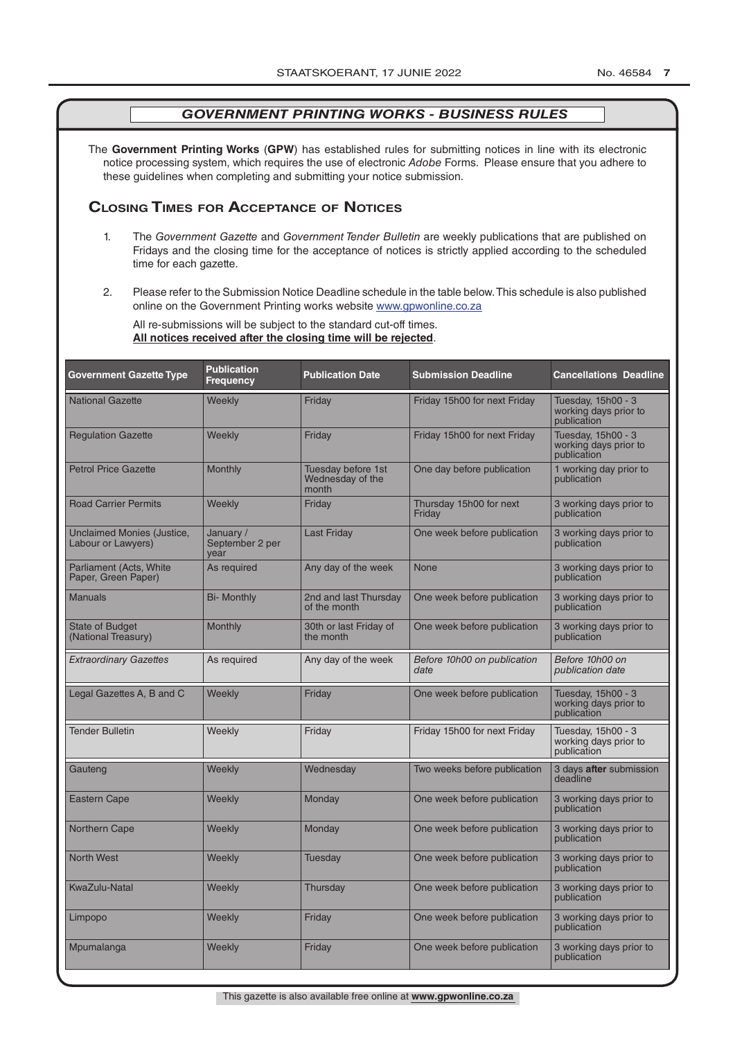## *GOVERNMENT PRINTING WORKS - BUSINESS RULES*

The **Government Printing Works** (**GPW**) has established rules for submitting notices in line with its electronic notice processing system, which requires the use of electronic *Adobe* Forms. Please ensure that you adhere to these guidelines when completing and submitting your notice submission.

## Closing Times for Acceptance of Notices

1. The *Government Gazette* and *Government Tender Bulletin* are weekly publications that are published on Fridays and the closing time for the acceptance of notices is strictly applied according to the scheduled time for each gazette.

2. Please refer to the Submission Notice Deadline schedule in the table below. This schedule is also published online on the Government Printing works website www.gpwonline.co.za

   All re-submissions will be subject to the standard cut-off times.
   **All notices received after the closing time will be rejected**.

| Government Gazette Type | Publication Frequency | Publication Date | Submission Deadline | Cancellations Deadline |
|---|---|---|---|---|
| National Gazette | Weekly | Friday | Friday 15h00 for next Friday | Tuesday, 15h00 - 3 working days prior to publication |
| Regulation Gazette | Weekly | Friday | Friday 15h00 for next Friday | Tuesday, 15h00 - 3 working days prior to publication |
| Petrol Price Gazette | Monthly | Tuesday before 1st Wednesday of the month | One day before publication | 1 working day prior to publication |
| Road Carrier Permits | Weekly | Friday | Thursday 15h00 for next Friday | 3 working days prior to publication |
| Unclaimed Monies (Justice, Labour or Lawyers) | January / September 2 per year | Last Friday | One week before publication | 3 working days prior to publication |
| Parliament (Acts, White Paper, Green Paper) | As required | Any day of the week | None | 3 working days prior to publication |
| Manuals | Bi- Monthly | 2nd and last Thursday of the month | One week before publication | 3 working days prior to publication |
| State of Budget (National Treasury) | Monthly | 30th or last Friday of the month | One week before publication | 3 working days prior to publication |
| *Extraordinary Gazettes* | As required | Any day of the week | *Before 10h00 on publication date* | *Before 10h00 on publication date* |
| Legal Gazettes A, B and C | Weekly | Friday | One week before publication | Tuesday, 15h00 - 3 working days prior to publication |
| Tender Bulletin | Weekly | Friday | Friday 15h00 for next Friday | Tuesday, 15h00 - 3 working days prior to publication |
| Gauteng | Weekly | Wednesday | Two weeks before publication | 3 days **after** submission deadline |
| Eastern Cape | Weekly | Monday | One week before publication | 3 working days prior to publication |
| Northern Cape | Weekly | Monday | One week before publication | 3 working days prior to publication |
| North West | Weekly | Tuesday | One week before publication | 3 working days prior to publication |
| KwaZulu-Natal | Weekly | Thursday | One week before publication | 3 working days prior to publication |
| Limpopo | Weekly | Friday | One week before publication | 3 working days prior to publication |
| Mpumalanga | Weekly | Friday | One week before publication | 3 working days prior to publication |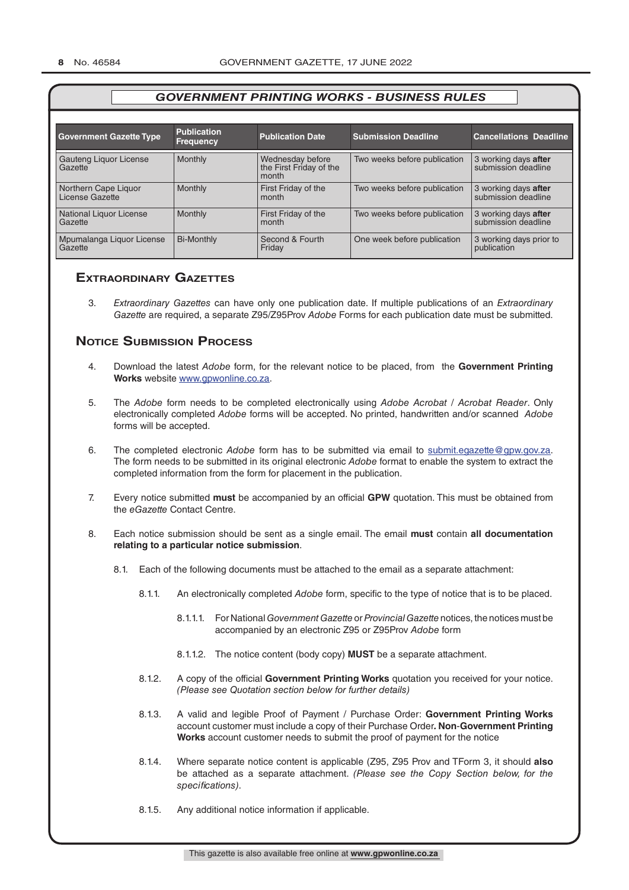## GOVERNMENT PRINTING WORKS - BUSINESS RULES

| Government Gazette Type | Publication Frequency | Publication Date | Submission Deadline | Cancellations Deadline |
|---|---|---|---|---|
| Gauteng Liquor License Gazette | Monthly | Wednesday before the First Friday of the month | Two weeks before publication | 3 working days **after** submission deadline |
| Northern Cape Liquor License Gazette | Monthly | First Friday of the month | Two weeks before publication | 3 working days **after** submission deadline |
| National Liquor License Gazette | Monthly | First Friday of the month | Two weeks before publication | 3 working days **after** submission deadline |
| Mpumalanga Liquor License Gazette | Bi-Monthly | Second & Fourth Friday | One week before publication | 3 working days prior to publication |

## Extraordinary Gazettes

3. *Extraordinary Gazettes* can have only one publication date. If multiple publications of an *Extraordinary Gazette* are required, a separate Z95/Z95Prov *Adobe* Forms for each publication date must be submitted.

## Notice Submission Process

4. Download the latest *Adobe* form, for the relevant notice to be placed, from the **Government Printing Works** website www.gpwonline.co.za.

5. The *Adobe* form needs to be completed electronically using *Adobe Acrobat* / *Acrobat Reader*. Only electronically completed *Adobe* forms will be accepted. No printed, handwritten and/or scanned *Adobe* forms will be accepted.

6. The completed electronic *Adobe* form has to be submitted via email to submit.egazette@gpw.gov.za. The form needs to be submitted in its original electronic *Adobe* format to enable the system to extract the completed information from the form for placement in the publication.

7. Every notice submitted **must** be accompanied by an official **GPW** quotation. This must be obtained from the *eGazette* Contact Centre.

8. Each notice submission should be sent as a single email. The email **must** contain **all documentation relating to a particular notice submission**.

   8.1. Each of the following documents must be attached to the email as a separate attachment:

   8.1.1. An electronically completed *Adobe* form, specific to the type of notice that is to be placed.

   8.1.1.1. For National *Government Gazette* or *Provincial Gazette* notices, the notices must be accompanied by an electronic Z95 or Z95Prov *Adobe* form

   8.1.1.2. The notice content (body copy) **MUST** be a separate attachment.

   8.1.2. A copy of the official **Government Printing Works** quotation you received for your notice. *(Please see Quotation section below for further details)*

   8.1.3. A valid and legible Proof of Payment / Purchase Order: **Government Printing Works** account customer must include a copy of their Purchase Order**. Non**-**Government Printing Works** account customer needs to submit the proof of payment for the notice

   8.1.4. Where separate notice content is applicable (Z95, Z95 Prov and TForm 3, it should **also** be attached as a separate attachment. *(Please see the Copy Section below, for the specifications)*.

   8.1.5. Any additional notice information if applicable.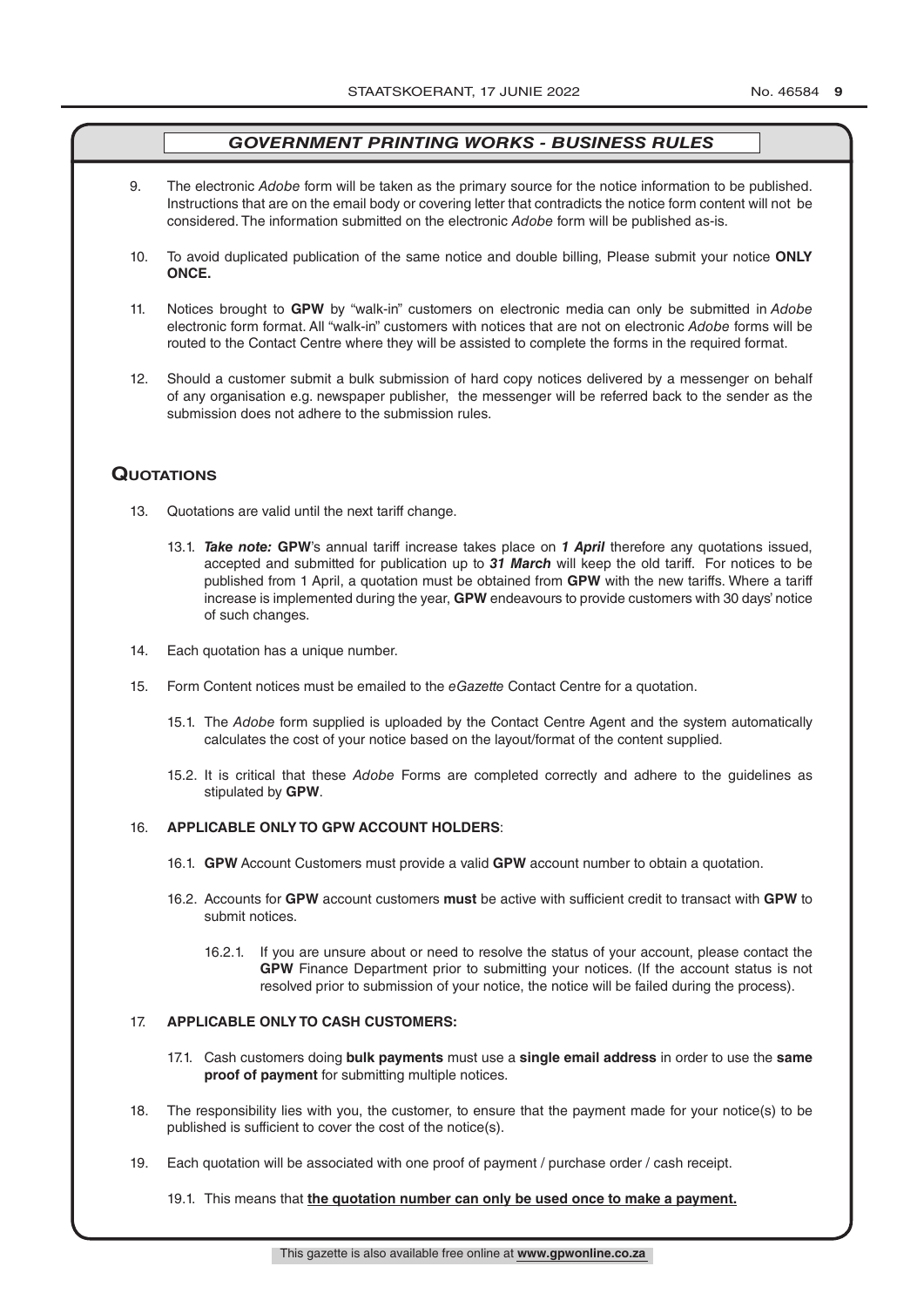## *GOVERNMENT PRINTING WORKS - BUSINESS RULES*

9. The electronic *Adobe* form will be taken as the primary source for the notice information to be published. Instructions that are on the email body or covering letter that contradicts the notice form content will not be considered. The information submitted on the electronic *Adobe* form will be published as-is.

10. To avoid duplicated publication of the same notice and double billing, Please submit your notice **ONLY ONCE.**

11. Notices brought to **GPW** by "walk-in" customers on electronic media can only be submitted in *Adobe* electronic form format. All "walk-in" customers with notices that are not on electronic *Adobe* forms will be routed to the Contact Centre where they will be assisted to complete the forms in the required format.

12. Should a customer submit a bulk submission of hard copy notices delivered by a messenger on behalf of any organisation e.g. newspaper publisher, the messenger will be referred back to the sender as the submission does not adhere to the submission rules.

## Quotations

13. Quotations are valid until the next tariff change.

    13.1. ***Take note:*** **GPW**'s annual tariff increase takes place on ***1 April*** therefore any quotations issued, accepted and submitted for publication up to ***31 March*** will keep the old tariff. For notices to be published from 1 April, a quotation must be obtained from **GPW** with the new tariffs. Where a tariff increase is implemented during the year, **GPW** endeavours to provide customers with 30 days' notice of such changes.

14. Each quotation has a unique number.

15. Form Content notices must be emailed to the *eGazette* Contact Centre for a quotation.

    15.1. The *Adobe* form supplied is uploaded by the Contact Centre Agent and the system automatically calculates the cost of your notice based on the layout/format of the content supplied.

    15.2. It is critical that these *Adobe* Forms are completed correctly and adhere to the guidelines as stipulated by **GPW**.

16. **APPLICABLE ONLY TO GPW ACCOUNT HOLDERS**:

    16.1. **GPW** Account Customers must provide a valid **GPW** account number to obtain a quotation.

    16.2. Accounts for **GPW** account customers **must** be active with sufficient credit to transact with **GPW** to submit notices.

    16.2.1. If you are unsure about or need to resolve the status of your account, please contact the **GPW** Finance Department prior to submitting your notices. (If the account status is not resolved prior to submission of your notice, the notice will be failed during the process).

17. **APPLICABLE ONLY TO CASH CUSTOMERS:**

    17.1. Cash customers doing **bulk payments** must use a **single email address** in order to use the **same proof of payment** for submitting multiple notices.

18. The responsibility lies with you, the customer, to ensure that the payment made for your notice(s) to be published is sufficient to cover the cost of the notice(s).

19. Each quotation will be associated with one proof of payment / purchase order / cash receipt.

    19.1. This means that **the quotation number can only be used once to make a payment.**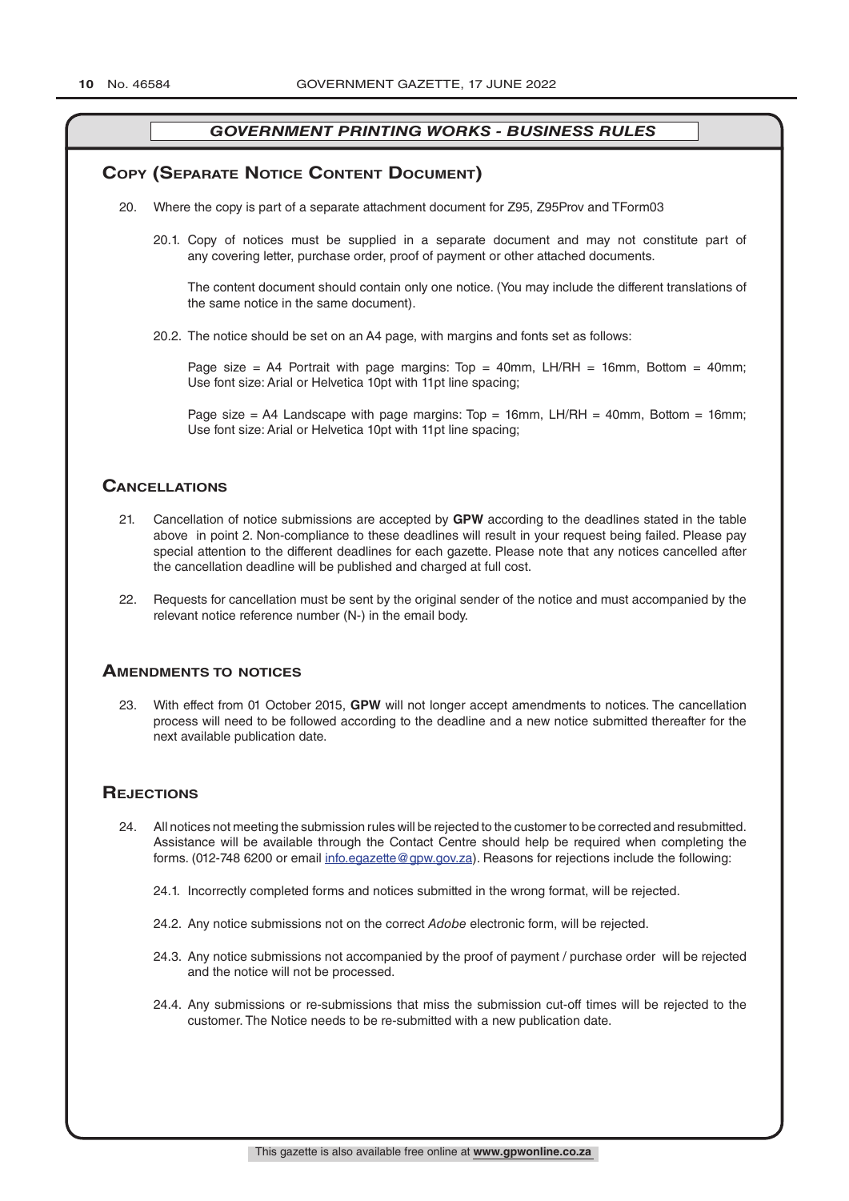## *GOVERNMENT PRINTING WORKS - BUSINESS RULES*

## Copy (Separate Notice Content Document)

20. Where the copy is part of a separate attachment document for Z95, Z95Prov and TForm03

    20.1. Copy of notices must be supplied in a separate document and may not constitute part of any covering letter, purchase order, proof of payment or other attached documents.

    The content document should contain only one notice. (You may include the different translations of the same notice in the same document).

    20.2. The notice should be set on an A4 page, with margins and fonts set as follows:

    Page size = A4 Portrait with page margins: Top = 40mm, LH/RH = 16mm, Bottom = 40mm; Use font size: Arial or Helvetica 10pt with 11pt line spacing;

    Page size = A4 Landscape with page margins: Top = 16mm, LH/RH = 40mm, Bottom = 16mm; Use font size: Arial or Helvetica 10pt with 11pt line spacing;

## Cancellations

21. Cancellation of notice submissions are accepted by **GPW** according to the deadlines stated in the table above in point 2. Non-compliance to these deadlines will result in your request being failed. Please pay special attention to the different deadlines for each gazette. Please note that any notices cancelled after the cancellation deadline will be published and charged at full cost.

22. Requests for cancellation must be sent by the original sender of the notice and must accompanied by the relevant notice reference number (N-) in the email body.

## Amendments to notices

23. With effect from 01 October 2015, **GPW** will not longer accept amendments to notices. The cancellation process will need to be followed according to the deadline and a new notice submitted thereafter for the next available publication date.

## Rejections

24. All notices not meeting the submission rules will be rejected to the customer to be corrected and resubmitted. Assistance will be available through the Contact Centre should help be required when completing the forms. (012-748 6200 or email info.egazette@gpw.gov.za). Reasons for rejections include the following:

    24.1. Incorrectly completed forms and notices submitted in the wrong format, will be rejected.

    24.2. Any notice submissions not on the correct *Adobe* electronic form, will be rejected.

    24.3. Any notice submissions not accompanied by the proof of payment / purchase order will be rejected and the notice will not be processed.

    24.4. Any submissions or re-submissions that miss the submission cut-off times will be rejected to the customer. The Notice needs to be re-submitted with a new publication date.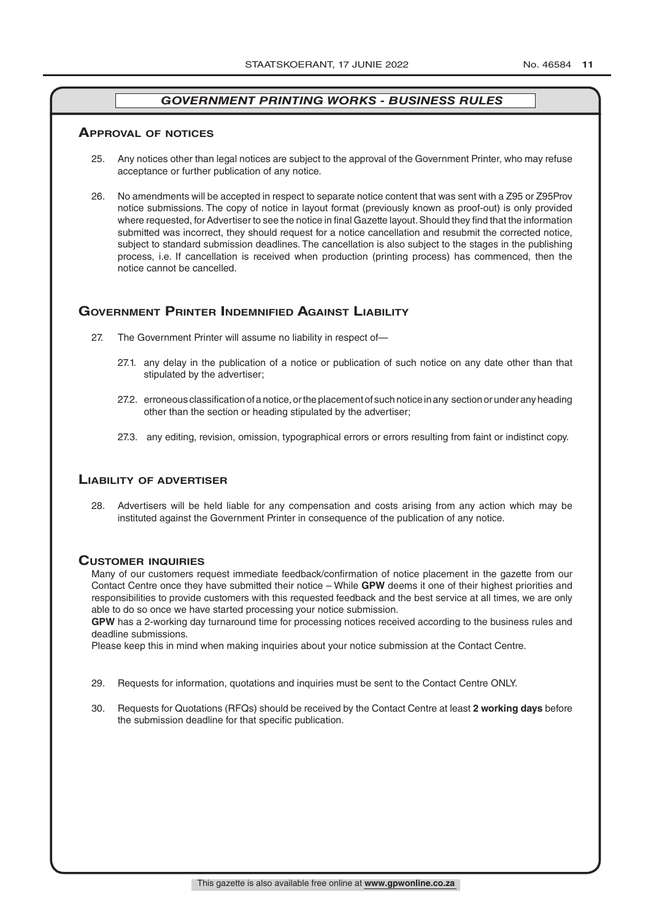## *GOVERNMENT PRINTING WORKS - BUSINESS RULES*

### Approval of notices

25. Any notices other than legal notices are subject to the approval of the Government Printer, who may refuse acceptance or further publication of any notice.

26. No amendments will be accepted in respect to separate notice content that was sent with a Z95 or Z95Prov notice submissions. The copy of notice in layout format (previously known as proof-out) is only provided where requested, for Advertiser to see the notice in final Gazette layout. Should they find that the information submitted was incorrect, they should request for a notice cancellation and resubmit the corrected notice, subject to standard submission deadlines. The cancellation is also subject to the stages in the publishing process, i.e. If cancellation is received when production (printing process) has commenced, then the notice cannot be cancelled.

### Government Printer Indemnified Against Liability

27. The Government Printer will assume no liability in respect of—

    27.1. any delay in the publication of a notice or publication of such notice on any date other than that stipulated by the advertiser;

    27.2. erroneous classification of a notice, or the placement of such notice in any section or under any heading other than the section or heading stipulated by the advertiser;

    27.3. any editing, revision, omission, typographical errors or errors resulting from faint or indistinct copy.

### Liability of advertiser

28. Advertisers will be held liable for any compensation and costs arising from any action which may be instituted against the Government Printer in consequence of the publication of any notice.

### Customer inquiries

Many of our customers request immediate feedback/confirmation of notice placement in the gazette from our Contact Centre once they have submitted their notice – While **GPW** deems it one of their highest priorities and responsibilities to provide customers with this requested feedback and the best service at all times, we are only able to do so once we have started processing your notice submission.

**GPW** has a 2-working day turnaround time for processing notices received according to the business rules and deadline submissions.

Please keep this in mind when making inquiries about your notice submission at the Contact Centre.

29. Requests for information, quotations and inquiries must be sent to the Contact Centre ONLY.

30. Requests for Quotations (RFQs) should be received by the Contact Centre at least **2 working days** before the submission deadline for that specific publication.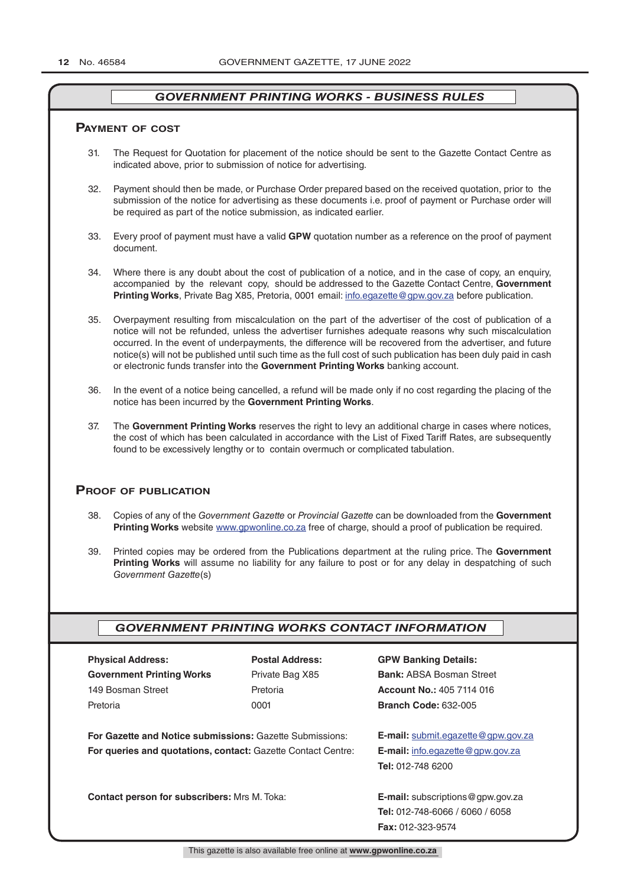## *GOVERNMENT PRINTING WORKS - BUSINESS RULES*

### Payment of cost

31. The Request for Quotation for placement of the notice should be sent to the Gazette Contact Centre as indicated above, prior to submission of notice for advertising.

32. Payment should then be made, or Purchase Order prepared based on the received quotation, prior to the submission of the notice for advertising as these documents i.e. proof of payment or Purchase order will be required as part of the notice submission, as indicated earlier.

33. Every proof of payment must have a valid **GPW** quotation number as a reference on the proof of payment document.

34. Where there is any doubt about the cost of publication of a notice, and in the case of copy, an enquiry, accompanied by the relevant copy, should be addressed to the Gazette Contact Centre, **Government Printing Works**, Private Bag X85, Pretoria, 0001 email: info.egazette@gpw.gov.za before publication.

35. Overpayment resulting from miscalculation on the part of the advertiser of the cost of publication of a notice will not be refunded, unless the advertiser furnishes adequate reasons why such miscalculation occurred. In the event of underpayments, the difference will be recovered from the advertiser, and future notice(s) will not be published until such time as the full cost of such publication has been duly paid in cash or electronic funds transfer into the **Government Printing Works** banking account.

36. In the event of a notice being cancelled, a refund will be made only if no cost regarding the placing of the notice has been incurred by the **Government Printing Works**.

37. The **Government Printing Works** reserves the right to levy an additional charge in cases where notices, the cost of which has been calculated in accordance with the List of Fixed Tariff Rates, are subsequently found to be excessively lengthy or to contain overmuch or complicated tabulation.

### Proof of publication

38. Copies of any of the *Government Gazette* or *Provincial Gazette* can be downloaded from the **Government Printing Works** website www.gpwonline.co.za free of charge, should a proof of publication be required.

39. Printed copies may be ordered from the Publications department at the ruling price. The **Government Printing Works** will assume no liability for any failure to post or for any delay in despatching of such *Government Gazette*(s)

## *GOVERNMENT PRINTING WORKS CONTACT INFORMATION*

| **Physical Address:** | **Postal Address:** | **GPW Banking Details:** |
|---|---|---|
| **Government Printing Works** | Private Bag X85 | **Bank:** ABSA Bosman Street |
| 149 Bosman Street | Pretoria | **Account No.:** 405 7114 016 |
| Pretoria | 0001 | **Branch Code:** 632-005 |

**For Gazette and Notice submissions:** Gazette Submissions: **E-mail:** submit.egazette@gpw.gov.za

**For queries and quotations, contact:** Gazette Contact Centre: **E-mail:** info.egazette@gpw.gov.za
**Tel:** 012-748 6200

**Contact person for subscribers:** Mrs M. Toka: **E-mail:** subscriptions@gpw.gov.za
**Tel:** 012-748-6066 / 6060 / 6058
**Fax:** 012-323-9574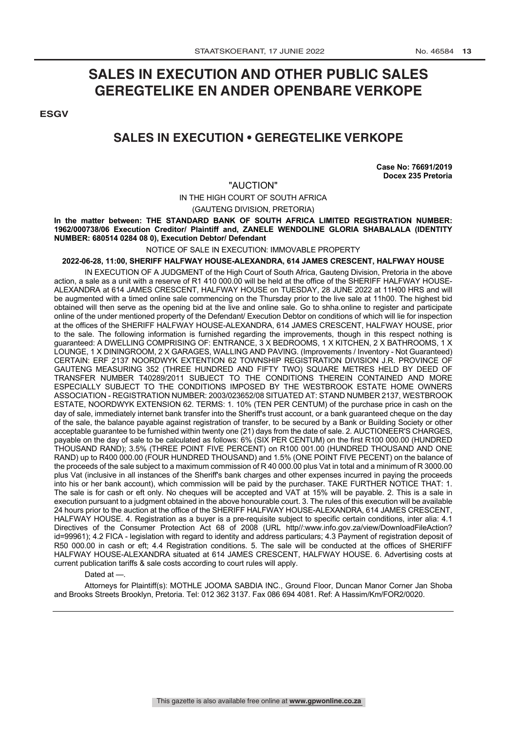# SALES IN EXECUTION AND OTHER PUBLIC SALES
# GEREGTELIKE EN ANDER OPENBARE VERKOPE

**ESGV**

## SALES IN EXECUTION • GEREGTELIKE VERKOPE

**Case No: 76691/2019**
**Docex 235 Pretoria**

"AUCTION"

IN THE HIGH COURT OF SOUTH AFRICA

(GAUTENG DIVISION, PRETORIA)

**In the matter between: THE STANDARD BANK OF SOUTH AFRICA LIMITED REGISTRATION NUMBER: 1962/000738/06 Execution Creditor/ Plaintiff and, ZANELE WENDOLINE GLORIA SHABALALA (IDENTITY NUMBER: 680514 0284 08 0), Execution Debtor/ Defendant**

NOTICE OF SALE IN EXECUTION: IMMOVABLE PROPERTY

**2022-06-28, 11:00, SHERIFF HALFWAY HOUSE-ALEXANDRA, 614 JAMES CRESCENT, HALFWAY HOUSE**

IN EXECUTION OF A JUDGMENT of the High Court of South Africa, Gauteng Division, Pretoria in the above action, a sale as a unit with a reserve of R1 410 000.00 will be held at the office of the SHERIFF HALFWAY HOUSE-ALEXANDRA at 614 JAMES CRESCENT, HALFWAY HOUSE on TUESDAY, 28 JUNE 2022 at 11H00 HRS and will be augmented with a timed online sale commencing on the Thursday prior to the live sale at 11h00. The highest bid obtained will then serve as the opening bid at the live and online sale. Go to shha.online to register and participate online of the under mentioned property of the Defendant/ Execution Debtor on conditions of which will lie for inspection at the offices of the SHERIFF HALFWAY HOUSE-ALEXANDRA, 614 JAMES CRESCENT, HALFWAY HOUSE, prior to the sale. The following information is furnished regarding the improvements, though in this respect nothing is guaranteed: A DWELLING COMPRISING OF: ENTRANCE, 3 X BEDROOMS, 1 X KITCHEN, 2 X BATHROOMS, 1 X LOUNGE, 1 X DININGROOM, 2 X GARAGES, WALLING AND PAVING. (Improvements / Inventory - Not Guaranteed) CERTAIN: ERF 2137 NOORDWYK EXTENTION 62 TOWNSHIP REGISTRATION DIVISION J.R. PROVINCE OF GAUTENG MEASURING 352 (THREE HUNDRED AND FIFTY TWO) SQUARE METRES HELD BY DEED OF TRANSFER NUMBER T40289/2011 SUBJECT TO THE CONDITIONS THEREIN CONTAINED AND MORE ESPECIALLY SUBJECT TO THE CONDITIONS IMPOSED BY THE WESTBROOK ESTATE HOME OWNERS ASSOCIATION - REGISTRATION NUMBER: 2003/023652/08 SITUATED AT: STAND NUMBER 2137, WESTBROOK ESTATE, NOORDWYK EXTENSION 62. TERMS: 1. 10% (TEN PER CENTUM) of the purchase price in cash on the day of sale, immediately internet bank transfer into the Sheriff's trust account, or a bank guaranteed cheque on the day of the sale, the balance payable against registration of transfer, to be secured by a Bank or Building Society or other acceptable guarantee to be furnished within twenty one (21) days from the date of sale. 2. AUCTIONEER'S CHARGES, payable on the day of sale to be calculated as follows: 6% (SIX PER CENTUM) on the first R100 000.00 (HUNDRED THOUSAND RAND); 3.5% (THREE POINT FIVE PERCENT) on R100 001.00 (HUNDRED THOUSAND AND ONE RAND) up to R400 000.00 (FOUR HUNDRED THOUSAND) and 1.5% (ONE POINT FIVE PECENT) on the balance of the proceeds of the sale subject to a maximum commission of R 40 000.00 plus Vat in total and a minimum of R 3000.00 plus Vat (inclusive in all instances of the Sheriff's bank charges and other expenses incurred in paying the proceeds into his or her bank account), which commission will be paid by the purchaser. TAKE FURTHER NOTICE THAT: 1. The sale is for cash or eft only. No cheques will be accepted and VAT at 15% will be payable. 2. This is a sale in execution pursuant to a judgment obtained in the above honourable court. 3. The rules of this execution will be available 24 hours prior to the auction at the office of the SHERIFF HALFWAY HOUSE-ALEXANDRA, 614 JAMES CRESCENT, HALFWAY HOUSE. 4. Registration as a buyer is a pre-requisite subject to specific certain conditions, inter alia: 4.1 Directives of the Consumer Protection Act 68 of 2008 (URL http//:www.info.gov.za/view/DownloadFileAction?id=99961); 4.2 FICA - legislation with regard to identity and address particulars; 4.3 Payment of registration deposit of R50 000.00 in cash or eft; 4.4 Registration conditions. 5. The sale will be conducted at the offices of SHERIFF HALFWAY HOUSE-ALEXANDRA situated at 614 JAMES CRESCENT, HALFWAY HOUSE. 6. Advertising costs at current publication tariffs & sale costs according to court rules will apply.

Dated at —.

Attorneys for Plaintiff(s): MOTHLE JOOMA SABDIA INC., Ground Floor, Duncan Manor Corner Jan Shoba and Brooks Streets Brooklyn, Pretoria. Tel: 012 362 3137. Fax 086 694 4081. Ref: A Hassim/Km/FOR2/0020.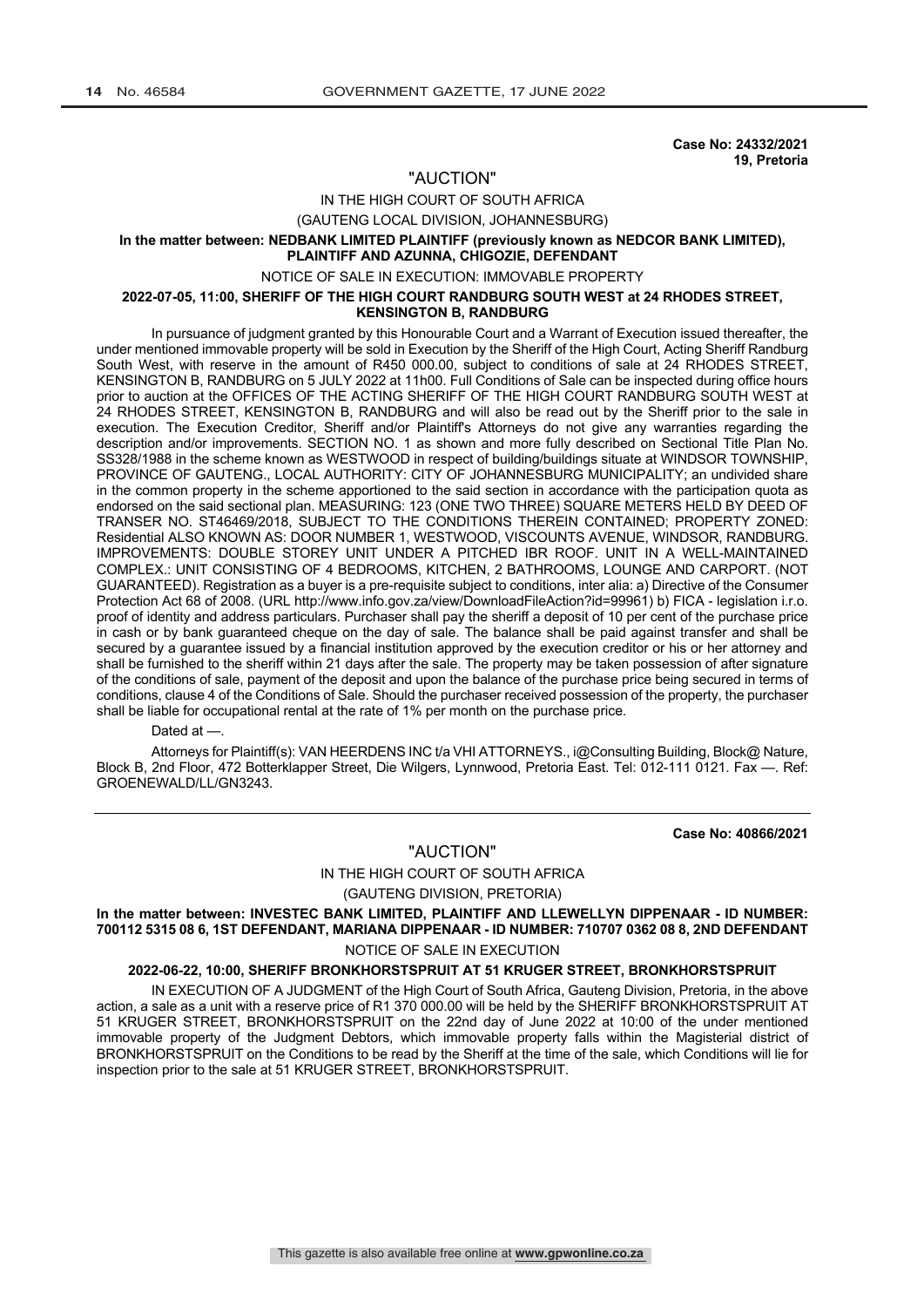**Case No: 24332/2021**
**19, Pretoria**

"AUCTION"

IN THE HIGH COURT OF SOUTH AFRICA

(GAUTENG LOCAL DIVISION, JOHANNESBURG)

**In the matter between: NEDBANK LIMITED PLAINTIFF (previously known as NEDCOR BANK LIMITED), PLAINTIFF AND AZUNNA, CHIGOZIE, DEFENDANT**

NOTICE OF SALE IN EXECUTION: IMMOVABLE PROPERTY

**2022-07-05, 11:00, SHERIFF OF THE HIGH COURT RANDBURG SOUTH WEST at 24 RHODES STREET, KENSINGTON B, RANDBURG**

In pursuance of judgment granted by this Honourable Court and a Warrant of Execution issued thereafter, the under mentioned immovable property will be sold in Execution by the Sheriff of the High Court, Acting Sheriff Randburg South West, with reserve in the amount of R450 000.00, subject to conditions of sale at 24 RHODES STREET, KENSINGTON B, RANDBURG on 5 JULY 2022 at 11h00. Full Conditions of Sale can be inspected during office hours prior to auction at the OFFICES OF THE ACTING SHERIFF OF THE HIGH COURT RANDBURG SOUTH WEST at 24 RHODES STREET, KENSINGTON B, RANDBURG and will also be read out by the Sheriff prior to the sale in execution. The Execution Creditor, Sheriff and/or Plaintiff's Attorneys do not give any warranties regarding the description and/or improvements. SECTION NO. 1 as shown and more fully described on Sectional Title Plan No. SS328/1988 in the scheme known as WESTWOOD in respect of building/buildings situate at WINDSOR TOWNSHIP, PROVINCE OF GAUTENG., LOCAL AUTHORITY: CITY OF JOHANNESBURG MUNICIPALITY; an undivided share in the common property in the scheme apportioned to the said section in accordance with the participation quota as endorsed on the said sectional plan. MEASURING: 123 (ONE TWO THREE) SQUARE METERS HELD BY DEED OF TRANSER NO. ST46469/2018, SUBJECT TO THE CONDITIONS THEREIN CONTAINED; PROPERTY ZONED: Residential ALSO KNOWN AS: DOOR NUMBER 1, WESTWOOD, VISCOUNTS AVENUE, WINDSOR, RANDBURG. IMPROVEMENTS: DOUBLE STOREY UNIT UNDER A PITCHED IBR ROOF. UNIT IN A WELL-MAINTAINED COMPLEX.: UNIT CONSISTING OF 4 BEDROOMS, KITCHEN, 2 BATHROOMS, LOUNGE AND CARPORT. (NOT GUARANTEED). Registration as a buyer is a pre-requisite subject to conditions, inter alia: a) Directive of the Consumer Protection Act 68 of 2008. (URL http://www.info.gov.za/view/DownloadFileAction?id=99961) b) FICA - legislation i.r.o. proof of identity and address particulars. Purchaser shall pay the sheriff a deposit of 10 per cent of the purchase price in cash or by bank guaranteed cheque on the day of sale. The balance shall be paid against transfer and shall be secured by a guarantee issued by a financial institution approved by the execution creditor or his or her attorney and shall be furnished to the sheriff within 21 days after the sale. The property may be taken possession of after signature of the conditions of sale, payment of the deposit and upon the balance of the purchase price being secured in terms of conditions, clause 4 of the Conditions of Sale. Should the purchaser received possession of the property, the purchaser shall be liable for occupational rental at the rate of 1% per month on the purchase price.

Dated at —.

Attorneys for Plaintiff(s): VAN HEERDENS INC t/a VHI ATTORNEYS., i@Consulting Building, Block@ Nature, Block B, 2nd Floor, 472 Botterklapper Street, Die Wilgers, Lynnwood, Pretoria East. Tel: 012-111 0121. Fax —. Ref: GROENEWALD/LL/GN3243.

---

**Case No: 40866/2021**

"AUCTION"

IN THE HIGH COURT OF SOUTH AFRICA

(GAUTENG DIVISION, PRETORIA)

**In the matter between: INVESTEC BANK LIMITED, PLAINTIFF AND LLEWELLYN DIPPENAAR - ID NUMBER: 700112 5315 08 6, 1ST DEFENDANT, MARIANA DIPPENAAR - ID NUMBER: 710707 0362 08 8, 2ND DEFENDANT**

NOTICE OF SALE IN EXECUTION

**2022-06-22, 10:00, SHERIFF BRONKHORSTSPRUIT AT 51 KRUGER STREET, BRONKHORSTSPRUIT**

IN EXECUTION OF A JUDGMENT of the High Court of South Africa, Gauteng Division, Pretoria, in the above action, a sale as a unit with a reserve price of R1 370 000.00 will be held by the SHERIFF BRONKHORSTSPRUIT AT 51 KRUGER STREET, BRONKHORSTSPRUIT on the 22nd day of June 2022 at 10:00 of the under mentioned immovable property of the Judgment Debtors, which immovable property falls within the Magisterial district of BRONKHORSTSPRUIT on the Conditions to be read by the Sheriff at the time of the sale, which Conditions will lie for inspection prior to the sale at 51 KRUGER STREET, BRONKHORSTSPRUIT.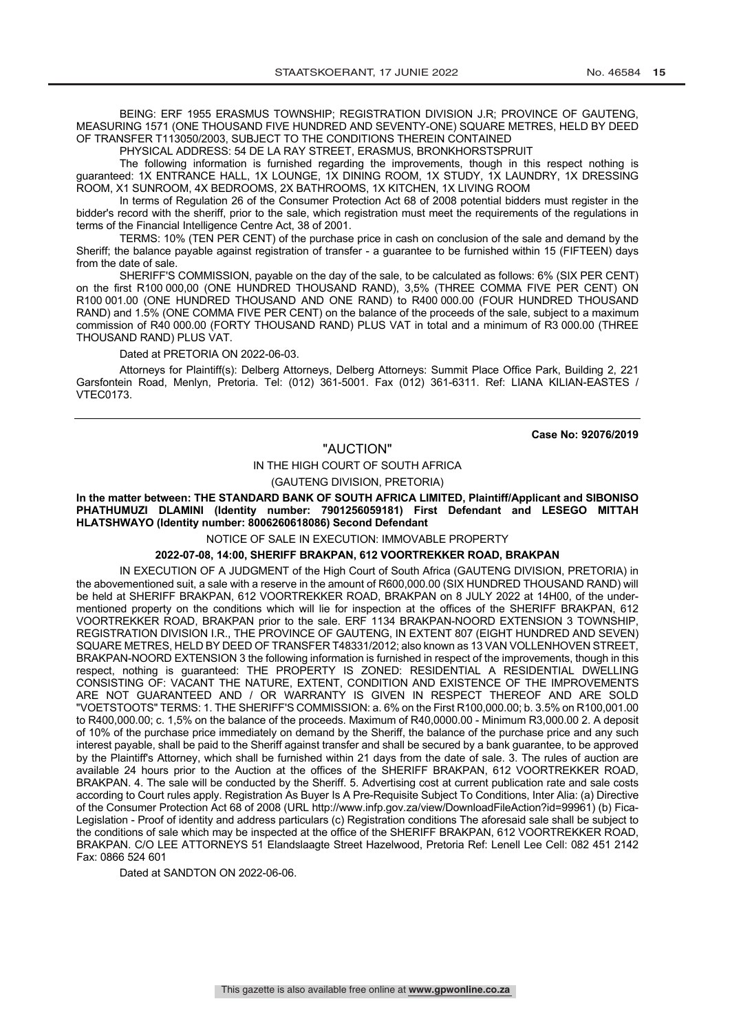BEING: ERF 1955 ERASMUS TOWNSHIP; REGISTRATION DIVISION J.R; PROVINCE OF GAUTENG, MEASURING 1571 (ONE THOUSAND FIVE HUNDRED AND SEVENTY-ONE) SQUARE METRES, HELD BY DEED OF TRANSFER T113050/2003, SUBJECT TO THE CONDITIONS THEREIN CONTAINED

PHYSICAL ADDRESS: 54 DE LA RAY STREET, ERASMUS, BRONKHORSTSPRUIT

The following information is furnished regarding the improvements, though in this respect nothing is guaranteed: 1X ENTRANCE HALL, 1X LOUNGE, 1X DINING ROOM, 1X STUDY, 1X LAUNDRY, 1X DRESSING ROOM, X1 SUNROOM, 4X BEDROOMS, 2X BATHROOMS, 1X KITCHEN, 1X LIVING ROOM

In terms of Regulation 26 of the Consumer Protection Act 68 of 2008 potential bidders must register in the bidder's record with the sheriff, prior to the sale, which registration must meet the requirements of the regulations in terms of the Financial Intelligence Centre Act, 38 of 2001.

TERMS: 10% (TEN PER CENT) of the purchase price in cash on conclusion of the sale and demand by the Sheriff; the balance payable against registration of transfer - a guarantee to be furnished within 15 (FIFTEEN) days from the date of sale.

SHERIFF'S COMMISSION, payable on the day of the sale, to be calculated as follows: 6% (SIX PER CENT) on the first R100 000,00 (ONE HUNDRED THOUSAND RAND), 3,5% (THREE COMMA FIVE PER CENT) ON R100 001.00 (ONE HUNDRED THOUSAND AND ONE RAND) to R400 000.00 (FOUR HUNDRED THOUSAND RAND) and 1.5% (ONE COMMA FIVE PER CENT) on the balance of the proceeds of the sale, subject to a maximum commission of R40 000.00 (FORTY THOUSAND RAND) PLUS VAT in total and a minimum of R3 000.00 (THREE THOUSAND RAND) PLUS VAT.

Dated at PRETORIA ON 2022-06-03.

Attorneys for Plaintiff(s): Delberg Attorneys, Delberg Attorneys: Summit Place Office Park, Building 2, 221 Garsfontein Road, Menlyn, Pretoria. Tel: (012) 361-5001. Fax (012) 361-6311. Ref: LIANA KILIAN-EASTES / VTEC0173.

---

**Case No: 92076/2019**

"AUCTION"

IN THE HIGH COURT OF SOUTH AFRICA

(GAUTENG DIVISION, PRETORIA)

**In the matter between: THE STANDARD BANK OF SOUTH AFRICA LIMITED, Plaintiff/Applicant and SIBONISO PHATHUMUZI DLAMINI (Identity number: 7901256059181) First Defendant and LESEGO MITTAH HLATSHWAYO (Identity number: 8006260618086) Second Defendant**

NOTICE OF SALE IN EXECUTION: IMMOVABLE PROPERTY

**2022-07-08, 14:00, SHERIFF BRAKPAN, 612 VOORTREKKER ROAD, BRAKPAN**

IN EXECUTION OF A JUDGMENT of the High Court of South Africa (GAUTENG DIVISION, PRETORIA) in the abovementioned suit, a sale with a reserve in the amount of R600,000.00 (SIX HUNDRED THOUSAND RAND) will be held at SHERIFF BRAKPAN, 612 VOORTREKKER ROAD, BRAKPAN on 8 JULY 2022 at 14H00, of the under-mentioned property on the conditions which will lie for inspection at the offices of the SHERIFF BRAKPAN, 612 VOORTREKKER ROAD, BRAKPAN prior to the sale. ERF 1134 BRAKPAN-NOORD EXTENSION 3 TOWNSHIP, REGISTRATION DIVISION I.R., THE PROVINCE OF GAUTENG, IN EXTENT 807 (EIGHT HUNDRED AND SEVEN) SQUARE METRES, HELD BY DEED OF TRANSFER T48331/2012; also known as 13 VAN VOLLENHOVEN STREET, BRAKPAN-NOORD EXTENSION 3 the following information is furnished in respect of the improvements, though in this respect, nothing is guaranteed: THE PROPERTY IS ZONED: RESIDENTIAL A RESIDENTIAL DWELLING CONSISTING OF: VACANT THE NATURE, EXTENT, CONDITION AND EXISTENCE OF THE IMPROVEMENTS ARE NOT GUARANTEED AND / OR WARRANTY IS GIVEN IN RESPECT THEREOF AND ARE SOLD "VOETSTOOTS" TERMS: 1. THE SHERIFF'S COMMISSION: a. 6% on the First R100,000.00; b. 3.5% on R100,001.00 to R400,000.00; c. 1,5% on the balance of the proceeds. Maximum of R40,0000.00 - Minimum R3,000.00 2. A deposit of 10% of the purchase price immediately on demand by the Sheriff, the balance of the purchase price and any such interest payable, shall be paid to the Sheriff against transfer and shall be secured by a bank guarantee, to be approved by the Plaintiff's Attorney, which shall be furnished within 21 days from the date of sale. 3. The rules of auction are available 24 hours prior to the Auction at the offices of the SHERIFF BRAKPAN, 612 VOORTREKKER ROAD, BRAKPAN. 4. The sale will be conducted by the Sheriff. 5. Advertising cost at current publication rate and sale costs according to Court rules apply. Registration As Buyer Is A Pre-Requisite Subject To Conditions, Inter Alia: (a) Directive of the Consumer Protection Act 68 of 2008 (URL http://www.infp.gov.za/view/DownloadFileAction?id=99961) (b) Fica-Legislation - Proof of identity and address particulars (c) Registration conditions The aforesaid sale shall be subject to the conditions of sale which may be inspected at the office of the SHERIFF BRAKPAN, 612 VOORTREKKER ROAD, BRAKPAN. C/O LEE ATTORNEYS 51 Elandslaagte Street Hazelwood, Pretoria Ref: Lenell Lee Cell: 082 451 2142 Fax: 0866 524 601

Dated at SANDTON ON 2022-06-06.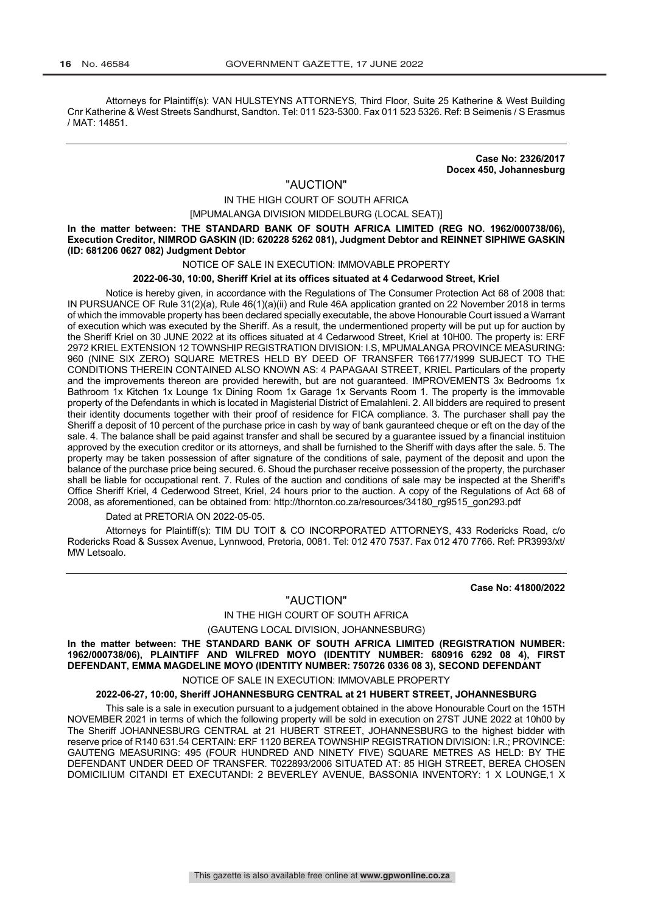Attorneys for Plaintiff(s): VAN HULSTEYNS ATTORNEYS, Third Floor, Suite 25 Katherine & West Building Cnr Katherine & West Streets Sandhurst, Sandton. Tel: 011 523-5300. Fax 011 523 5326. Ref: B Seimenis / S Erasmus / MAT: 14851.

---

**Case No: 2326/2017**
**Docex 450, Johannesburg**

"AUCTION"

IN THE HIGH COURT OF SOUTH AFRICA

[MPUMALANGA DIVISION MIDDELBURG (LOCAL SEAT)]

**In the matter between: THE STANDARD BANK OF SOUTH AFRICA LIMITED (REG NO. 1962/000738/06), Execution Creditor, NIMROD GASKIN (ID: 620228 5262 081), Judgment Debtor and REINNET SIPHIWE GASKIN (ID: 681206 0627 082) Judgment Debtor**

NOTICE OF SALE IN EXECUTION: IMMOVABLE PROPERTY

**2022-06-30, 10:00, Sheriff Kriel at its offices situated at 4 Cedarwood Street, Kriel**

Notice is hereby given, in accordance with the Regulations of The Consumer Protection Act 68 of 2008 that: IN PURSUANCE OF Rule 31(2)(a), Rule 46(1)(a)(ii) and Rule 46A application granted on 22 November 2018 in terms of which the immovable property has been declared specially executable, the above Honourable Court issued a Warrant of execution which was executed by the Sheriff. As a result, the undermentioned property will be put up for auction by the Sheriff Kriel on 30 JUNE 2022 at its offices situated at 4 Cedarwood Street, Kriel at 10H00. The property is: ERF 2972 KRIEL EXTENSION 12 TOWNSHIP REGISTRATION DIVISION: I.S, MPUMALANGA PROVINCE MEASURING: 960 (NINE SIX ZERO) SQUARE METRES HELD BY DEED OF TRANSFER T66177/1999 SUBJECT TO THE CONDITIONS THEREIN CONTAINED ALSO KNOWN AS: 4 PAPAGAAI STREET, KRIEL Particulars of the property and the improvements thereon are provided herewith, but are not guaranteed. IMPROVEMENTS 3x Bedrooms 1x Bathroom 1x Kitchen 1x Lounge 1x Dining Room 1x Garage 1x Servants Room 1. The property is the immovable property of the Defendants in which is located in Magisterial District of Emalahleni. 2. All bidders are required to present their identity documents together with their proof of residence for FICA compliance. 3. The purchaser shall pay the Sheriff a deposit of 10 percent of the purchase price in cash by way of bank gauranteed cheque or eft on the day of the sale. 4. The balance shall be paid against transfer and shall be secured by a guarantee issued by a financial instituion approved by the execution creditor or its attorneys, and shall be furnished to the Sheriff with days after the sale. 5. The property may be taken possession of after signature of the conditions of sale, payment of the deposit and upon the balance of the purchase price being secured. 6. Shoud the purchaser receive possession of the property, the purchaser shall be liable for occupational rent. 7. Rules of the auction and conditions of sale may be inspected at the Sheriff's Office Sheriff Kriel, 4 Cederwood Street, Kriel, 24 hours prior to the auction. A copy of the Regulations of Act 68 of 2008, as aforementioned, can be obtained from: http://thornton.co.za/resources/34180_rg9515_gon293.pdf

Dated at PRETORIA ON 2022-05-05.

Attorneys for Plaintiff(s): TIM DU TOIT & CO INCORPORATED ATTORNEYS, 433 Rodericks Road, c/o Rodericks Road & Sussex Avenue, Lynnwood, Pretoria, 0081. Tel: 012 470 7537. Fax 012 470 7766. Ref: PR3993/xt/ MW Letsoalo.

---

**Case No: 41800/2022**

"AUCTION"

IN THE HIGH COURT OF SOUTH AFRICA

(GAUTENG LOCAL DIVISION, JOHANNESBURG)

**In the matter between: THE STANDARD BANK OF SOUTH AFRICA LIMITED (REGISTRATION NUMBER: 1962/000738/06), PLAINTIFF AND WILFRED MOYO (IDENTITY NUMBER: 680916 6292 08 4), FIRST DEFENDANT, EMMA MAGDELINE MOYO (IDENTITY NUMBER: 750726 0336 08 3), SECOND DEFENDANT**

NOTICE OF SALE IN EXECUTION: IMMOVABLE PROPERTY

**2022-06-27, 10:00, Sheriff JOHANNESBURG CENTRAL at 21 HUBERT STREET, JOHANNESBURG**

This sale is a sale in execution pursuant to a judgement obtained in the above Honourable Court on the 15TH NOVEMBER 2021 in terms of which the following property will be sold in execution on 27ST JUNE 2022 at 10h00 by The Sheriff JOHANNESBURG CENTRAL at 21 HUBERT STREET, JOHANNESBURG to the highest bidder with reserve price of R140 631.54 CERTAIN: ERF 1120 BEREA TOWNSHIP REGISTRATION DIVISION: I.R.; PROVINCE: GAUTENG MEASURING: 495 (FOUR HUNDRED AND NINETY FIVE) SQUARE METRES AS HELD: BY THE DEFENDANT UNDER DEED OF TRANSFER. T022893/2006 SITUATED AT: 85 HIGH STREET, BEREA CHOSEN DOMICILIUM CITANDI ET EXECUTANDI: 2 BEVERLEY AVENUE, BASSONIA INVENTORY: 1 X LOUNGE,1 X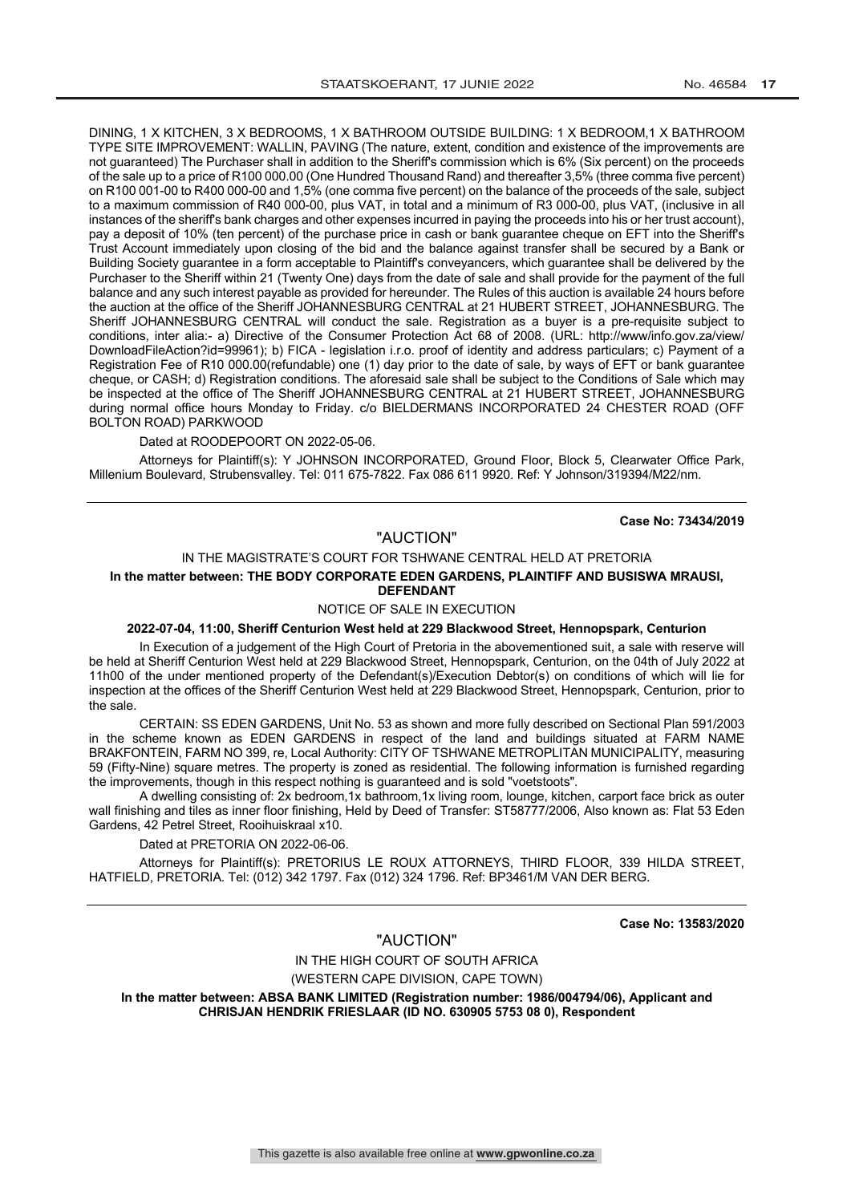DINING, 1 X KITCHEN, 3 X BEDROOMS, 1 X BATHROOM OUTSIDE BUILDING: 1 X BEDROOM,1 X BATHROOM TYPE SITE IMPROVEMENT: WALLIN, PAVING (The nature, extent, condition and existence of the improvements are not guaranteed) The Purchaser shall in addition to the Sheriff's commission which is 6% (Six percent) on the proceeds of the sale up to a price of R100 000.00 (One Hundred Thousand Rand) and thereafter 3,5% (three comma five percent) on R100 001-00 to R400 000-00 and 1,5% (one comma five percent) on the balance of the proceeds of the sale, subject to a maximum commission of R40 000-00, plus VAT, in total and a minimum of R3 000-00, plus VAT, (inclusive in all instances of the sheriff's bank charges and other expenses incurred in paying the proceeds into his or her trust account), pay a deposit of 10% (ten percent) of the purchase price in cash or bank guarantee cheque on EFT into the Sheriff's Trust Account immediately upon closing of the bid and the balance against transfer shall be secured by a Bank or Building Society guarantee in a form acceptable to Plaintiff's conveyancers, which guarantee shall be delivered by the Purchaser to the Sheriff within 21 (Twenty One) days from the date of sale and shall provide for the payment of the full balance and any such interest payable as provided for hereunder. The Rules of this auction is available 24 hours before the auction at the office of the Sheriff JOHANNESBURG CENTRAL at 21 HUBERT STREET, JOHANNESBURG. The Sheriff JOHANNESBURG CENTRAL will conduct the sale. Registration as a buyer is a pre-requisite subject to conditions, inter alia:- a) Directive of the Consumer Protection Act 68 of 2008. (URL: http://www/info.gov.za/view/DownloadFileAction?id=99961); b) FICA - legislation i.r.o. proof of identity and address particulars; c) Payment of a Registration Fee of R10 000.00(refundable) one (1) day prior to the date of sale, by ways of EFT or bank guarantee cheque, or CASH; d) Registration conditions. The aforesaid sale shall be subject to the Conditions of Sale which may be inspected at the office of The Sheriff JOHANNESBURG CENTRAL at 21 HUBERT STREET, JOHANNESBURG during normal office hours Monday to Friday. c/o BIELDERMANS INCORPORATED 24 CHESTER ROAD (OFF BOLTON ROAD) PARKWOOD

Dated at ROODEPOORT ON 2022-05-06.

Attorneys for Plaintiff(s): Y JOHNSON INCORPORATED, Ground Floor, Block 5, Clearwater Office Park, Millenium Boulevard, Strubensvalley. Tel: 011 675-7822. Fax 086 611 9920. Ref: Y Johnson/319394/M22/nm.

---

**Case No: 73434/2019**

"AUCTION"

IN THE MAGISTRATE'S COURT FOR TSHWANE CENTRAL HELD AT PRETORIA

**In the matter between: THE BODY CORPORATE EDEN GARDENS, PLAINTIFF AND BUSISWA MRAUSI, DEFENDANT**

NOTICE OF SALE IN EXECUTION

**2022-07-04, 11:00, Sheriff Centurion West held at 229 Blackwood Street, Hennopspark, Centurion**

In Execution of a judgement of the High Court of Pretoria in the abovementioned suit, a sale with reserve will be held at Sheriff Centurion West held at 229 Blackwood Street, Hennopspark, Centurion, on the 04th of July 2022 at 11h00 of the under mentioned property of the Defendant(s)/Execution Debtor(s) on conditions of which will lie for inspection at the offices of the Sheriff Centurion West held at 229 Blackwood Street, Hennopspark, Centurion, prior to the sale.

CERTAIN: SS EDEN GARDENS, Unit No. 53 as shown and more fully described on Sectional Plan 591/2003 in the scheme known as EDEN GARDENS in respect of the land and buildings situated at FARM NAME BRAKFONTEIN, FARM NO 399, re, Local Authority: CITY OF TSHWANE METROPLITAN MUNICIPALITY, measuring 59 (Fifty-Nine) square metres. The property is zoned as residential. The following information is furnished regarding the improvements, though in this respect nothing is guaranteed and is sold "voetstoots".

A dwelling consisting of: 2x bedroom,1x bathroom,1x living room, lounge, kitchen, carport face brick as outer wall finishing and tiles as inner floor finishing, Held by Deed of Transfer: ST58777/2006, Also known as: Flat 53 Eden Gardens, 42 Petrel Street, Rooihuiskraal x10.

Dated at PRETORIA ON 2022-06-06.

Attorneys for Plaintiff(s): PRETORIUS LE ROUX ATTORNEYS, THIRD FLOOR, 339 HILDA STREET, HATFIELD, PRETORIA. Tel: (012) 342 1797. Fax (012) 324 1796. Ref: BP3461/M VAN DER BERG.

---

**Case No: 13583/2020**

"AUCTION"

IN THE HIGH COURT OF SOUTH AFRICA

(WESTERN CAPE DIVISION, CAPE TOWN)

**In the matter between: ABSA BANK LIMITED (Registration number: 1986/004794/06), Applicant and CHRISJAN HENDRIK FRIESLAAR (ID NO. 630905 5753 08 0), Respondent**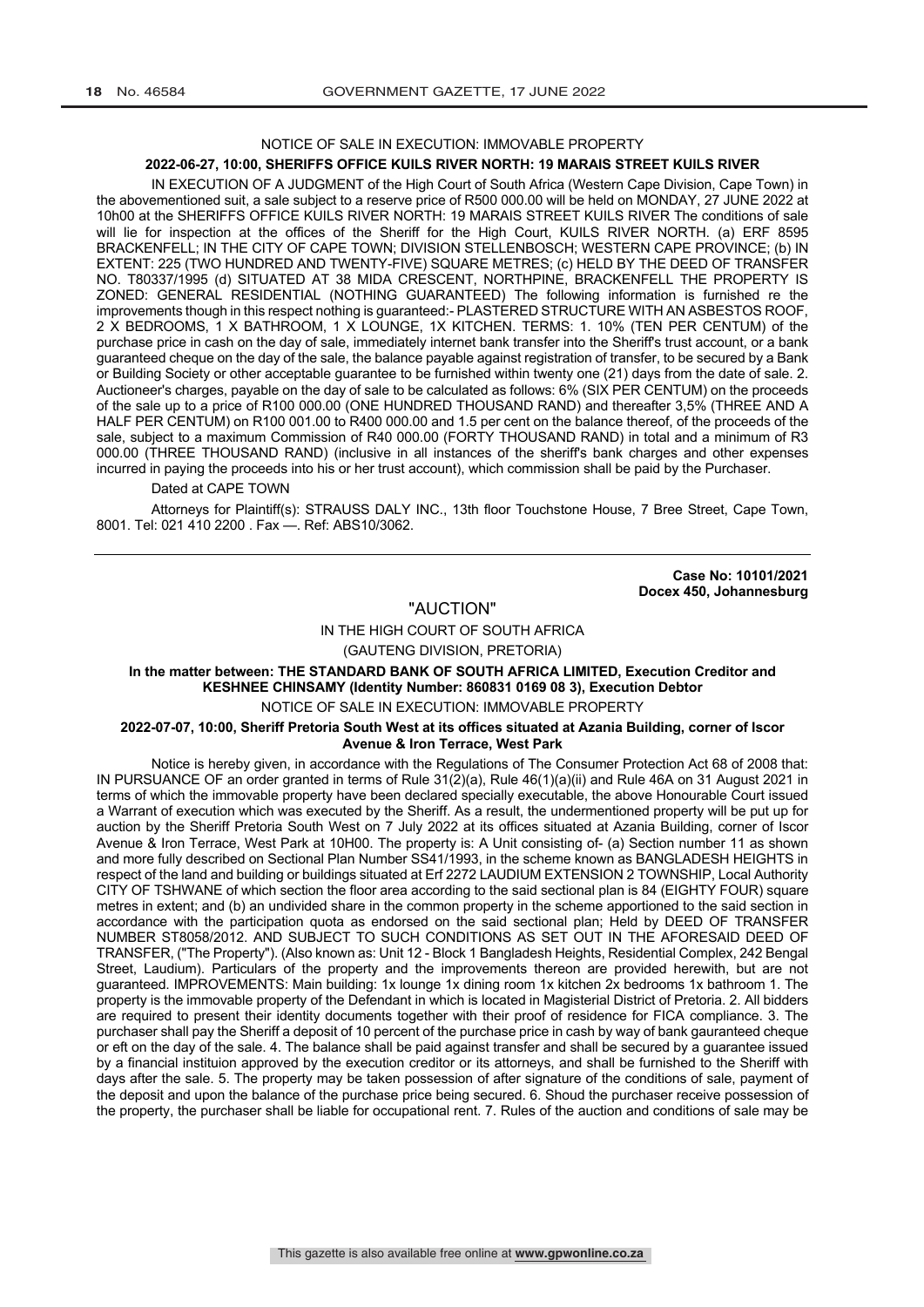NOTICE OF SALE IN EXECUTION: IMMOVABLE PROPERTY

**2022-06-27, 10:00, SHERIFFS OFFICE KUILS RIVER NORTH: 19 MARAIS STREET KUILS RIVER**

IN EXECUTION OF A JUDGMENT of the High Court of South Africa (Western Cape Division, Cape Town) in the abovementioned suit, a sale subject to a reserve price of R500 000.00 will be held on MONDAY, 27 JUNE 2022 at 10h00 at the SHERIFFS OFFICE KUILS RIVER NORTH: 19 MARAIS STREET KUILS RIVER The conditions of sale will lie for inspection at the offices of the Sheriff for the High Court, KUILS RIVER NORTH. (a) ERF 8595 BRACKENFELL; IN THE CITY OF CAPE TOWN; DIVISION STELLENBOSCH; WESTERN CAPE PROVINCE; (b) IN EXTENT: 225 (TWO HUNDRED AND TWENTY-FIVE) SQUARE METRES; (c) HELD BY THE DEED OF TRANSFER NO. T80337/1995 (d) SITUATED AT 38 MIDA CRESCENT, NORTHPINE, BRACKENFELL THE PROPERTY IS ZONED: GENERAL RESIDENTIAL (NOTHING GUARANTEED) The following information is furnished re the improvements though in this respect nothing is guaranteed:- PLASTERED STRUCTURE WITH AN ASBESTOS ROOF, 2 X BEDROOMS, 1 X BATHROOM, 1 X LOUNGE, 1X KITCHEN. TERMS: 1. 10% (TEN PER CENTUM) of the purchase price in cash on the day of sale, immediately internet bank transfer into the Sheriff's trust account, or a bank guaranteed cheque on the day of the sale, the balance payable against registration of transfer, to be secured by a Bank or Building Society or other acceptable guarantee to be furnished within twenty one (21) days from the date of sale. 2. Auctioneer's charges, payable on the day of sale to be calculated as follows: 6% (SIX PER CENTUM) on the proceeds of the sale up to a price of R100 000.00 (ONE HUNDRED THOUSAND RAND) and thereafter 3,5% (THREE AND A HALF PER CENTUM) on R100 001.00 to R400 000.00 and 1.5 per cent on the balance thereof, of the proceeds of the sale, subject to a maximum Commission of R40 000.00 (FORTY THOUSAND RAND) in total and a minimum of R3 000.00 (THREE THOUSAND RAND) (inclusive in all instances of the sheriff's bank charges and other expenses incurred in paying the proceeds into his or her trust account), which commission shall be paid by the Purchaser.

Dated at CAPE TOWN

Attorneys for Plaintiff(s): STRAUSS DALY INC., 13th floor Touchstone House, 7 Bree Street, Cape Town, 8001. Tel: 021 410 2200 . Fax —. Ref: ABS10/3062.

---

**Case No: 10101/2021**
**Docex 450, Johannesburg**

"AUCTION"

IN THE HIGH COURT OF SOUTH AFRICA

(GAUTENG DIVISION, PRETORIA)

**In the matter between: THE STANDARD BANK OF SOUTH AFRICA LIMITED, Execution Creditor and KESHNEE CHINSAMY (Identity Number: 860831 0169 08 3), Execution Debtor**

NOTICE OF SALE IN EXECUTION: IMMOVABLE PROPERTY

**2022-07-07, 10:00, Sheriff Pretoria South West at its offices situated at Azania Building, corner of Iscor Avenue & Iron Terrace, West Park**

Notice is hereby given, in accordance with the Regulations of The Consumer Protection Act 68 of 2008 that: IN PURSUANCE OF an order granted in terms of Rule 31(2)(a), Rule 46(1)(a)(ii) and Rule 46A on 31 August 2021 in terms of which the immovable property have been declared specially executable, the above Honourable Court issued a Warrant of execution which was executed by the Sheriff. As a result, the undermentioned property will be put up for auction by the Sheriff Pretoria South West on 7 July 2022 at its offices situated at Azania Building, corner of Iscor Avenue & Iron Terrace, West Park at 10H00. The property is: A Unit consisting of- (a) Section number 11 as shown and more fully described on Sectional Plan Number SS41/1993, in the scheme known as BANGLADESH HEIGHTS in respect of the land and building or buildings situated at Erf 2272 LAUDIUM EXTENSION 3 TOWNSHIP, Local Authority CITY OF TSHWANE of which section the floor area according to the said sectional plan is 84 (EIGHTY FOUR) square metres in extent; and (b) an undivided share in the common property in the scheme apportioned to the said section in accordance with the participation quota as endorsed on the said sectional plan; Held by DEED OF TRANSFER NUMBER ST8058/2012. AND SUBJECT TO SUCH CONDITIONS AS SET OUT IN THE AFORESAID DEED OF TRANSFER, ("The Property"). (Also known as: Unit 12 - Block 1 Bangladesh Heights, Residential Complex, 242 Bengal Street, Laudium). Particulars of the property and the improvements thereon are provided herewith, but are not guaranteed. IMPROVEMENTS: Main building: 1x lounge 1x dining room 1x kitchen 2x bedrooms 1x bathroom 1. The property is the immovable property of the Defendant in which is located in Magisterial District of Pretoria. 2. All bidders are required to present their identity documents together with their proof of residence for FICA compliance. 3. The purchaser shall pay the Sheriff a deposit of 10 percent of the purchase price in cash by way of bank gauranteed cheque or eft on the day of the sale. 4. The balance shall be paid against transfer and shall be secured by a guarantee issued by a financial instituion approved by the execution creditor or its attorneys, and shall be furnished to the Sheriff with days after the sale. 5. The property may be taken possession of after signature of the conditions of sale, payment of the deposit and upon the balance of the purchase price being secured. 6. Shoud the purchaser receive possession of the property, the purchaser shall be liable for occupational rent. 7. Rules of the auction and conditions of sale may be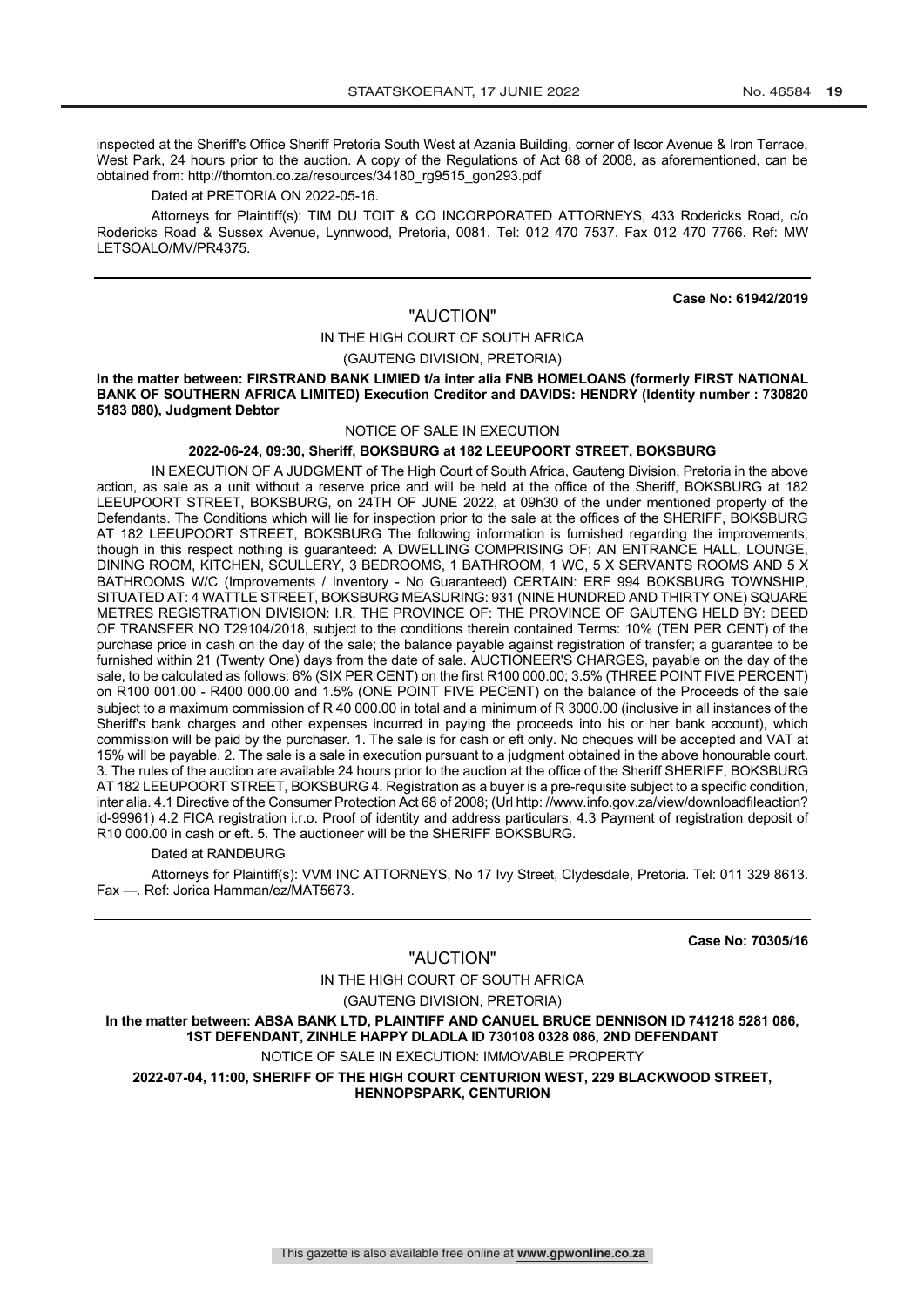inspected at the Sheriff's Office Sheriff Pretoria South West at Azania Building, corner of Iscor Avenue & Iron Terrace, West Park, 24 hours prior to the auction. A copy of the Regulations of Act 68 of 2008, as aforementioned, can be obtained from: http://thornton.co.za/resources/34180_rg9515_gon293.pdf

Dated at PRETORIA ON 2022-05-16.

Attorneys for Plaintiff(s): TIM DU TOIT & CO INCORPORATED ATTORNEYS, 433 Rodericks Road, c/o Rodericks Road & Sussex Avenue, Lynnwood, Pretoria, 0081. Tel: 012 470 7537. Fax 012 470 7766. Ref: MW LETSOALO/MV/PR4375.

---

**Case No: 61942/2019**

"AUCTION"

IN THE HIGH COURT OF SOUTH AFRICA

(GAUTENG DIVISION, PRETORIA)

**In the matter between: FIRSTRAND BANK LIMIED t/a inter alia FNB HOMELOANS (formerly FIRST NATIONAL BANK OF SOUTHERN AFRICA LIMITED) Execution Creditor and DAVIDS: HENDRY (Identity number : 730820 5183 080), Judgment Debtor**

NOTICE OF SALE IN EXECUTION

**2022-06-24, 09:30, Sheriff, BOKSBURG at 182 LEEUPOORT STREET, BOKSBURG**

IN EXECUTION OF A JUDGMENT of The High Court of South Africa, Gauteng Division, Pretoria in the above action, as sale as a unit without a reserve price and will be held at the office of the Sheriff, BOKSBURG at 182 LEEUPOORT STREET, BOKSBURG, on 24TH OF JUNE 2022, at 09h30 of the under mentioned property of the Defendants. The Conditions which will lie for inspection prior to the sale at the offices of the SHERIFF, BOKSBURG AT 182 LEEUPOORT STREET, BOKSBURG The following information is furnished regarding the improvements, though in this respect nothing is guaranteed: A DWELLING COMPRISING OF: AN ENTRANCE HALL, LOUNGE, DINING ROOM, KITCHEN, SCULLERY, 3 BEDROOMS, 1 BATHROOM, 1 WC, 5 X SERVANTS ROOMS AND 5 X BATHROOMS W/C (Improvements / Inventory - No Guaranteed) CERTAIN: ERF 994 BOKSBURG TOWNSHIP, SITUATED AT: 4 WATTLE STREET, BOKSBURG MEASURING: 931 (NINE HUNDRED AND THIRTY ONE) SQUARE METRES REGISTRATION DIVISION: I.R. THE PROVINCE OF: THE PROVINCE OF GAUTENG HELD BY: DEED OF TRANSFER NO T29104/2018, subject to the conditions therein contained Terms: 10% (TEN PER CENT) of the purchase price in cash on the day of the sale; the balance payable against registration of transfer; a guarantee to be furnished within 21 (Twenty One) days from the date of sale. AUCTIONEER'S CHARGES, payable on the day of the sale, to be calculated as follows: 6% (SIX PER CENT) on the first R100 000.00; 3.5% (THREE POINT FIVE PERCENT) on R100 001.00 - R400 000.00 and 1.5% (ONE POINT FIVE PECENT) on the balance of the Proceeds of the sale subject to a maximum commission of R 40 000.00 in total and a minimum of R 3000.00 (inclusive in all instances of the Sheriff's bank charges and other expenses incurred in paying the proceeds into his or her bank account), which commission will be paid by the purchaser. 1. The sale is for cash or eft only. No cheques will be accepted and VAT at 15% will be payable. 2. The sale is a sale in execution pursuant to a judgment obtained in the above honourable court. 3. The rules of the auction are available 24 hours prior to the auction at the office of the Sheriff SHERIFF, BOKSBURG AT 182 LEEUPOORT STREET, BOKSBURG 4. Registration as a buyer is a pre-requisite subject to a specific condition, inter alia. 4.1 Directive of the Consumer Protection Act 68 of 2008; (Url http: //www.info.gov.za/view/downloadfileaction?id-99961) 4.2 FICA registration i.r.o. Proof of identity and address particulars. 4.3 Payment of registration deposit of R10 000.00 in cash or eft. 5. The auctioneer will be the SHERIFF BOKSBURG.

Dated at RANDBURG

Attorneys for Plaintiff(s): VVM INC ATTORNEYS, No 17 Ivy Street, Clydesdale, Pretoria. Tel: 011 329 8613. Fax —. Ref: Jorica Hamman/ez/MAT5673.

---

**Case No: 70305/16**

"AUCTION"

IN THE HIGH COURT OF SOUTH AFRICA

(GAUTENG DIVISION, PRETORIA)

**In the matter between: ABSA BANK LTD, PLAINTIFF AND CANUEL BRUCE DENNISON ID 741218 5281 086, 1ST DEFENDANT, ZINHLE HAPPY DLADLA ID 730108 0328 086, 2ND DEFENDANT**

NOTICE OF SALE IN EXECUTION: IMMOVABLE PROPERTY

**2022-07-04, 11:00, SHERIFF OF THE HIGH COURT CENTURION WEST, 229 BLACKWOOD STREET, HENNOPSPARK, CENTURION**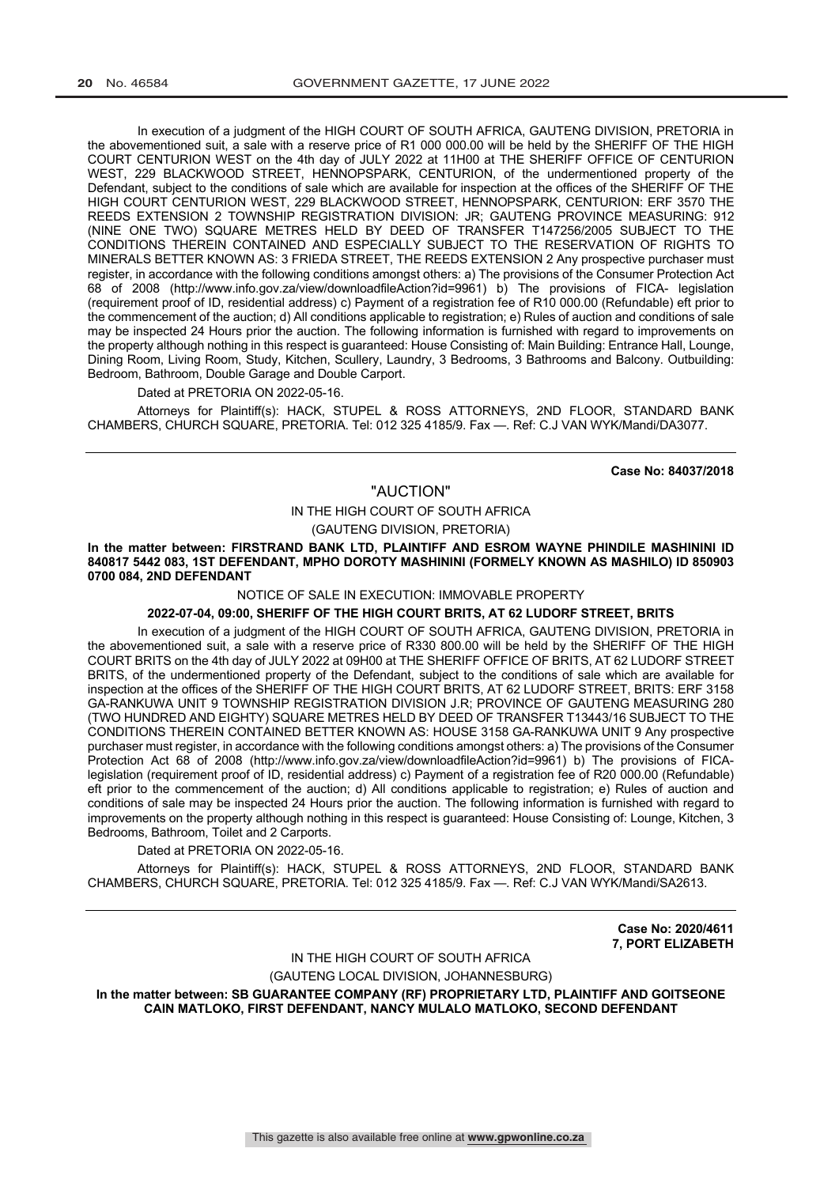In execution of a judgment of the HIGH COURT OF SOUTH AFRICA, GAUTENG DIVISION, PRETORIA in the abovementioned suit, a sale with a reserve price of R1 000 000.00 will be held by the SHERIFF OF THE HIGH COURT CENTURION WEST on the 4th day of JULY 2022 at 11H00 at THE SHERIFF OFFICE OF CENTURION WEST, 229 BLACKWOOD STREET, HENNOPSPARK, CENTURION, of the undermentioned property of the Defendant, subject to the conditions of sale which are available for inspection at the offices of the SHERIFF OF THE HIGH COURT CENTURION WEST, 229 BLACKWOOD STREET, HENNOPSPARK, CENTURION: ERF 3570 THE REEDS EXTENSION 2 TOWNSHIP REGISTRATION DIVISION: JR; GAUTENG PROVINCE MEASURING: 912 (NINE ONE TWO) SQUARE METRES HELD BY DEED OF TRANSFER T147256/2005 SUBJECT TO THE CONDITIONS THEREIN CONTAINED AND ESPECIALLY SUBJECT TO THE RESERVATION OF RIGHTS TO MINERALS BETTER KNOWN AS: 3 FRIEDA STREET, THE REEDS EXTENSION 2 Any prospective purchaser must register, in accordance with the following conditions amongst others: a) The provisions of the Consumer Protection Act 68 of 2008 (http://www.info.gov.za/view/downloadfileAction?id=9961) b) The provisions of FICA- legislation (requirement proof of ID, residential address) c) Payment of a registration fee of R10 000.00 (Refundable) eft prior to the commencement of the auction; d) All conditions applicable to registration; e) Rules of auction and conditions of sale may be inspected 24 Hours prior the auction. The following information is furnished with regard to improvements on the property although nothing in this respect is guaranteed: House Consisting of: Main Building: Entrance Hall, Lounge, Dining Room, Living Room, Study, Kitchen, Scullery, Laundry, 3 Bedrooms, 3 Bathrooms and Balcony. Outbuilding: Bedroom, Bathroom, Double Garage and Double Carport.

Dated at PRETORIA ON 2022-05-16.

Attorneys for Plaintiff(s): HACK, STUPEL & ROSS ATTORNEYS, 2ND FLOOR, STANDARD BANK CHAMBERS, CHURCH SQUARE, PRETORIA. Tel: 012 325 4185/9. Fax —. Ref: C.J VAN WYK/Mandi/DA3077.

---

**Case No: 84037/2018**

"AUCTION"

IN THE HIGH COURT OF SOUTH AFRICA

(GAUTENG DIVISION, PRETORIA)

**In the matter between: FIRSTRAND BANK LTD, PLAINTIFF AND ESROM WAYNE PHINDILE MASHININI ID 840817 5442 083, 1ST DEFENDANT, MPHO DOROTY MASHININI (FORMELY KNOWN AS MASHILO) ID 850903 0700 084, 2ND DEFENDANT**

NOTICE OF SALE IN EXECUTION: IMMOVABLE PROPERTY

**2022-07-04, 09:00, SHERIFF OF THE HIGH COURT BRITS, AT 62 LUDORF STREET, BRITS**

In execution of a judgment of the HIGH COURT OF SOUTH AFRICA, GAUTENG DIVISION, PRETORIA in the abovementioned suit, a sale with a reserve price of R330 800.00 will be held by the SHERIFF OF THE HIGH COURT BRITS on the 4th day of JULY 2022 at 09H00 at THE SHERIFF OFFICE OF BRITS, AT 62 LUDORF STREET BRITS, of the undermentioned property of the Defendant, subject to the conditions of sale which are available for inspection at the offices of the SHERIFF OF THE HIGH COURT BRITS, AT 62 LUDORF STREET, BRITS: ERF 3158 GA-RANKUWA UNIT 9 TOWNSHIP REGISTRATION DIVISION J.R; PROVINCE OF GAUTENG MEASURING 280 (TWO HUNDRED AND EIGHTY) SQUARE METRES HELD BY DEED OF TRANSFER T13443/16 SUBJECT TO THE CONDITIONS THEREIN CONTAINED BETTER KNOWN AS: HOUSE 3158 GA-RANKUWA UNIT 9 Any prospective purchaser must register, in accordance with the following conditions amongst others: a) The provisions of the Consumer Protection Act 68 of 2008 (http://www.info.gov.za/view/downloadfileAction?id=9961) b) The provisions of FICA-legislation (requirement proof of ID, residential address) c) Payment of a registration fee of R20 000.00 (Refundable) eft prior to the commencement of the auction; d) All conditions applicable to registration; e) Rules of auction and conditions of sale may be inspected 24 Hours prior the auction. The following information is furnished with regard to improvements on the property although nothing in this respect is guaranteed: House Consisting of: Lounge, Kitchen, 3 Bedrooms, Bathroom, Toilet and 2 Carports.

Dated at PRETORIA ON 2022-05-16.

Attorneys for Plaintiff(s): HACK, STUPEL & ROSS ATTORNEYS, 2ND FLOOR, STANDARD BANK CHAMBERS, CHURCH SQUARE, PRETORIA. Tel: 012 325 4185/9. Fax —. Ref: C.J VAN WYK/Mandi/SA2613.

---

**Case No: 2020/4611**
**7, PORT ELIZABETH**

IN THE HIGH COURT OF SOUTH AFRICA

(GAUTENG LOCAL DIVISION, JOHANNESBURG)

**In the matter between: SB GUARANTEE COMPANY (RF) PROPRIETARY LTD, PLAINTIFF AND GOITSEONE CAIN MATLOKO, FIRST DEFENDANT, NANCY MULALO MATLOKO, SECOND DEFENDANT**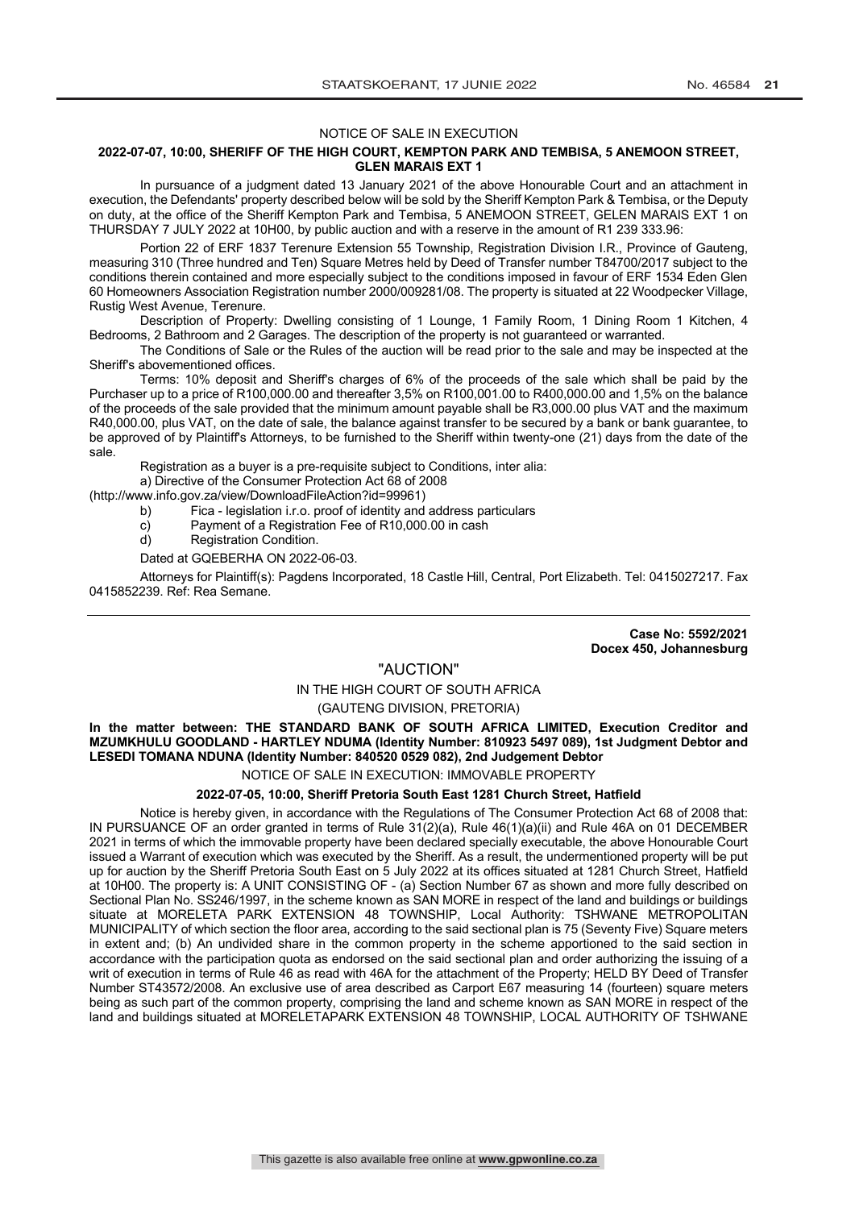NOTICE OF SALE IN EXECUTION

**2022-07-07, 10:00, SHERIFF OF THE HIGH COURT, KEMPTON PARK AND TEMBISA, 5 ANEMOON STREET, GLEN MARAIS EXT 1**

In pursuance of a judgment dated 13 January 2021 of the above Honourable Court and an attachment in execution, the Defendants' property described below will be sold by the Sheriff Kempton Park & Tembisa, or the Deputy on duty, at the office of the Sheriff Kempton Park and Tembisa, 5 ANEMOON STREET, GELEN MARAIS EXT 1 on THURSDAY 7 JULY 2022 at 10H00, by public auction and with a reserve in the amount of R1 239 333.96:

Portion 22 of ERF 1837 Terenure Extension 55 Township, Registration Division I.R., Province of Gauteng, measuring 310 (Three hundred and Ten) Square Metres held by Deed of Transfer number T84700/2017 subject to the conditions therein contained and more especially subject to the conditions imposed in favour of ERF 1534 Eden Glen 60 Homeowners Association Registration number 2000/009281/08. The property is situated at 22 Woodpecker Village, Rustig West Avenue, Terenure.

Description of Property: Dwelling consisting of 1 Lounge, 1 Family Room, 1 Dining Room 1 Kitchen, 4 Bedrooms, 2 Bathroom and 2 Garages. The description of the property is not guaranteed or warranted.

The Conditions of Sale or the Rules of the auction will be read prior to the sale and may be inspected at the Sheriff's abovementioned offices.

Terms: 10% deposit and Sheriff's charges of 6% of the proceeds of the sale which shall be paid by the Purchaser up to a price of R100,000.00 and thereafter 3,5% on R100,001.00 to R400,000.00 and 1,5% on the balance of the proceeds of the sale provided that the minimum amount payable shall be R3,000.00 plus VAT and the maximum R40,000.00, plus VAT, on the date of sale, the balance against transfer to be secured by a bank or bank guarantee, to be approved of by Plaintiff's Attorneys, to be furnished to the Sheriff within twenty-one (21) days from the date of the sale.

Registration as a buyer is a pre-requisite subject to Conditions, inter alia:

a) Directive of the Consumer Protection Act 68 of 2008 (http://www.info.gov.za/view/DownloadFileAction?id=99961)

b) Fica - legislation i.r.o. proof of identity and address particulars

c) Payment of a Registration Fee of R10,000.00 in cash

d) Registration Condition.

Dated at GQEBERHA ON 2022-06-03.

Attorneys for Plaintiff(s): Pagdens Incorporated, 18 Castle Hill, Central, Port Elizabeth. Tel: 0415027217. Fax 0415852239. Ref: Rea Semane.

---

**Case No: 5592/2021**
**Docex 450, Johannesburg**

"AUCTION"

IN THE HIGH COURT OF SOUTH AFRICA

(GAUTENG DIVISION, PRETORIA)

**In the matter between: THE STANDARD BANK OF SOUTH AFRICA LIMITED, Execution Creditor and MZUMKHULU GOODLAND - HARTLEY NDUMA (Identity Number: 810923 5497 089), 1st Judgment Debtor and LESEDI TOMANA NDUNA (Identity Number: 840520 0529 082), 2nd Judgement Debtor**

NOTICE OF SALE IN EXECUTION: IMMOVABLE PROPERTY

**2022-07-05, 10:00, Sheriff Pretoria South East 1281 Church Street, Hatfield**

Notice is hereby given, in accordance with the Regulations of The Consumer Protection Act 68 of 2008 that: IN PURSUANCE OF an order granted in terms of Rule 31(2)(a), Rule 46(1)(a)(ii) and Rule 46A on 01 DECEMBER 2021 in terms of which the immovable property have been declared specially executable, the above Honourable Court issued a Warrant of execution which was executed by the Sheriff. As a result, the undermentioned property will be put up for auction by the Sheriff Pretoria South East on 5 July 2022 at its offices situated at 1281 Church Street, Hatfield at 10H00. The property is: A UNIT CONSISTING OF - (a) Section Number 67 as shown and more fully described on Sectional Plan No. SS246/1997, in the scheme known as SAN MORE in respect of the land and buildings or buildings situate at MORELETA PARK EXTENSION 48 TOWNSHIP, Local Authority: TSHWANE METROPOLITAN MUNICIPALITY of which section the floor area, according to the said sectional plan is 75 (Seventy Five) Square meters in extent and; (b) An undivided share in the common property in the scheme apportioned to the said section in accordance with the participation quota as endorsed on the said sectional plan and order authorizing the issuing of a writ of execution in terms of Rule 46 as read with 46A for the attachment of the Property; HELD BY Deed of Transfer Number ST43572/2008. An exclusive use of area described as Carport E67 measuring 14 (fourteen) square meters being as such part of the common property, comprising the land and scheme known as SAN MORE in respect of the land and buildings situated at MORELETAPARK EXTENSION 48 TOWNSHIP, LOCAL AUTHORITY OF TSHWANE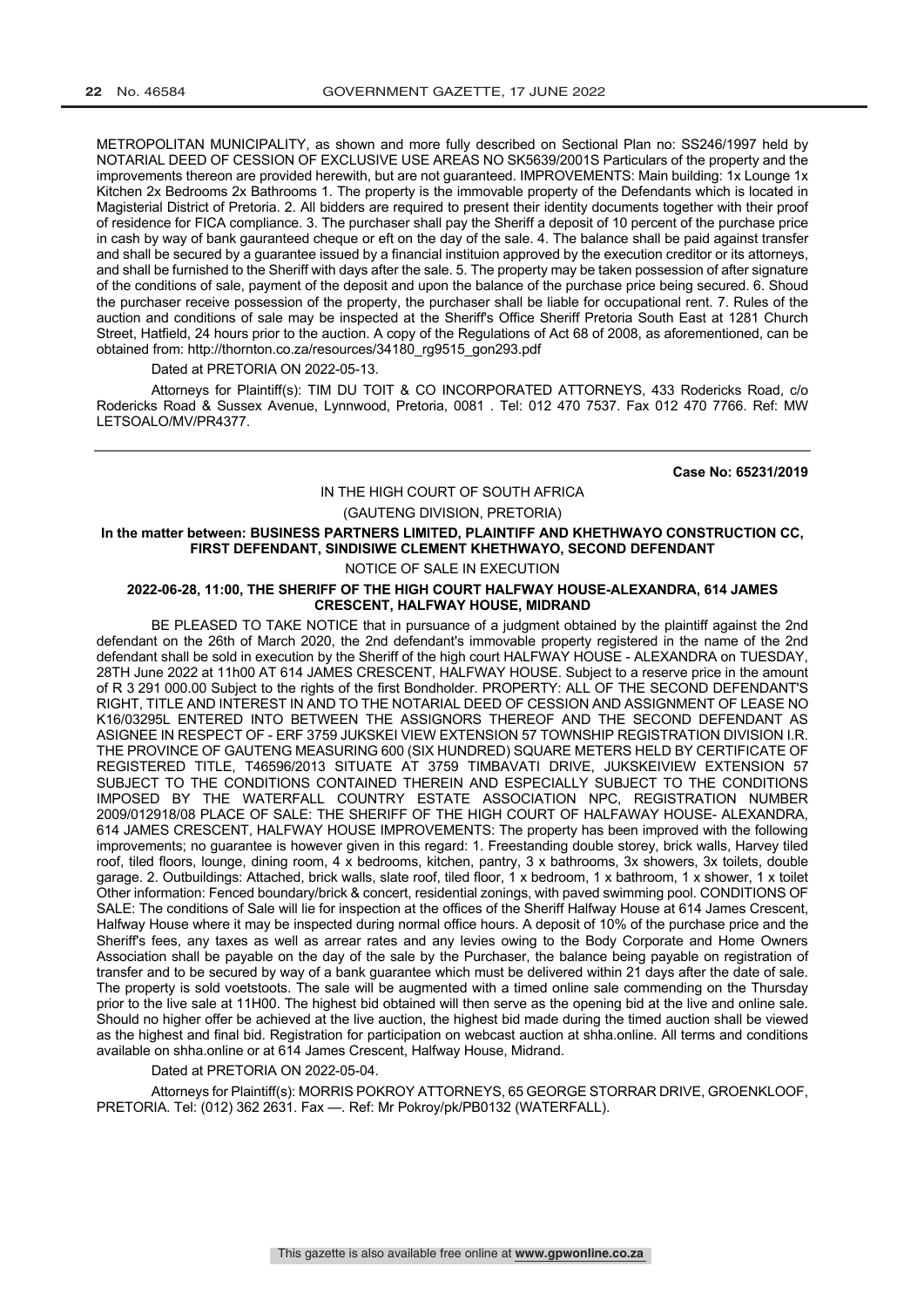METROPOLITAN MUNICIPALITY, as shown and more fully described on Sectional Plan no: SS246/1997 held by NOTARIAL DEED OF CESSION OF EXCLUSIVE USE AREAS NO SK5639/2001S Particulars of the property and the improvements thereon are provided herewith, but are not guaranteed. IMPROVEMENTS: Main building: 1x Lounge 1x Kitchen 2x Bedrooms 2x Bathrooms 1. The property is the immovable property of the Defendants which is located in Magisterial District of Pretoria. 2. All bidders are required to present their identity documents together with their proof of residence for FICA compliance. 3. The purchaser shall pay the Sheriff a deposit of 10 percent of the purchase price in cash by way of bank gauranteed cheque or eft on the day of the sale. 4. The balance shall be paid against transfer and shall be secured by a guarantee issued by a financial instituion approved by the execution creditor or its attorneys, and shall be furnished to the Sheriff with days after the sale. 5. The property may be taken possession of after signature of the conditions of sale, payment of the deposit and upon the balance of the purchase price being secured. 6. Shoud the purchaser receive possession of the property, the purchaser shall be liable for occupational rent. 7. Rules of the auction and conditions of sale may be inspected at the Sheriff's Office Sheriff Pretoria South East at 1281 Church Street, Hatfield, 24 hours prior to the auction. A copy of the Regulations of Act 68 of 2008, as aforementioned, can be obtained from: http://thornton.co.za/resources/34180_rg9515_gon293.pdf

Dated at PRETORIA ON 2022-05-13.

Attorneys for Plaintiff(s): TIM DU TOIT & CO INCORPORATED ATTORNEYS, 433 Rodericks Road, c/o Rodericks Road & Sussex Avenue, Lynnwood, Pretoria, 0081 . Tel: 012 470 7537. Fax 012 470 7766. Ref: MW LETSOALO/MV/PR4377.

---

**Case No: 65231/2019**

IN THE HIGH COURT OF SOUTH AFRICA

(GAUTENG DIVISION, PRETORIA)

**In the matter between: BUSINESS PARTNERS LIMITED, PLAINTIFF AND KHETHWAYO CONSTRUCTION CC, FIRST DEFENDANT, SINDISIWE CLEMENT KHETHWAYO, SECOND DEFENDANT**

NOTICE OF SALE IN EXECUTION

**2022-06-28, 11:00, THE SHERIFF OF THE HIGH COURT HALFWAY HOUSE-ALEXANDRA, 614 JAMES CRESCENT, HALFWAY HOUSE, MIDRAND**

BE PLEASED TO TAKE NOTICE that in pursuance of a judgment obtained by the plaintiff against the 2nd defendant on the 26th of March 2020, the 2nd defendant's immovable property registered in the name of the 2nd defendant shall be sold in execution by the Sheriff of the high court HALFWAY HOUSE - ALEXANDRA on TUESDAY, 28TH June 2022 at 11h00 AT 614 JAMES CRESCENT, HALFWAY HOUSE. Subject to a reserve price in the amount of R 3 291 000.00 Subject to the rights of the first Bondholder. PROPERTY: ALL OF THE SECOND DEFENDANT'S RIGHT, TITLE AND INTEREST IN AND TO THE NOTARIAL DEED OF CESSION AND ASSIGNMENT OF LEASE NO K16/03295L ENTERED INTO BETWEEN THE ASSIGNORS THEREOF AND THE SECOND DEFENDANT AS ASIGNEE IN RESPECT OF - ERF 3759 JUKSKEI VIEW EXTENSION 57 TOWNSHIP REGISTRATION DIVISION I.R. THE PROVINCE OF GAUTENG MEASURING 600 (SIX HUNDRED) SQUARE METERS HELD BY CERTIFICATE OF REGISTERED TITLE, T46596/2013 SITUATE AT 3759 TIMBAVATI DRIVE, JUKSKEIVIEW EXTENSION 57 SUBJECT TO THE CONDITIONS CONTAINED THEREIN AND ESPECIALLY SUBJECT TO THE CONDITIONS IMPOSED BY THE WATERFALL COUNTRY ESTATE ASSOCIATION NPC, REGISTRATION NUMBER 2009/012918/08 PLACE OF SALE: THE SHERIFF OF THE HIGH COURT OF HALFAWAY HOUSE- ALEXANDRA, 614 JAMES CRESCENT, HALFWAY HOUSE IMPROVEMENTS: The property has been improved with the following improvements; no guarantee is however given in this regard: 1. Freestanding double storey, brick walls, Harvey tiled roof, tiled floors, lounge, dining room, 4 x bedrooms, kitchen, pantry, 3 x bathrooms, 3x showers, 3x toilets, double garage. 2. Outbuildings: Attached, brick walls, slate roof, tiled floor, 1 x bedroom, 1 x bathroom, 1 x shower, 1 x toilet Other information: Fenced boundary/brick & concert, residential zonings, with paved swimming pool. CONDITIONS OF SALE: The conditions of Sale will lie for inspection at the offices of the Sheriff Halfway House at 614 James Crescent, Halfway House where it may be inspected during normal office hours. A deposit of 10% of the purchase price and the Sheriff's fees, any taxes as well as arrear rates and any levies owing to the Body Corporate and Home Owners Association shall be payable on the day of the sale by the Purchaser, the balance being payable on registration of transfer and to be secured by way of a bank guarantee which must be delivered within 21 days after the date of sale. The property is sold voetstoots. The sale will be augmented with a timed online sale commending on the Thursday prior to the live sale at 11H00. The highest bid obtained will then serve as the opening bid at the live and online sale. Should no higher offer be achieved at the live auction, the highest bid made during the timed auction shall be viewed as the highest and final bid. Registration for participation on webcast auction at shha.online. All terms and conditions available on shha.online or at 614 James Crescent, Halfway House, Midrand.

Dated at PRETORIA ON 2022-05-04.

Attorneys for Plaintiff(s): MORRIS POKROY ATTORNEYS, 65 GEORGE STORRAR DRIVE, GROENKLOOF, PRETORIA. Tel: (012) 362 2631. Fax —. Ref: Mr Pokroy/pk/PB0132 (WATERFALL).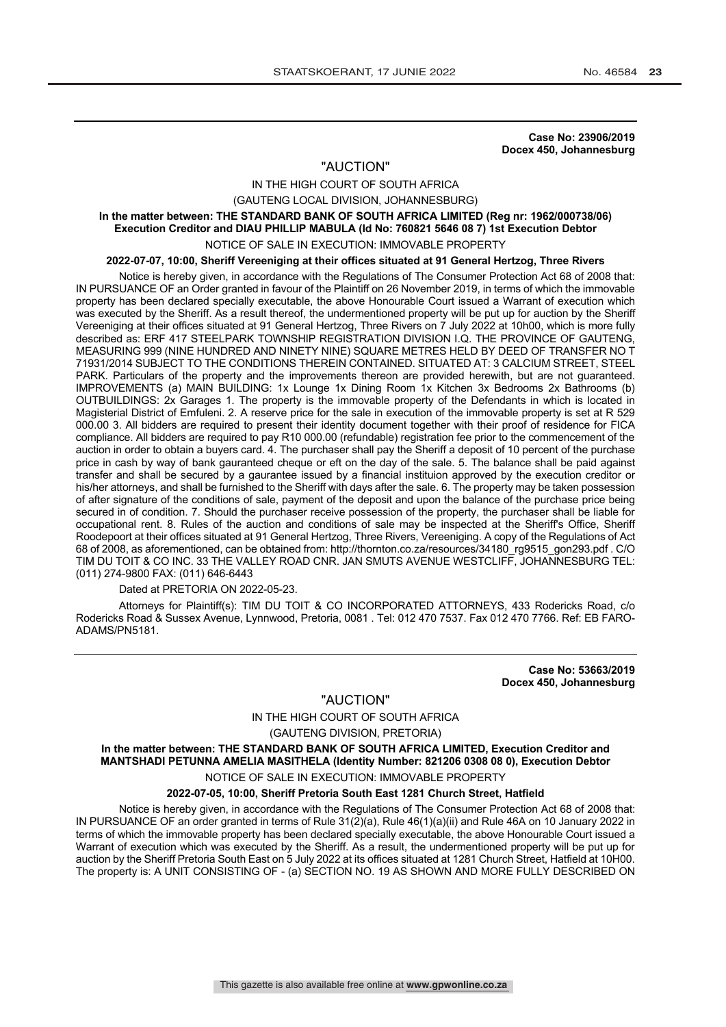**Case No: 23906/2019**
**Docex 450, Johannesburg**

"AUCTION"

IN THE HIGH COURT OF SOUTH AFRICA

(GAUTENG LOCAL DIVISION, JOHANNESBURG)

**In the matter between: THE STANDARD BANK OF SOUTH AFRICA LIMITED (Reg nr: 1962/000738/06) Execution Creditor and DIAU PHILLIP MABULA (Id No: 760821 5646 08 7) 1st Execution Debtor**

NOTICE OF SALE IN EXECUTION: IMMOVABLE PROPERTY

**2022-07-07, 10:00, Sheriff Vereeniging at their offices situated at 91 General Hertzog, Three Rivers**

Notice is hereby given, in accordance with the Regulations of The Consumer Protection Act 68 of 2008 that: IN PURSUANCE OF an Order granted in favour of the Plaintiff on 26 November 2019, in terms of which the immovable property has been declared specially executable, the above Honourable Court issued a Warrant of execution which was executed by the Sheriff. As a result thereof, the undermentioned property will be put up for auction by the Sheriff Vereeniging at their offices situated at 91 General Hertzog, Three Rivers on 7 July 2022 at 10h00, which is more fully described as: ERF 417 STEELPARK TOWNSHIP REGISTRATION DIVISION I.Q. THE PROVINCE OF GAUTENG, MEASURING 999 (NINE HUNDRED AND NINETY NINE) SQUARE METRES HELD BY DEED OF TRANSFER NO T 71931/2014 SUBJECT TO THE CONDITIONS THEREIN CONTAINED. SITUATED AT: 3 CALCIUM STREET, STEEL PARK. Particulars of the property and the improvements thereon are provided herewith, but are not guaranteed. IMPROVEMENTS (a) MAIN BUILDING: 1x Lounge 1x Dining Room 1x Kitchen 3x Bedrooms 2x Bathrooms (b) OUTBUILDINGS: 2x Garages 1. The property is the immovable property of the Defendants in which is located in Magisterial District of Emfuleni. 2. A reserve price for the sale in execution of the immovable property is set at R 529 000.00 3. All bidders are required to present their identity document together with their proof of residence for FICA compliance. All bidders are required to pay R10 000.00 (refundable) registration fee prior to the commencement of the auction in order to obtain a buyers card. 4. The purchaser shall pay the Sheriff a deposit of 10 percent of the purchase price in cash by way of bank gauranteed cheque or eft on the day of the sale. 5. The balance shall be paid against transfer and shall be secured by a gaurantee issued by a financial instituion approved by the execution creditor or his/her attorneys, and shall be furnished to the Sheriff with days after the sale. 6. The property may be taken possession of after signature of the conditions of sale, payment of the deposit and upon the balance of the purchase price being secured in of condition. 7. Should the purchaser receive possession of the property, the purchaser shall be liable for occupational rent. 8. Rules of the auction and conditions of sale may be inspected at the Sheriff's Office, Sheriff Roodepoort at their offices situated at 91 General Hertzog, Three Rivers, Vereeniging. A copy of the Regulations of Act 68 of 2008, as aforementioned, can be obtained from: http://thornton.co.za/resources/34180_rg9515_gon293.pdf . C/O TIM DU TOIT & CO INC. 33 THE VALLEY ROAD CNR. JAN SMUTS AVENUE WESTCLIFF, JOHANNESBURG TEL: (011) 274-9800 FAX: (011) 646-6443

Dated at PRETORIA ON 2022-05-23.

Attorneys for Plaintiff(s): TIM DU TOIT & CO INCORPORATED ATTORNEYS, 433 Rodericks Road, c/o Rodericks Road & Sussex Avenue, Lynnwood, Pretoria, 0081 . Tel: 012 470 7537. Fax 012 470 7766. Ref: EB FARO-ADAMS/PN5181.

---

**Case No: 53663/2019**
**Docex 450, Johannesburg**

"AUCTION"

IN THE HIGH COURT OF SOUTH AFRICA

(GAUTENG DIVISION, PRETORIA)

**In the matter between: THE STANDARD BANK OF SOUTH AFRICA LIMITED, Execution Creditor and MANTSHADI PETUNNA AMELIA MASITHELA (Identity Number: 821206 0308 08 0), Execution Debtor**

NOTICE OF SALE IN EXECUTION: IMMOVABLE PROPERTY

**2022-07-05, 10:00, Sheriff Pretoria South East 1281 Church Street, Hatfield**

Notice is hereby given, in accordance with the Regulations of The Consumer Protection Act 68 of 2008 that: IN PURSUANCE OF an order granted in terms of Rule 31(2)(a), Rule 46(1)(a)(ii) and Rule 46A on 10 January 2022 in terms of which the immovable property has been declared specially executable, the above Honourable Court issued a Warrant of execution which was executed by the Sheriff. As a result, the undermentioned property will be put up for auction by the Sheriff Pretoria South East on 5 July 2022 at its offices situated at 1281 Church Street, Hatfield at 10H00. The property is: A UNIT CONSISTING OF - (a) SECTION NO. 19 AS SHOWN AND MORE FULLY DESCRIBED ON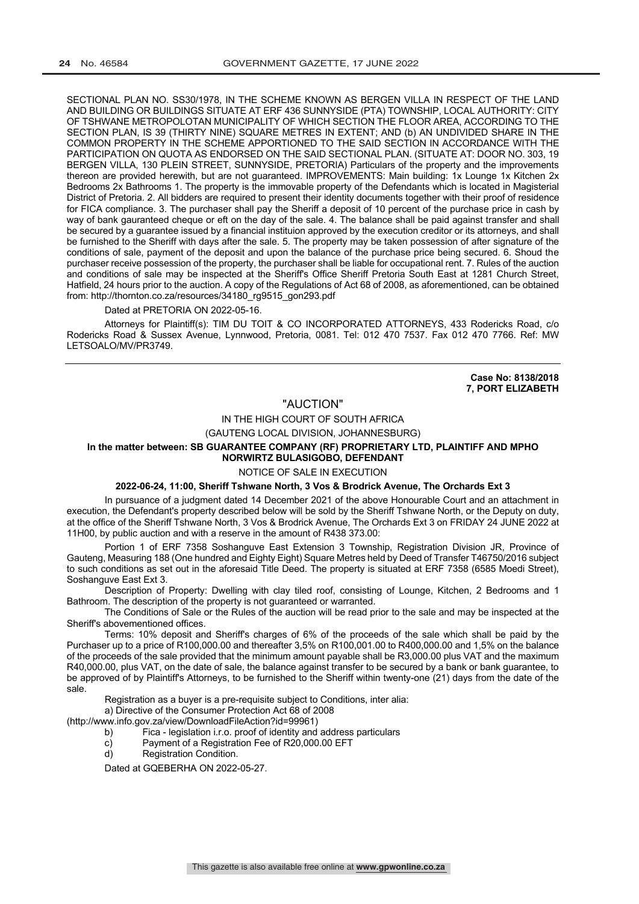SECTIONAL PLAN NO. SS30/1978, IN THE SCHEME KNOWN AS BERGEN VILLA IN RESPECT OF THE LAND AND BUILDING OR BUILDINGS SITUATE AT ERF 436 SUNNYSIDE (PTA) TOWNSHIP, LOCAL AUTHORITY: CITY OF TSHWANE METROPOLOTAN MUNICIPALITY OF WHICH SECTION THE FLOOR AREA, ACCORDING TO THE SECTION PLAN, IS 39 (THIRTY NINE) SQUARE METRES IN EXTENT; AND (b) AN UNDIVIDED SHARE IN THE COMMON PROPERTY IN THE SCHEME APPORTIONED TO THE SAID SECTION IN ACCORDANCE WITH THE PARTICIPATION ON QUOTA AS ENDORSED ON THE SAID SECTIONAL PLAN. (SITUATE AT: DOOR NO. 303, 19 BERGEN VILLA, 130 PLEIN STREET, SUNNYSIDE, PRETORIA) Particulars of the property and the improvements thereon are provided herewith, but are not guaranteed. IMPROVEMENTS: Main building: 1x Lounge 1x Kitchen 2x Bedrooms 2x Bathrooms 1. The property is the immovable property of the Defendants which is located in Magisterial District of Pretoria. 2. All bidders are required to present their identity documents together with their proof of residence for FICA compliance. 3. The purchaser shall pay the Sheriff a deposit of 10 percent of the purchase price in cash by way of bank gauranteed cheque or eft on the day of the sale. 4. The balance shall be paid against transfer and shall be secured by a guarantee issued by a financial instituion approved by the execution creditor or its attorneys, and shall be furnished to the Sheriff with days after the sale. 5. The property may be taken possession of after signature of the conditions of sale, payment of the deposit and upon the balance of the purchase price being secured. 6. Shoud the purchaser receive possession of the property, the purchaser shall be liable for occupational rent. 7. Rules of the auction and conditions of sale may be inspected at the Sheriff's Office Sheriff Pretoria South East at 1281 Church Street, Hatfield, 24 hours prior to the auction. A copy of the Regulations of Act 68 of 2008, as aforementioned, can be obtained from: http://thornton.co.za/resources/34180_rg9515_gon293.pdf

Dated at PRETORIA ON 2022-05-16.

Attorneys for Plaintiff(s): TIM DU TOIT & CO INCORPORATED ATTORNEYS, 433 Rodericks Road, c/o Rodericks Road & Sussex Avenue, Lynnwood, Pretoria, 0081. Tel: 012 470 7537. Fax 012 470 7766. Ref: MW LETSOALO/MV/PR3749.

---

**Case No: 8138/2018**
**7, PORT ELIZABETH**

"AUCTION"

IN THE HIGH COURT OF SOUTH AFRICA

(GAUTENG LOCAL DIVISION, JOHANNESBURG)

**In the matter between: SB GUARANTEE COMPANY (RF) PROPRIETARY LTD, PLAINTIFF AND MPHO NORWIRTZ BULASIGOBO, DEFENDANT**

NOTICE OF SALE IN EXECUTION

**2022-06-24, 11:00, Sheriff Tshwane North, 3 Vos & Brodrick Avenue, The Orchards Ext 3**

In pursuance of a judgment dated 14 December 2021 of the above Honourable Court and an attachment in execution, the Defendant's property described below will be sold by the Sheriff Tshwane North, or the Deputy on duty, at the office of the Sheriff Tshwane North, 3 Vos & Brodrick Avenue, The Orchards Ext 3 on FRIDAY 24 JUNE 2022 at 11H00, by public auction and with a reserve in the amount of R438 373.00:

Portion 1 of ERF 7358 Soshanguve East Extension 3 Township, Registration Division JR, Province of Gauteng, Measuring 188 (One hundred and Eighty Eight) Square Metres held by Deed of Transfer T46750/2016 subject to such conditions as set out in the aforesaid Title Deed. The property is situated at ERF 7358 (6585 Moedi Street), Soshanguve East Ext 3.

Description of Property: Dwelling with clay tiled roof, consisting of Lounge, Kitchen, 2 Bedrooms and 1 Bathroom. The description of the property is not guaranteed or warranted.

The Conditions of Sale or the Rules of the auction will be read prior to the sale and may be inspected at the Sheriff's abovementioned offices.

Terms: 10% deposit and Sheriff's charges of 6% of the proceeds of the sale which shall be paid by the Purchaser up to a price of R100,000.00 and thereafter 3,5% on R100,001.00 to R400,000.00 and 1,5% on the balance of the proceeds of the sale provided that the minimum amount payable shall be R3,000.00 plus VAT and the maximum R40,000.00, plus VAT, on the date of sale, the balance against transfer to be secured by a bank or bank guarantee, to be approved of by Plaintiff's Attorneys, to be furnished to the Sheriff within twenty-one (21) days from the date of the sale.

Registration as a buyer is a pre-requisite subject to Conditions, inter alia:

a) Directive of the Consumer Protection Act 68 of 2008
(http://www.info.gov.za/view/DownloadFileAction?id=99961)

b) Fica - legislation i.r.o. proof of identity and address particulars

c) Payment of a Registration Fee of R20,000.00 EFT

d) Registration Condition.

Dated at GQEBERHA ON 2022-05-27.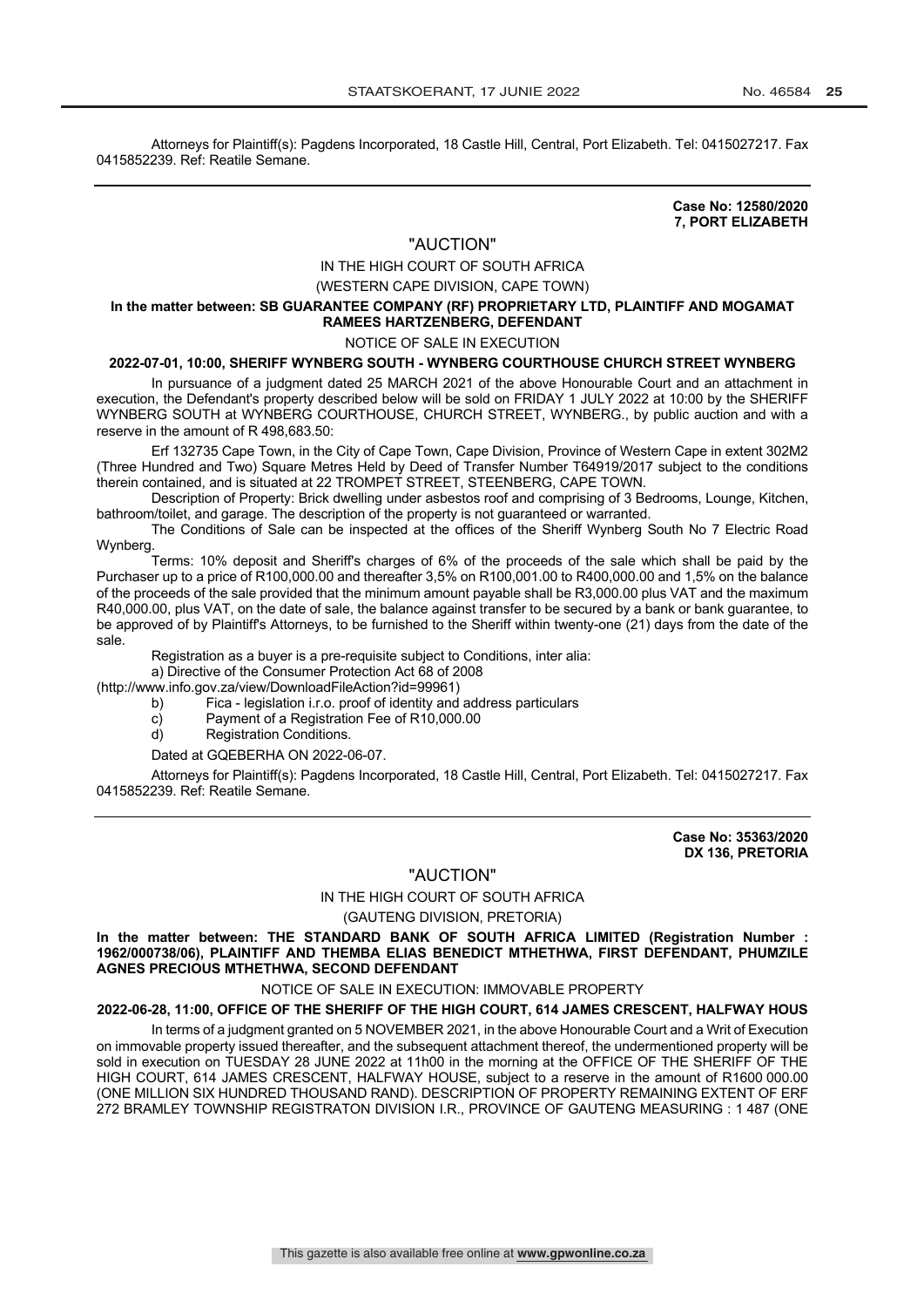Attorneys for Plaintiff(s): Pagdens Incorporated, 18 Castle Hill, Central, Port Elizabeth. Tel: 0415027217. Fax 0415852239. Ref: Reatile Semane.

---

**Case No: 12580/2020**
**7, PORT ELIZABETH**

"AUCTION"

IN THE HIGH COURT OF SOUTH AFRICA

(WESTERN CAPE DIVISION, CAPE TOWN)

**In the matter between: SB GUARANTEE COMPANY (RF) PROPRIETARY LTD, PLAINTIFF AND MOGAMAT RAMEES HARTZENBERG, DEFENDANT**

NOTICE OF SALE IN EXECUTION

**2022-07-01, 10:00, SHERIFF WYNBERG SOUTH - WYNBERG COURTHOUSE CHURCH STREET WYNBERG**

In pursuance of a judgment dated 25 MARCH 2021 of the above Honourable Court and an attachment in execution, the Defendant's property described below will be sold on FRIDAY 1 JULY 2022 at 10:00 by the SHERIFF WYNBERG SOUTH at WYNBERG COURTHOUSE, CHURCH STREET, WYNBERG., by public auction and with a reserve in the amount of R 498,683.50:

Erf 132735 Cape Town, in the City of Cape Town, Cape Division, Province of Western Cape in extent 302M2 (Three Hundred and Two) Square Metres Held by Deed of Transfer Number T64919/2017 subject to the conditions therein contained, and is situated at 22 TROMPET STREET, STEENBERG, CAPE TOWN.

Description of Property: Brick dwelling under asbestos roof and comprising of 3 Bedrooms, Lounge, Kitchen, bathroom/toilet, and garage. The description of the property is not guaranteed or warranted.

The Conditions of Sale can be inspected at the offices of the Sheriff Wynberg South No 7 Electric Road Wynberg.

Terms: 10% deposit and Sheriff's charges of 6% of the proceeds of the sale which shall be paid by the Purchaser up to a price of R100,000.00 and thereafter 3,5% on R100,001.00 to R400,000.00 and 1,5% on the balance of the proceeds of the sale provided that the minimum amount payable shall be R3,000.00 plus VAT and the maximum R40,000.00, plus VAT, on the date of sale, the balance against transfer to be secured by a bank or bank guarantee, to be approved of by Plaintiff's Attorneys, to be furnished to the Sheriff within twenty-one (21) days from the date of the sale.

Registration as a buyer is a pre-requisite subject to Conditions, inter alia:

a) Directive of the Consumer Protection Act 68 of 2008 (http://www.info.gov.za/view/DownloadFileAction?id=99961)

b) Fica - legislation i.r.o. proof of identity and address particulars

c) Payment of a Registration Fee of R10,000.00

d) Registration Conditions.

Dated at GQEBERHA ON 2022-06-07.

Attorneys for Plaintiff(s): Pagdens Incorporated, 18 Castle Hill, Central, Port Elizabeth. Tel: 0415027217. Fax 0415852239. Ref: Reatile Semane.

---

**Case No: 35363/2020**
**DX 136, PRETORIA**

"AUCTION"

IN THE HIGH COURT OF SOUTH AFRICA

(GAUTENG DIVISION, PRETORIA)

**In the matter between: THE STANDARD BANK OF SOUTH AFRICA LIMITED (Registration Number : 1962/000738/06), PLAINTIFF AND THEMBA ELIAS BENEDICT MTHETHWA, FIRST DEFENDANT, PHUMZILE AGNES PRECIOUS MTHETHWA, SECOND DEFENDANT**

NOTICE OF SALE IN EXECUTION: IMMOVABLE PROPERTY

**2022-06-28, 11:00, OFFICE OF THE SHERIFF OF THE HIGH COURT, 614 JAMES CRESCENT, HALFWAY HOUS**

In terms of a judgment granted on 5 NOVEMBER 2021, in the above Honourable Court and a Writ of Execution on immovable property issued thereafter, and the subsequent attachment thereof, the undermentioned property will be sold in execution on TUESDAY 28 JUNE 2022 at 11h00 in the morning at the OFFICE OF THE SHERIFF OF THE HIGH COURT, 614 JAMES CRESCENT, HALFWAY HOUSE, subject to a reserve in the amount of R1600 000.00 (ONE MILLION SIX HUNDRED THOUSAND RAND). DESCRIPTION OF PROPERTY REMAINING EXTENT OF ERF 272 BRAMLEY TOWNSHIP REGISTRATON DIVISION I.R., PROVINCE OF GAUTENG MEASURING : 1 487 (ONE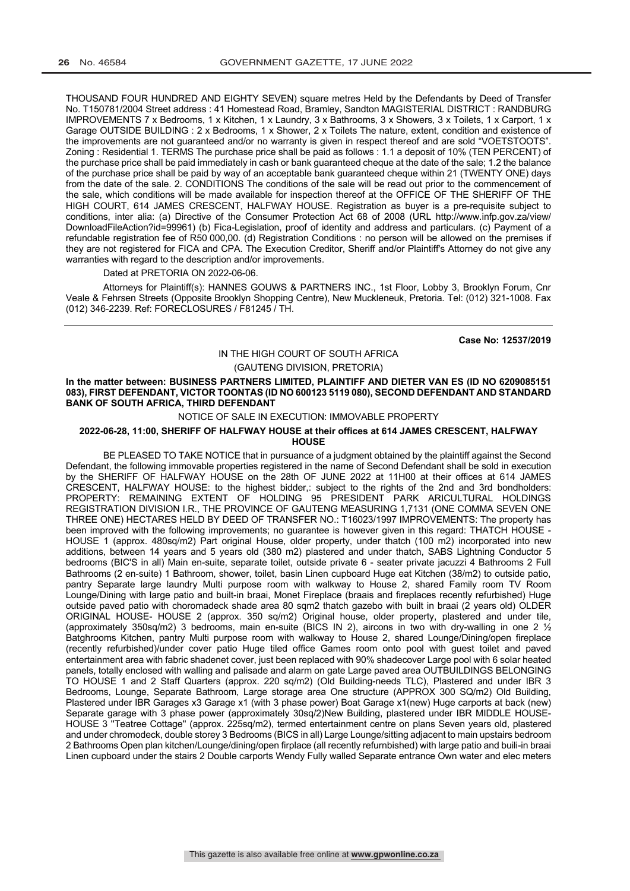THOUSAND FOUR HUNDRED AND EIGHTY SEVEN) square metres Held by the Defendants by Deed of Transfer No. T150781/2004 Street address : 41 Homestead Road, Bramley, Sandton MAGISTERIAL DISTRICT : RANDBURG IMPROVEMENTS 7 x Bedrooms, 1 x Kitchen, 1 x Laundry, 3 x Bathrooms, 3 x Showers, 3 x Toilets, 1 x Carport, 1 x Garage OUTSIDE BUILDING : 2 x Bedrooms, 1 x Shower, 2 x Toilets The nature, extent, condition and existence of the improvements are not guaranteed and/or no warranty is given in respect thereof and are sold "VOETSTOOTS". Zoning : Residential 1. TERMS The purchase price shall be paid as follows : 1.1 a deposit of 10% (TEN PERCENT) of the purchase price shall be paid immediately in cash or bank guaranteed cheque at the date of the sale; 1.2 the balance of the purchase price shall be paid by way of an acceptable bank guaranteed cheque within 21 (TWENTY ONE) days from the date of the sale. 2. CONDITIONS The conditions of the sale will be read out prior to the commencement of the sale, which conditions will be made available for inspection thereof at the OFFICE OF THE SHERIFF OF THE HIGH COURT, 614 JAMES CRESCENT, HALFWAY HOUSE. Registration as buyer is a pre-requisite subject to conditions, inter alia: (a) Directive of the Consumer Protection Act 68 of 2008 (URL http://www.infp.gov.za/view/DownloadFileAction?id=99961) (b) Fica-Legislation, proof of identity and address and particulars. (c) Payment of a refundable registration fee of R50 000,00. (d) Registration Conditions : no person will be allowed on the premises if they are not registered for FICA and CPA. The Execution Creditor, Sheriff and/or Plaintiff's Attorney do not give any warranties with regard to the description and/or improvements.

Dated at PRETORIA ON 2022-06-06.

Attorneys for Plaintiff(s): HANNES GOUWS & PARTNERS INC., 1st Floor, Lobby 3, Brooklyn Forum, Cnr Veale & Fehrsen Streets (Opposite Brooklyn Shopping Centre), New Muckleneuk, Pretoria. Tel: (012) 321-1008. Fax (012) 346-2239. Ref: FORECLOSURES / F81245 / TH.

---

**Case No: 12537/2019**

IN THE HIGH COURT OF SOUTH AFRICA

(GAUTENG DIVISION, PRETORIA)

**In the matter between: BUSINESS PARTNERS LIMITED, PLAINTIFF AND DIETER VAN ES (ID NO 6209085151 083), FIRST DEFENDANT, VICTOR TOONTAS (ID NO 600123 5119 080), SECOND DEFENDANT AND STANDARD BANK OF SOUTH AFRICA, THIRD DEFENDANT**

NOTICE OF SALE IN EXECUTION: IMMOVABLE PROPERTY

**2022-06-28, 11:00, SHERIFF OF HALFWAY HOUSE at their offices at 614 JAMES CRESCENT, HALFWAY HOUSE**

BE PLEASED TO TAKE NOTICE that in pursuance of a judgment obtained by the plaintiff against the Second Defendant, the following immovable properties registered in the name of Second Defendant shall be sold in execution by the SHERIFF OF HALFWAY HOUSE on the 28th OF JUNE 2022 at 11H00 at their offices at 614 JAMES CRESCENT, HALFWAY HOUSE: to the highest bidder,: subject to the rights of the 2nd and 3rd bondholders: PROPERTY: REMAINING EXTENT OF HOLDING 95 PRESIDENT PARK ARICULTURAL HOLDINGS REGISTRATION DIVISION I.R., THE PROVINCE OF GAUTENG MEASURING 1,7131 (ONE COMMA SEVEN ONE THREE ONE) HECTARES HELD BY DEED OF TRANSFER NO.: T16023/1997 IMPROVEMENTS: The property has been improved with the following improvements; no guarantee is however given in this regard: THATCH HOUSE - HOUSE 1 (approx. 480sq/m2) Part original House, older property, under thatch (100 m2) incorporated into new additions, between 14 years and 5 years old (380 m2) plastered and under thatch, SABS Lightning Conductor 5 bedrooms (BIC'S in all) Main en-suite, separate toilet, outside private 6 - seater private jacuzzi 4 Bathrooms 2 Full Bathrooms (2 en-suite) 1 Bathroom, shower, toilet, basin Linen cupboard Huge eat Kitchen (38/m2) to outside patio, pantry Separate large laundry Multi purpose room with walkway to House 2, shared Family room TV Room Lounge/Dining with large patio and built-in braai, Monet Fireplace (braais and fireplaces recently refurbished) Huge outside paved patio with choromadeck shade area 80 sqm2 thatch gazebo with built in braai (2 years old) OLDER ORIGINAL HOUSE- HOUSE 2 (approx. 350 sq/m2) Original house, older property, plastered and under tile, (approximately 350sq/m2) 3 bedrooms, main en-suite (BICS IN 2), aircons in two with dry-walling in one 2 ½ Batghrooms Kitchen, pantry Multi purpose room with walkway to House 2, shared Lounge/Dining/open fireplace (recently refurbished)/under cover patio Huge tiled office Games room onto pool with guest toilet and paved entertainment area with fabric shadenet cover, just been replaced with 90% shadecover Large pool with 6 solar heated panels, totally enclosed with walling and palisade and alarm on gate Large paved area OUTBUILDINGS BELONGING TO HOUSE 1 and 2 Staff Quarters (approx. 220 sq/m2) (Old Building-needs TLC), Plastered and under IBR 3 Bedrooms, Lounge, Separate Bathroom, Large storage area One structure (APPROX 300 SQ/m2) Old Building, Plastered under IBR Garages x3 Garage x1 (with 3 phase power) Boat Garage x1(new) Huge carports at back (new) Separate garage with 3 phase power (approximately 30sq/2)New Building, plastered under IBR MIDDLE HOUSE-HOUSE 3 "Teatree Cottage" (approx. 225sq/m2), termed entertainment centre on plans Seven years old, plastered and under chromodeck, double storey 3 Bedrooms (BICS in all) Large Lounge/sitting adjacent to main upstairs bedroom 2 Bathrooms Open plan kitchen/Lounge/dining/open firplace (all recently refurnbished) with large patio and build-in braai Linen cupboard under the stairs 2 Double carports Wendy Fully walled Separate entrance Own water and elec meters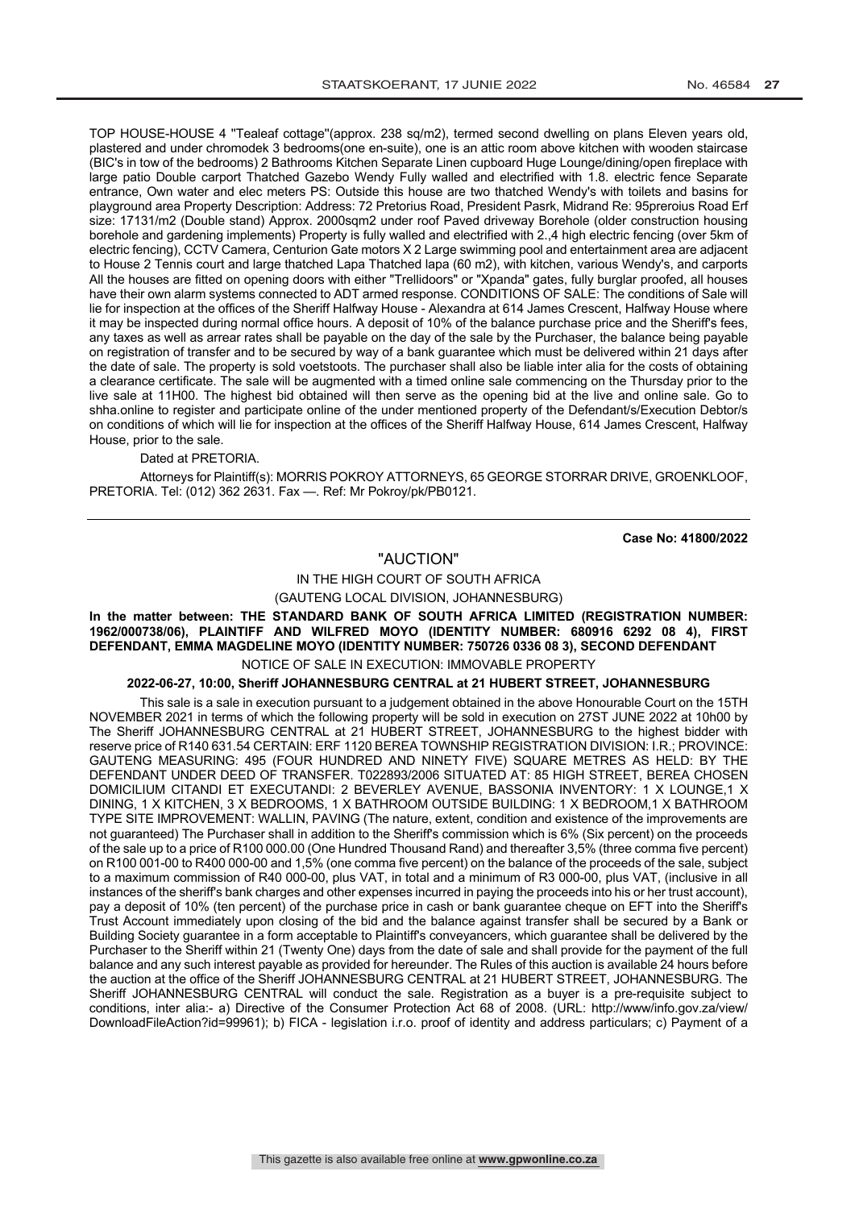TOP HOUSE-HOUSE 4 "Tealeaf cottage"(approx. 238 sq/m2), termed second dwelling on plans Eleven years old, plastered and under chromodek 3 bedrooms(one en-suite), one is an attic room above kitchen with wooden staircase (BIC's in tow of the bedrooms) 2 Bathrooms Kitchen Separate Linen cupboard Huge Lounge/dining/open fireplace with large patio Double carport Thatched Gazebo Wendy Fully walled and electrified with 1.8. electric fence Separate entrance, Own water and elec meters PS: Outside this house are two thatched Wendy's with toilets and basins for playground area Property Description: Address: 72 Pretorius Road, President Pasrk, Midrand Re: 95preroius Road Erf size: 17131/m2 (Double stand) Approx. 2000sqm2 under roof Paved driveway Borehole (older construction housing borehole and gardening implements) Property is fully walled and electrified with 2.,4 high electric fencing (over 5km of electric fencing), CCTV Camera, Centurion Gate motors X 2 Large swimming pool and entertainment area are adjacent to House 2 Tennis court and large thatched Lapa Thatched lapa (60 m2), with kitchen, various Wendy's, and carports All the houses are fitted on opening doors with either "Trellidoors" or "Xpanda" gates, fully burglar proofed, all houses have their own alarm systems connected to ADT armed response. CONDITIONS OF SALE: The conditions of Sale will lie for inspection at the offices of the Sheriff Halfway House - Alexandra at 614 James Crescent, Halfway House where it may be inspected during normal office hours. A deposit of 10% of the balance purchase price and the Sheriff's fees, any taxes as well as arrear rates shall be payable on the day of the sale by the Purchaser, the balance being payable on registration of transfer and to be secured by way of a bank guarantee which must be delivered within 21 days after the date of sale. The property is sold voetstoots. The purchaser shall also be liable inter alia for the costs of obtaining a clearance certificate. The sale will be augmented with a timed online sale commencing on the Thursday prior to the live sale at 11H00. The highest bid obtained will then serve as the opening bid at the live and online sale. Go to shha.online to register and participate online of the under mentioned property of the Defendant/s/Execution Debtor/s on conditions of which will lie for inspection at the offices of the Sheriff Halfway House, 614 James Crescent, Halfway House, prior to the sale.

Dated at PRETORIA.

Attorneys for Plaintiff(s): MORRIS POKROY ATTORNEYS, 65 GEORGE STORRAR DRIVE, GROENKLOOF, PRETORIA. Tel: (012) 362 2631. Fax —. Ref: Mr Pokroy/pk/PB0121.

---

**Case No: 41800/2022**

"AUCTION"

IN THE HIGH COURT OF SOUTH AFRICA

(GAUTENG LOCAL DIVISION, JOHANNESBURG)

**In the matter between: THE STANDARD BANK OF SOUTH AFRICA LIMITED (REGISTRATION NUMBER: 1962/000738/06), PLAINTIFF AND WILFRED MOYO (IDENTITY NUMBER: 680916 6292 08 4), FIRST DEFENDANT, EMMA MAGDELINE MOYO (IDENTITY NUMBER: 750726 0336 08 3), SECOND DEFENDANT**

NOTICE OF SALE IN EXECUTION: IMMOVABLE PROPERTY

**2022-06-27, 10:00, Sheriff JOHANNESBURG CENTRAL at 21 HUBERT STREET, JOHANNESBURG**

This sale is a sale in execution pursuant to a judgement obtained in the above Honourable Court on the 15TH NOVEMBER 2021 in terms of which the following property will be sold in execution on 27ST JUNE 2022 at 10h00 by The Sheriff JOHANNESBURG CENTRAL at 21 HUBERT STREET, JOHANNESBURG to the highest bidder with reserve price of R140 631.54 CERTAIN: ERF 1120 BEREA TOWNSHIP REGISTRATION DIVISION: I.R.; PROVINCE: GAUTENG MEASURING: 495 (FOUR HUNDRED AND NINETY FIVE) SQUARE METRES AS HELD: BY THE DEFENDANT UNDER DEED OF TRANSFER. T022893/2006 SITUATED AT: 85 HIGH STREET, BEREA CHOSEN DOMICILIUM CITANDI ET EXECUTANDI: 2 BEVERLEY AVENUE, BASSONIA INVENTORY: 1 X LOUNGE,1 X DINING, 1 X KITCHEN, 3 X BEDROOMS, 1 X BATHROOM OUTSIDE BUILDING: 1 X BEDROOM,1 X BATHROOM TYPE SITE IMPROVEMENT: WALLIN, PAVING (The nature, extent, condition and existence of the improvements are not guaranteed) The Purchaser shall in addition to the Sheriff's commission which is 6% (Six percent) on the proceeds of the sale up to a price of R100 000.00 (One Hundred Thousand Rand) and thereafter 3,5% (three comma five percent) on R100 001-00 to R400 000-00 and 1,5% (one comma five percent) on the balance of the proceeds of the sale, subject to a maximum commission of R40 000-00, plus VAT, in total and a minimum of R3 000-00, plus VAT, (inclusive in all instances of the sheriff's bank charges and other expenses incurred in paying the proceeds into his or her trust account), pay a deposit of 10% (ten percent) of the purchase price in cash or bank guarantee cheque on EFT into the Sheriff's Trust Account immediately upon closing of the bid and the balance against transfer shall be secured by a Bank or Building Society guarantee in a form acceptable to Plaintiff's conveyancers, which guarantee shall be delivered by the Purchaser to the Sheriff within 21 (Twenty One) days from the date of sale and shall provide for the payment of the full balance and any such interest payable as provided for hereunder. The Rules of this auction is available 24 hours before the auction at the office of the Sheriff JOHANNESBURG CENTRAL at 21 HUBERT STREET, JOHANNESBURG. The Sheriff JOHANNESBURG CENTRAL will conduct the sale. Registration as a buyer is a pre-requisite subject to conditions, inter alia:- a) Directive of the Consumer Protection Act 68 of 2008. (URL: http://www/info.gov.za/view/DownloadFileAction?id=99961); b) FICA - legislation i.r.o. proof of identity and address particulars; c) Payment of a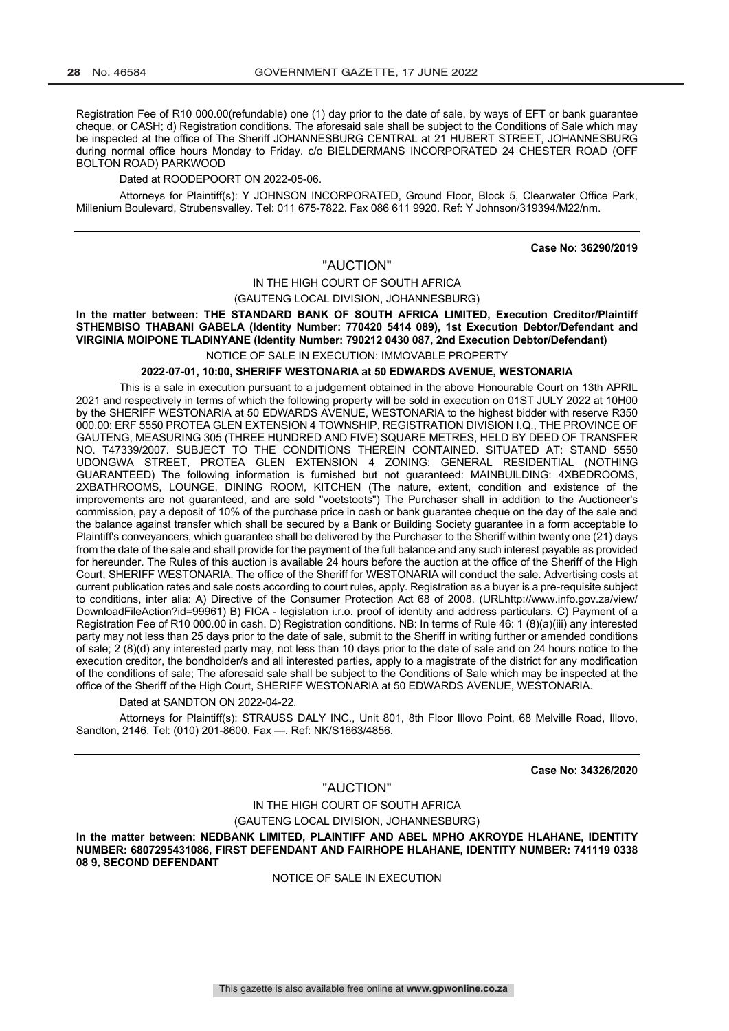Registration Fee of R10 000.00(refundable) one (1) day prior to the date of sale, by ways of EFT or bank guarantee cheque, or CASH; d) Registration conditions. The aforesaid sale shall be subject to the Conditions of Sale which may be inspected at the office of The Sheriff JOHANNESBURG CENTRAL at 21 HUBERT STREET, JOHANNESBURG during normal office hours Monday to Friday. c/o BIELDERMANS INCORPORATED 24 CHESTER ROAD (OFF BOLTON ROAD) PARKWOOD

Dated at ROODEPOORT ON 2022-05-06.

Attorneys for Plaintiff(s): Y JOHNSON INCORPORATED, Ground Floor, Block 5, Clearwater Office Park, Millenium Boulevard, Strubensvalley. Tel: 011 675-7822. Fax 086 611 9920. Ref: Y Johnson/319394/M22/nm.

---

**Case No: 36290/2019**

"AUCTION"

IN THE HIGH COURT OF SOUTH AFRICA

(GAUTENG LOCAL DIVISION, JOHANNESBURG)

**In the matter between: THE STANDARD BANK OF SOUTH AFRICA LIMITED, Execution Creditor/Plaintiff STHEMBISO THABANI GABELA (Identity Number: 770420 5414 089), 1st Execution Debtor/Defendant and VIRGINIA MOIPONE TLADINYANE (Identity Number: 790212 0430 087, 2nd Execution Debtor/Defendant)**

NOTICE OF SALE IN EXECUTION: IMMOVABLE PROPERTY

**2022-07-01, 10:00, SHERIFF WESTONARIA at 50 EDWARDS AVENUE, WESTONARIA**

This is a sale in execution pursuant to a judgement obtained in the above Honourable Court on 13th APRIL 2021 and respectively in terms of which the following property will be sold in execution on 01ST JULY 2022 at 10H00 by the SHERIFF WESTONARIA at 50 EDWARDS AVENUE, WESTONARIA to the highest bidder with reserve R350 000.00: ERF 5550 PROTEA GLEN EXTENSION 4 TOWNSHIP, REGISTRATION DIVISION I.Q., THE PROVINCE OF GAUTENG, MEASURING 305 (THREE HUNDRED AND FIVE) SQUARE METRES, HELD BY DEED OF TRANSFER NO. T47339/2007. SUBJECT TO THE CONDITIONS THEREIN CONTAINED. SITUATED AT: STAND 5550 UDONGWA STREET, PROTEA GLEN EXTENSION 4 ZONING: GENERAL RESIDENTIAL (NOTHING GUARANTEED) The following information is furnished but not guaranteed: MAINBUILDING: 4XBEDROOMS, 2XBATHROOMS, LOUNGE, DINING ROOM, KITCHEN (The nature, extent, condition and existence of the improvements are not guaranteed, and are sold "voetstoots") The Purchaser shall in addition to the Auctioneer's commission, pay a deposit of 10% of the purchase price in cash or bank guarantee cheque on the day of the sale and the balance against transfer which shall be secured by a Bank or Building Society guarantee in a form acceptable to Plaintiff's conveyancers, which guarantee shall be delivered by the Purchaser to the Sheriff within twenty one (21) days from the date of the sale and shall provide for the payment of the full balance and any such interest payable as provided for hereunder. The Rules of this auction is available 24 hours before the auction at the office of the Sheriff of the High Court, SHERIFF WESTONARIA. The office of the Sheriff for WESTONARIA will conduct the sale. Advertising costs at current publication rates and sale costs according to court rules, apply. Registration as a buyer is a pre-requisite subject to conditions, inter alia: A) Directive of the Consumer Protection Act 68 of 2008. (URLhttp://www.info.gov.za/view/DownloadFileAction?id=99961) B) FICA - legislation i.r.o. proof of identity and address particulars. C) Payment of a Registration Fee of R10 000.00 in cash. D) Registration conditions. NB: In terms of Rule 46: 1 (8)(a)(iii) any interested party may not less than 25 days prior to the date of sale, submit to the Sheriff in writing further or amended conditions of sale; 2 (8)(d) any interested party may, not less than 10 days prior to the date of sale and on 24 hours notice to the execution creditor, the bondholder/s and all interested parties, apply to a magistrate of the district for any modification of the conditions of sale; The aforesaid sale shall be subject to the Conditions of Sale which may be inspected at the office of the Sheriff of the High Court, SHERIFF WESTONARIA at 50 EDWARDS AVENUE, WESTONARIA.

Dated at SANDTON ON 2022-04-22.

Attorneys for Plaintiff(s): STRAUSS DALY INC., Unit 801, 8th Floor Illovo Point, 68 Melville Road, Illovo, Sandton, 2146. Tel: (010) 201-8600. Fax —. Ref: NK/S1663/4856.

---

**Case No: 34326/2020**

"AUCTION"

IN THE HIGH COURT OF SOUTH AFRICA

(GAUTENG LOCAL DIVISION, JOHANNESBURG)

**In the matter between: NEDBANK LIMITED, PLAINTIFF AND ABEL MPHO AKROYDE HLAHANE, IDENTITY NUMBER: 6807295431086, FIRST DEFENDANT AND FAIRHOPE HLAHANE, IDENTITY NUMBER: 741119 0338 08 9, SECOND DEFENDANT**

NOTICE OF SALE IN EXECUTION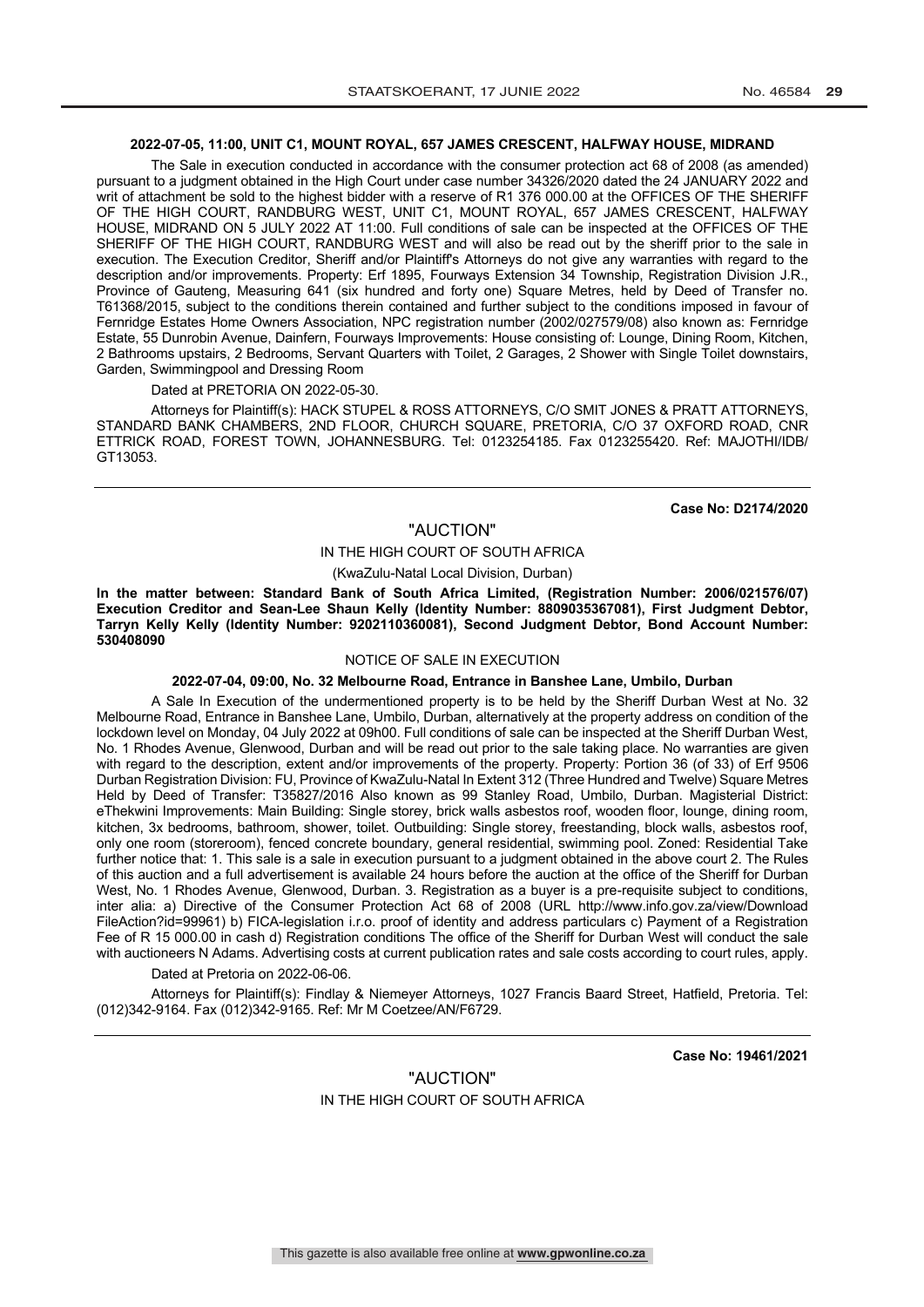**2022-07-05, 11:00, UNIT C1, MOUNT ROYAL, 657 JAMES CRESCENT, HALFWAY HOUSE, MIDRAND**

The Sale in execution conducted in accordance with the consumer protection act 68 of 2008 (as amended) pursuant to a judgment obtained in the High Court under case number 34326/2020 dated the 24 JANUARY 2022 and writ of attachment be sold to the highest bidder with a reserve of R1 376 000.00 at the OFFICES OF THE SHERIFF OF THE HIGH COURT, RANDBURG WEST, UNIT C1, MOUNT ROYAL, 657 JAMES CRESCENT, HALFWAY HOUSE, MIDRAND ON 5 JULY 2022 AT 11:00. Full conditions of sale can be inspected at the OFFICES OF THE SHERIFF OF THE HIGH COURT, RANDBURG WEST and will also be read out by the sheriff prior to the sale in execution. The Execution Creditor, Sheriff and/or Plaintiff's Attorneys do not give any warranties with regard to the description and/or improvements. Property: Erf 1895, Fourways Extension 34 Township, Registration Division J.R., Province of Gauteng, Measuring 641 (six hundred and forty one) Square Metres, held by Deed of Transfer no. T61368/2015, subject to the conditions therein contained and further subject to the conditions imposed in favour of Fernridge Estates Home Owners Association, NPC registration number (2002/027579/08) also known as: Fernridge Estate, 55 Dunrobin Avenue, Dainfern, Fourways Improvements: House consisting of: Lounge, Dining Room, Kitchen, 2 Bathrooms upstairs, 2 Bedrooms, Servant Quarters with Toilet, 2 Garages, 2 Shower with Single Toilet downstairs, Garden, Swimmingpool and Dressing Room

Dated at PRETORIA ON 2022-05-30.

Attorneys for Plaintiff(s): HACK STUPEL & ROSS ATTORNEYS, C/O SMIT JONES & PRATT ATTORNEYS, STANDARD BANK CHAMBERS, 2ND FLOOR, CHURCH SQUARE, PRETORIA, C/O 37 OXFORD ROAD, CNR ETTRICK ROAD, FOREST TOWN, JOHANNESBURG. Tel: 0123254185. Fax 0123255420. Ref: MAJOTHI/IDB/GT13053.

---

**Case No: D2174/2020**

"AUCTION"

IN THE HIGH COURT OF SOUTH AFRICA

(KwaZulu-Natal Local Division, Durban)

**In the matter between: Standard Bank of South Africa Limited, (Registration Number: 2006/021576/07) Execution Creditor and Sean-Lee Shaun Kelly (Identity Number: 8809035367081), First Judgment Debtor, Tarryn Kelly Kelly (Identity Number: 9202110360081), Second Judgment Debtor, Bond Account Number: 530408090**

NOTICE OF SALE IN EXECUTION

**2022-07-04, 09:00, No. 32 Melbourne Road, Entrance in Banshee Lane, Umbilo, Durban**

A Sale In Execution of the undermentioned property is to be held by the Sheriff Durban West at No. 32 Melbourne Road, Entrance in Banshee Lane, Umbilo, Durban, alternatively at the property address on condition of the lockdown level on Monday, 04 July 2022 at 09h00. Full conditions of sale can be inspected at the Sheriff Durban West, No. 1 Rhodes Avenue, Glenwood, Durban and will be read out prior to the sale taking place. No warranties are given with regard to the description, extent and/or improvements of the property. Property: Portion 36 (of 33) of Erf 9506 Durban Registration Division: FU, Province of KwaZulu-Natal In Extent 312 (Three Hundred and Twelve) Square Metres Held by Deed of Transfer: T35827/2016 Also known as 99 Stanley Road, Umbilo, Durban. Magisterial District: eThekwini Improvements: Main Building: Single storey, brick walls asbestos roof, wooden floor, lounge, dining room, kitchen, 3x bedrooms, bathroom, shower, toilet. Outbuilding: Single storey, freestanding, block walls, asbestos roof, only one room (storeroom), fenced concrete boundary, general residential, swimming pool. Zoned: Residential Take further notice that: 1. This sale is a sale in execution pursuant to a judgment obtained in the above court 2. The Rules of this auction and a full advertisement is available 24 hours before the auction at the office of the Sheriff for Durban West, No. 1 Rhodes Avenue, Glenwood, Durban. 3. Registration as a buyer is a pre-requisite subject to conditions, inter alia: a) Directive of the Consumer Protection Act 68 of 2008 (URL http://www.info.gov.za/view/DownloadFileAction?id=99961) b) FICA-legislation i.r.o. proof of identity and address particulars c) Payment of a Registration Fee of R 15 000.00 in cash d) Registration conditions The office of the Sheriff for Durban West will conduct the sale with auctioneers N Adams. Advertising costs at current publication rates and sale costs according to court rules, apply.

Dated at Pretoria on 2022-06-06.

Attorneys for Plaintiff(s): Findlay & Niemeyer Attorneys, 1027 Francis Baard Street, Hatfield, Pretoria. Tel: (012)342-9164. Fax (012)342-9165. Ref: Mr M Coetzee/AN/F6729.

---

**Case No: 19461/2021**

"AUCTION"

IN THE HIGH COURT OF SOUTH AFRICA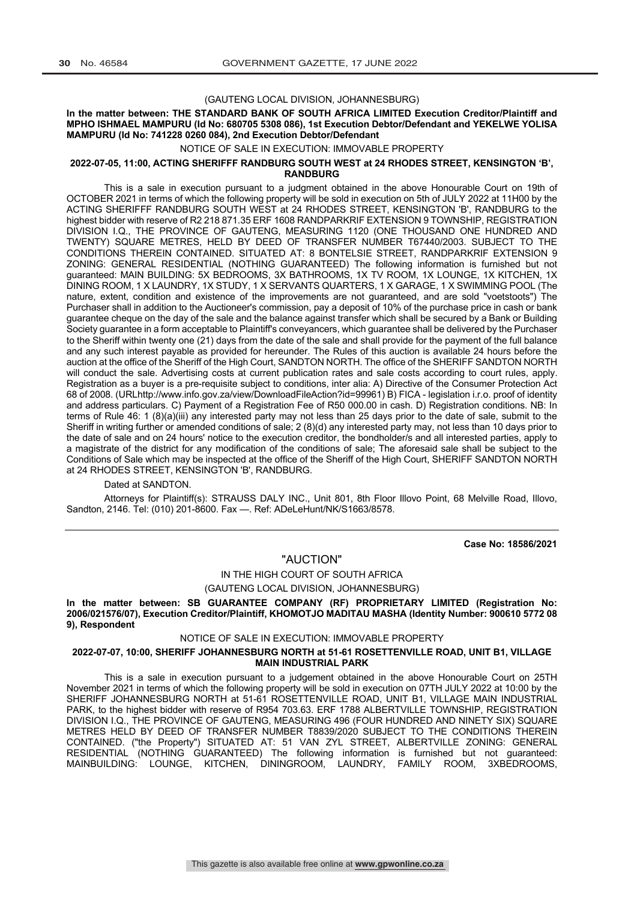(GAUTENG LOCAL DIVISION, JOHANNESBURG)

**In the matter between: THE STANDARD BANK OF SOUTH AFRICA LIMITED Execution Creditor/Plaintiff and MPHO ISHMAEL MAMPURU (Id No: 680705 5308 086), 1st Execution Debtor/Defendant and YEKELWE YOLISA MAMPURU (Id No: 741228 0260 084), 2nd Execution Debtor/Defendant**

NOTICE OF SALE IN EXECUTION: IMMOVABLE PROPERTY

**2022-07-05, 11:00, ACTING SHERIFFF RANDBURG SOUTH WEST at 24 RHODES STREET, KENSINGTON 'B', RANDBURG**

This is a sale in execution pursuant to a judgment obtained in the above Honourable Court on 19th of OCTOBER 2021 in terms of which the following property will be sold in execution on 5th of JULY 2022 at 11H00 by the ACTING SHERIFFF RANDBURG SOUTH WEST at 24 RHODES STREET, KENSINGTON 'B', RANDBURG to the highest bidder with reserve of R2 218 871.35 ERF 1608 RANDPARKRIF EXTENSION 9 TOWNSHIP, REGISTRATION DIVISION I.Q., THE PROVINCE OF GAUTENG, MEASURING 1120 (ONE THOUSAND ONE HUNDRED AND TWENTY) SQUARE METRES, HELD BY DEED OF TRANSFER NUMBER T67440/2003. SUBJECT TO THE CONDITIONS THEREIN CONTAINED. SITUATED AT: 8 BONTELSIE STREET, RANDPARKRIF EXTENSION 9 ZONING: GENERAL RESIDENTIAL (NOTHING GUARANTEED) The following information is furnished but not guaranteed: MAIN BUILDING: 5X BEDROOMS, 3X BATHROOMS, 1X TV ROOM, 1X LOUNGE, 1X KITCHEN, 1X DINING ROOM, 1 X LAUNDRY, 1X STUDY, 1 X SERVANTS QUARTERS, 1 X GARAGE, 1 X SWIMMING POOL (The nature, extent, condition and existence of the improvements are not guaranteed, and are sold "voetstoots") The Purchaser shall in addition to the Auctioneer's commission, pay a deposit of 10% of the purchase price in cash or bank guarantee cheque on the day of the sale and the balance against transfer which shall be secured by a Bank or Building Society guarantee in a form acceptable to Plaintiff's conveyancers, which guarantee shall be delivered by the Purchaser to the Sheriff within twenty one (21) days from the date of the sale and shall provide for the payment of the full balance and any such interest payable as provided for hereunder. The Rules of this auction is available 24 hours before the auction at the office of the Sheriff of the High Court, SANDTON NORTH. The office of the SHERIFF SANDTON NORTH will conduct the sale. Advertising costs at current publication rates and sale costs according to court rules, apply. Registration as a buyer is a pre-requisite subject to conditions, inter alia: A) Directive of the Consumer Protection Act 68 of 2008. (URLhttp://www.info.gov.za/view/DownloadFileAction?id=99961) B) FICA - legislation i.r.o. proof of identity and address particulars. C) Payment of a Registration Fee of R50 000.00 in cash. D) Registration conditions. NB: In terms of Rule 46: 1 (8)(a)(iii) any interested party may not less than 25 days prior to the date of sale, submit to the Sheriff in writing further or amended conditions of sale; 2 (8)(d) any interested party may, not less than 10 days prior to the date of sale and on 24 hours' notice to the execution creditor, the bondholder/s and all interested parties, apply to a magistrate of the district for any modification of the conditions of sale; The aforesaid sale shall be subject to the Conditions of Sale which may be inspected at the office of the Sheriff of the High Court, SHERIFF SANDTON NORTH at 24 RHODES STREET, KENSINGTON 'B', RANDBURG.

Dated at SANDTON.

Attorneys for Plaintiff(s): STRAUSS DALY INC., Unit 801, 8th Floor Illovo Point, 68 Melville Road, Illovo, Sandton, 2146. Tel: (010) 201-8600. Fax —. Ref: ADeLeHunt/NK/S1663/8578.

---

**Case No: 18586/2021**

"AUCTION"

IN THE HIGH COURT OF SOUTH AFRICA

(GAUTENG LOCAL DIVISION, JOHANNESBURG)

**In the matter between: SB GUARANTEE COMPANY (RF) PROPRIETARY LIMITED (Registration No: 2006/021576/07), Execution Creditor/Plaintiff, KHOMOTJO MADITAU MASHA (Identity Number: 900610 5772 08 9), Respondent**

NOTICE OF SALE IN EXECUTION: IMMOVABLE PROPERTY

**2022-07-07, 10:00, SHERIFF JOHANNESBURG NORTH at 51-61 ROSETTENVILLE ROAD, UNIT B1, VILLAGE MAIN INDUSTRIAL PARK**

This is a sale in execution pursuant to a judgement obtained in the above Honourable Court on 25TH November 2021 in terms of which the following property will be sold in execution on 07TH JULY 2022 at 10:00 by the SHERIFF JOHANNESBURG NORTH at 51-61 ROSETTENVILLE ROAD, UNIT B1, VILLAGE MAIN INDUSTRIAL PARK, to the highest bidder with reserve of R954 703.63. ERF 1788 ALBERTVILLE TOWNSHIP, REGISTRATION DIVISION I.Q., THE PROVINCE OF GAUTENG, MEASURING 496 (FOUR HUNDRED AND NINETY SIX) SQUARE METRES HELD BY DEED OF TRANSFER NUMBER T8839/2020 SUBJECT TO THE CONDITIONS THEREIN CONTAINED. ("the Property") SITUATED AT: 51 VAN ZYL STREET, ALBERTVILLE ZONING: GENERAL RESIDENTIAL (NOTHING GUARANTEED) The following information is furnished but not guaranteed: MAINBUILDING: LOUNGE, KITCHEN, DININGROOM, LAUNDRY, FAMILY ROOM, 3XBEDROOMS,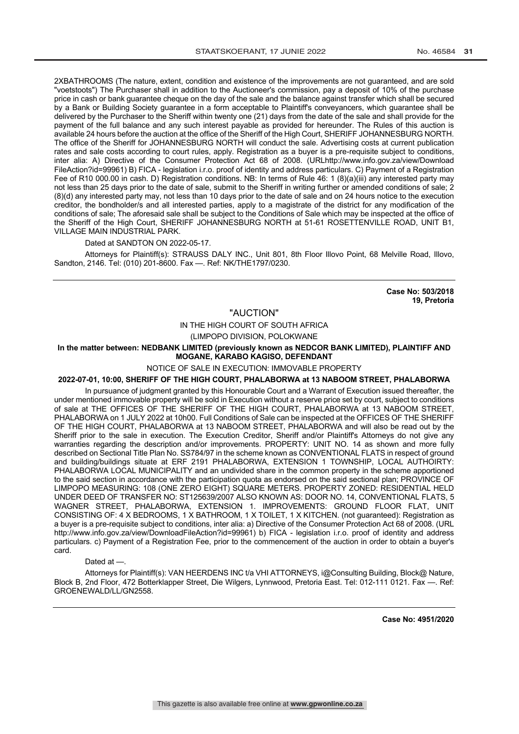2XBATHROOMS (The nature, extent, condition and existence of the improvements are not guaranteed, and are sold "voetstoots") The Purchaser shall in addition to the Auctioneer's commission, pay a deposit of 10% of the purchase price in cash or bank guarantee cheque on the day of the sale and the balance against transfer which shall be secured by a Bank or Building Society guarantee in a form acceptable to Plaintiff's conveyancers, which guarantee shall be delivered by the Purchaser to the Sheriff within twenty one (21) days from the date of the sale and shall provide for the payment of the full balance and any such interest payable as provided for hereunder. The Rules of this auction is available 24 hours before the auction at the office of the Sheriff of the High Court, SHERIFF JOHANNESBURG NORTH. The office of the Sheriff for JOHANNESBURG NORTH will conduct the sale. Advertising costs at current publication rates and sale costs according to court rules, apply. Registration as a buyer is a pre-requisite subject to conditions, inter alia: A) Directive of the Consumer Protection Act 68 of 2008. (URLhttp://www.info.gov.za/view/Download FileAction?id=99961) B) FICA - legislation i.r.o. proof of identity and address particulars. C) Payment of a Registration Fee of R10 000.00 in cash. D) Registration conditions. NB: In terms of Rule 46: 1 (8)(a)(iii) any interested party may not less than 25 days prior to the date of sale, submit to the Sheriff in writing further or amended conditions of sale; 2 (8)(d) any interested party may, not less than 10 days prior to the date of sale and on 24 hours notice to the execution creditor, the bondholder/s and all interested parties, apply to a magistrate of the district for any modification of the conditions of sale; The aforesaid sale shall be subject to the Conditions of Sale which may be inspected at the office of the Sheriff of the High Court, SHERIFF JOHANNESBURG NORTH at 51-61 ROSETTENVILLE ROAD, UNIT B1, VILLAGE MAIN INDUSTRIAL PARK.

Dated at SANDTON ON 2022-05-17.

Attorneys for Plaintiff(s): STRAUSS DALY INC., Unit 801, 8th Floor Illovo Point, 68 Melville Road, Illovo, Sandton, 2146. Tel: (010) 201-8600. Fax —. Ref: NK/THE1797/0230.

---

**Case No: 503/2018**
**19, Pretoria**

"AUCTION"

IN THE HIGH COURT OF SOUTH AFRICA

(LIMPOPO DIVISION, POLOKWANE

**In the matter between: NEDBANK LIMITED (previously known as NEDCOR BANK LIMITED), PLAINTIFF AND MOGANE, KARABO KAGISO, DEFENDANT**

NOTICE OF SALE IN EXECUTION: IMMOVABLE PROPERTY

**2022-07-01, 10:00, SHERIFF OF THE HIGH COURT, PHALABORWA at 13 NABOOM STREET, PHALABORWA**

In pursuance of judgment granted by this Honourable Court and a Warrant of Execution issued thereafter, the under mentioned immovable property will be sold in Execution without a reserve price set by court, subject to conditions of sale at THE OFFICES OF THE SHERIFF OF THE HIGH COURT, PHALABORWA at 13 NABOOM STREET, PHALABORWA on 1 JULY 2022 at 10h00. Full Conditions of Sale can be inspected at the OFFICES OF THE SHERIFF OF THE HIGH COURT, PHALABORWA at 13 NABOOM STREET, PHALABORWA and will also be read out by the Sheriff prior to the sale in execution. The Execution Creditor, Sheriff and/or Plaintiff's Attorneys do not give any warranties regarding the description and/or improvements. PROPERTY: UNIT NO. 14 as shown and more fully described on Sectional Title Plan No. SS784/97 in the scheme known as CONVENTIONAL FLATS in respect of ground and building/buildings situate at ERF 2191 PHALABORWA, EXTENSION 1 TOWNSHIP, LOCAL AUTHOIRTY: PHALABORWA LOCAL MUNICIPALITY and an undivided share in the common property in the scheme apportioned to the said section in accordance with the participation quota as endorsed on the said sectional plan; PROVINCE OF LIMPOPO MEASURING: 108 (ONE ZERO EIGHT) SQUARE METERS. PROPERTY ZONED: RESIDENTIAL HELD UNDER DEED OF TRANSFER NO: ST125639/2007 ALSO KNOWN AS: DOOR NO. 14, CONVENTIONAL FLATS, 5 WAGNER STREET, PHALABORWA, EXTENSION 1. IMPROVEMENTS: GROUND FLOOR FLAT, UNIT CONSISTING OF: 4 X BEDROOMS, 1 X BATHROOM, 1 X TOILET, 1 X KITCHEN. (not guaranteed): Registration as a buyer is a pre-requisite subject to conditions, inter alia: a) Directive of the Consumer Protection Act 68 of 2008. (URL http://www.info.gov.za/view/DownloadFileAction?id=99961) b) FICA - legislation i.r.o. proof of identity and address particulars. c) Payment of a Registration Fee, prior to the commencement of the auction in order to obtain a buyer's card.

Dated at —.

Attorneys for Plaintiff(s): VAN HEERDENS INC t/a VHI ATTORNEYS, i@Consulting Building, Block@ Nature, Block B, 2nd Floor, 472 Botterklapper Street, Die Wilgers, Lynnwood, Pretoria East. Tel: 012-111 0121. Fax —. Ref: GROENEWALD/LL/GN2558.

---

**Case No: 4951/2020**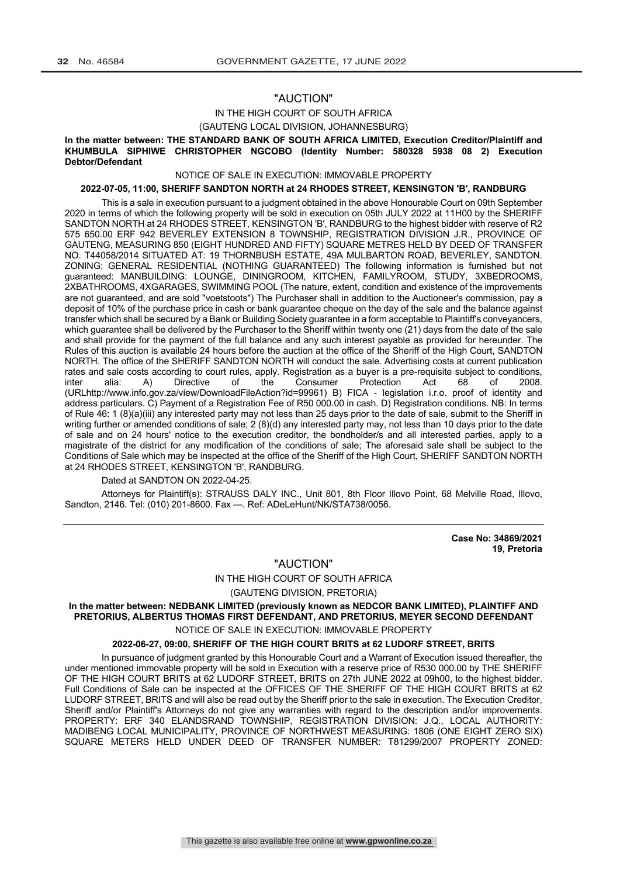"AUCTION"

IN THE HIGH COURT OF SOUTH AFRICA

(GAUTENG LOCAL DIVISION, JOHANNESBURG)

**In the matter between: THE STANDARD BANK OF SOUTH AFRICA LIMITED, Execution Creditor/Plaintiff and KHUMBULA SIPHIWE CHRISTOPHER NGCOBO (Identity Number: 580328 5938 08 2) Execution Debtor/Defendant**

NOTICE OF SALE IN EXECUTION: IMMOVABLE PROPERTY

**2022-07-05, 11:00, SHERIFF SANDTON NORTH at 24 RHODES STREET, KENSINGTON 'B', RANDBURG**

This is a sale in execution pursuant to a judgment obtained in the above Honourable Court on 09th September 2020 in terms of which the following property will be sold in execution on 05th JULY 2022 at 11H00 by the SHERIFF SANDTON NORTH at 24 RHODES STREET, KENSINGTON 'B', RANDBURG to the highest bidder with reserve of R2 575 650.00 ERF 942 BEVERLEY EXTENSION 8 TOWNSHIP, REGISTRATION DIVISION J.R., PROVINCE OF GAUTENG, MEASURING 850 (EIGHT HUNDRED AND FIFTY) SQUARE METRES HELD BY DEED OF TRANSFER NO. T44058/2014 SITUATED AT: 19 THORNBUSH ESTATE, 49A MULBARTON ROAD, BEVERLEY, SANDTON. ZONING: GENERAL RESIDENTIAL (NOTHING GUARANTEED) The following information is furnished but not guaranteed: MANBUILDING: LOUNGE, DININGROOM, KITCHEN, FAMILYROOM, STUDY, 3XBEDROOMS, 2XBATHROOMS, 4XGARAGES, SWIMMING POOL (The nature, extent, condition and existence of the improvements are not guaranteed, and are sold "voetstoots") The Purchaser shall in addition to the Auctioneer's commission, pay a deposit of 10% of the purchase price in cash or bank guarantee cheque on the day of the sale and the balance against transfer which shall be secured by a Bank or Building Society guarantee in a form acceptable to Plaintiff's conveyancers, which guarantee shall be delivered by the Purchaser to the Sheriff within twenty one (21) days from the date of the sale and shall provide for the payment of the full balance and any such interest payable as provided for hereunder. The Rules of this auction is available 24 hours before the auction at the office of the Sheriff of the High Court, SANDTON NORTH. The office of the SHERIFF SANDTON NORTH will conduct the sale. Advertising costs at current publication rates and sale costs according to court rules, apply. Registration as a buyer is a pre-requisite subject to conditions, inter alia: A) Directive of the Consumer Protection Act 68 of 2008. (URLhttp://www.info.gov.za/view/DownloadFileAction?id=99961) B) FICA - legislation i.r.o. proof of identity and address particulars. C) Payment of a Registration Fee of R50 000.00 in cash. D) Registration conditions. NB: In terms of Rule 46: 1 (8)(a)(iii) any interested party may not less than 25 days prior to the date of sale, submit to the Sheriff in writing further or amended conditions of sale; 2 (8)(d) any interested party may, not less than 10 days prior to the date of sale and on 24 hours' notice to the execution creditor, the bondholder/s and all interested parties, apply to a magistrate of the district for any modification of the conditions of sale; The aforesaid sale shall be subject to the Conditions of Sale which may be inspected at the office of the Sheriff of the High Court, SHERIFF SANDTON NORTH at 24 RHODES STREET, KENSINGTON 'B', RANDBURG.

Dated at SANDTON ON 2022-04-25.

Attorneys for Plaintiff(s): STRAUSS DALY INC., Unit 801, 8th Floor Illovo Point, 68 Melville Road, Illovo, Sandton, 2146. Tel: (010) 201-8600. Fax —. Ref: ADeLeHunt/NK/STA738/0056.

---

**Case No: 34869/2021**
**19, Pretoria**

"AUCTION"

IN THE HIGH COURT OF SOUTH AFRICA

(GAUTENG DIVISION, PRETORIA)

**In the matter between: NEDBANK LIMITED (previously known as NEDCOR BANK LIMITED), PLAINTIFF AND PRETORIUS, ALBERTUS THOMAS FIRST DEFENDANT, AND PRETORIUS, MEYER SECOND DEFENDANT**

NOTICE OF SALE IN EXECUTION: IMMOVABLE PROPERTY

**2022-06-27, 09:00, SHERIFF OF THE HIGH COURT BRITS at 62 LUDORF STREET, BRITS**

In pursuance of judgment granted by this Honourable Court and a Warrant of Execution issued thereafter, the under mentioned immovable property will be sold in Execution with a reserve price of R530 000.00 by THE SHERIFF OF THE HIGH COURT BRITS at 62 LUDORF STREET, BRITS on 27th JUNE 2022 at 09h00, to the highest bidder. Full Conditions of Sale can be inspected at the OFFICES OF THE SHERIFF OF THE HIGH COURT BRITS at 62 LUDORF STREET, BRITS and will also be read out by the Sheriff prior to the sale in execution. The Execution Creditor, Sheriff and/or Plaintiff's Attorneys do not give any warranties with regard to the description and/or improvements. PROPERTY: ERF 340 ELANDSRAND TOWNSHIP, REGISTRATION DIVISION: J.Q., LOCAL AUTHORITY: MADIBENG LOCAL MUNICIPALITY, PROVINCE OF NORTHWEST MEASURING: 1806 (ONE EIGHT ZERO SIX) SQUARE METERS HELD UNDER DEED OF TRANSFER NUMBER: T81299/2007 PROPERTY ZONED: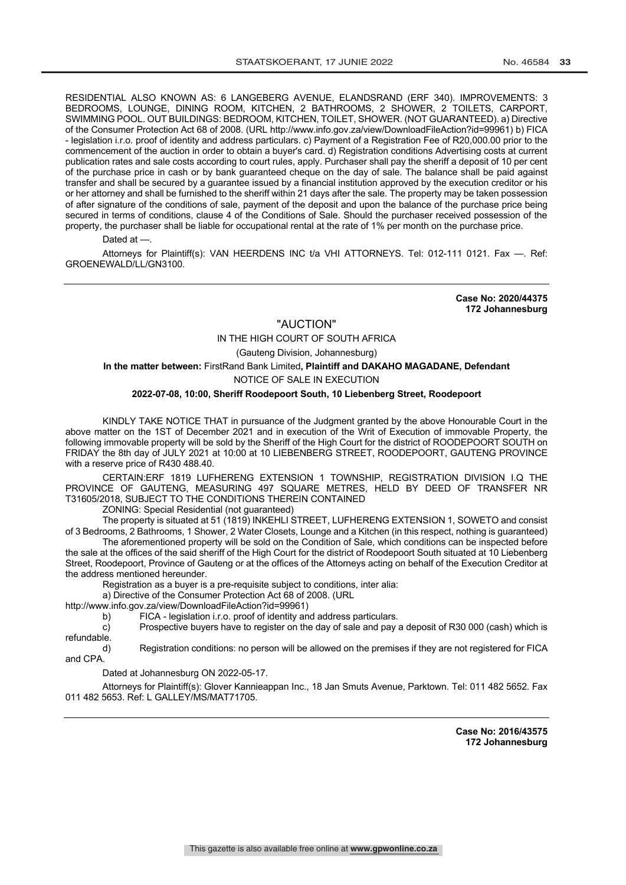RESIDENTIAL ALSO KNOWN AS: 6 LANGEBERG AVENUE, ELANDSRAND (ERF 340). IMPROVEMENTS: 3 BEDROOMS, LOUNGE, DINING ROOM, KITCHEN, 2 BATHROOMS, 2 SHOWER, 2 TOILETS, CARPORT, SWIMMING POOL. OUT BUILDINGS: BEDROOM, KITCHEN, TOILET, SHOWER. (NOT GUARANTEED). a) Directive of the Consumer Protection Act 68 of 2008. (URL http://www.info.gov.za/view/DownloadFileAction?id=99961) b) FICA - legislation i.r.o. proof of identity and address particulars. c) Payment of a Registration Fee of R20,000.00 prior to the commencement of the auction in order to obtain a buyer's card. d) Registration conditions Advertising costs at current publication rates and sale costs according to court rules, apply. Purchaser shall pay the sheriff a deposit of 10 per cent of the purchase price in cash or by bank guaranteed cheque on the day of sale. The balance shall be paid against transfer and shall be secured by a guarantee issued by a financial institution approved by the execution creditor or his or her attorney and shall be furnished to the sheriff within 21 days after the sale. The property may be taken possession of after signature of the conditions of sale, payment of the deposit and upon the balance of the purchase price being secured in terms of conditions, clause 4 of the Conditions of Sale. Should the purchaser received possession of the property, the purchaser shall be liable for occupational rental at the rate of 1% per month on the purchase price.

Dated at —.

Attorneys for Plaintiff(s): VAN HEERDENS INC t/a VHI ATTORNEYS. Tel: 012-111 0121. Fax —. Ref: GROENEWALD/LL/GN3100.

---

**Case No: 2020/44375**
**172 Johannesburg**

"AUCTION"

IN THE HIGH COURT OF SOUTH AFRICA

(Gauteng Division, Johannesburg)

**In the matter between:** FirstRand Bank Limited**, Plaintiff and DAKAHO MAGADANE, Defendant**

NOTICE OF SALE IN EXECUTION

**2022-07-08, 10:00, Sheriff Roodepoort South, 10 Liebenberg Street, Roodepoort**

KINDLY TAKE NOTICE THAT in pursuance of the Judgment granted by the above Honourable Court in the above matter on the 1ST of December 2021 and in execution of the Writ of Execution of immovable Property, the following immovable property will be sold by the Sheriff of the High Court for the district of ROODEPOORT SOUTH on FRIDAY the 8th day of JULY 2021 at 10:00 at 10 LIEBENBERG STREET, ROODEPOORT, GAUTENG PROVINCE with a reserve price of R430 488.40.

CERTAIN:ERF 1819 LUFHERENG EXTENSION 1 TOWNSHIP, REGISTRATION DIVISION I.Q THE PROVINCE OF GAUTENG, MEASURING 497 SQUARE METRES, HELD BY DEED OF TRANSFER NR T31605/2018, SUBJECT TO THE CONDITIONS THEREIN CONTAINED

ZONING: Special Residential (not guaranteed)

The property is situated at 51 (1819) INKEHLI STREET, LUFHERENG EXTENSION 1, SOWETO and consist of 3 Bedrooms, 2 Bathrooms, 1 Shower, 2 Water Closets, Lounge and a Kitchen (in this respect, nothing is guaranteed)

The aforementioned property will be sold on the Condition of Sale, which conditions can be inspected before the sale at the offices of the said sheriff of the High Court for the district of Roodepoort South situated at 10 Liebenberg Street, Roodepoort, Province of Gauteng or at the offices of the Attorneys acting on behalf of the Execution Creditor at the address mentioned hereunder.

Registration as a buyer is a pre-requisite subject to conditions, inter alia:

a) Directive of the Consumer Protection Act 68 of 2008. (URL http://www.info.gov.za/view/DownloadFileAction?id=99961)

b) FICA - legislation i.r.o. proof of identity and address particulars.

c) Prospective buyers have to register on the day of sale and pay a deposit of R30 000 (cash) which is refundable.

d) Registration conditions: no person will be allowed on the premises if they are not registered for FICA and CPA.

Dated at Johannesburg ON 2022-05-17.

Attorneys for Plaintiff(s): Glover Kannieappan Inc., 18 Jan Smuts Avenue, Parktown. Tel: 011 482 5652. Fax 011 482 5653. Ref: L GALLEY/MS/MAT71705.

---

**Case No: 2016/43575**
**172 Johannesburg**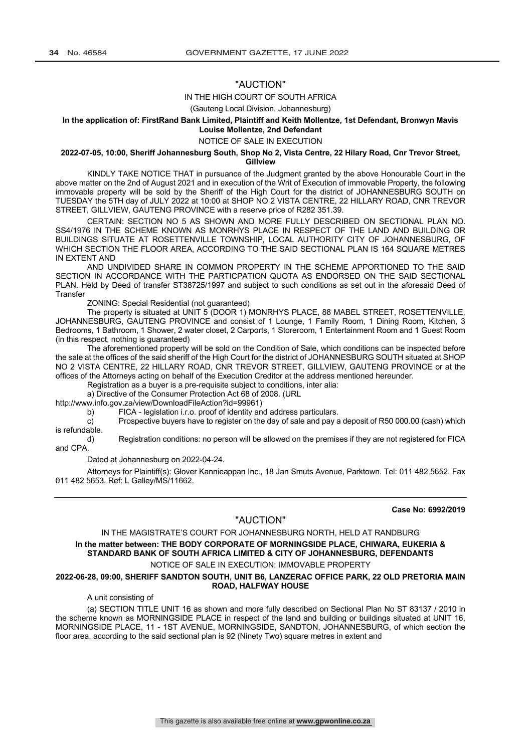"AUCTION"

IN THE HIGH COURT OF SOUTH AFRICA

(Gauteng Local Division, Johannesburg)

**In the application of: FirstRand Bank Limited, Plaintiff and Keith Mollentze, 1st Defendant, Bronwyn Mavis Louise Mollentze, 2nd Defendant**

NOTICE OF SALE IN EXECUTION

**2022-07-05, 10:00, Sheriff Johannesburg South, Shop No 2, Vista Centre, 22 Hilary Road, Cnr Trevor Street, Gillview**

KINDLY TAKE NOTICE THAT in pursuance of the Judgment granted by the above Honourable Court in the above matter on the 2nd of August 2021 and in execution of the Writ of Execution of immovable Property, the following immovable property will be sold by the Sheriff of the High Court for the district of JOHANNESBURG SOUTH on TUESDAY the 5TH day of JULY 2022 at 10:00 at SHOP NO 2 VISTA CENTRE, 22 HILLARY ROAD, CNR TREVOR STREET, GILLVIEW, GAUTENG PROVINCE with a reserve price of R282 351.39.

CERTAIN: SECTION NO 5 AS SHOWN AND MORE FULLY DESCRIBED ON SECTIONAL PLAN NO. SS4/1976 IN THE SCHEME KNOWN AS MONRHYS PLACE IN RESPECT OF THE LAND AND BUILDING OR BUILDINGS SITUATE AT ROSETTENVILLE TOWNSHIP, LOCAL AUTHORITY CITY OF JOHANNESBURG, OF WHICH SECTION THE FLOOR AREA, ACCORDING TO THE SAID SECTIONAL PLAN IS 164 SQUARE METRES IN EXTENT AND

AND UNDIVIDED SHARE IN COMMON PROPERTY IN THE SCHEME APPORTIONED TO THE SAID SECTION IN ACCORDANCE WITH THE PARTICPATION QUOTA AS ENDORSED ON THE SAID SECTIONAL PLAN. Held by Deed of transfer ST38725/1997 and subject to such conditions as set out in the aforesaid Deed of Transfer

ZONING: Special Residential (not guaranteed)

The property is situated at UNIT 5 (DOOR 1) MONRHYS PLACE, 88 MABEL STREET, ROSETTENVILLE, JOHANNESBURG, GAUTENG PROVINCE and consist of 1 Lounge, 1 Family Room, 1 Dining Room, Kitchen, 3 Bedrooms, 1 Bathroom, 1 Shower, 2 water closet, 2 Carports, 1 Storeroom, 1 Entertainment Room and 1 Guest Room (in this respect, nothing is guaranteed)

The aforementioned property will be sold on the Condition of Sale, which conditions can be inspected before the sale at the offices of the said sheriff of the High Court for the district of JOHANNESBURG SOUTH situated at SHOP NO 2 VISTA CENTRE, 22 HILLARY ROAD, CNR TREVOR STREET, GILLVIEW, GAUTENG PROVINCE or at the offices of the Attorneys acting on behalf of the Execution Creditor at the address mentioned hereunder.

Registration as a buyer is a pre-requisite subject to conditions, inter alia:

a) Directive of the Consumer Protection Act 68 of 2008. (URL http://www.info.gov.za/view/DownloadFileAction?id=99961)

b) FICA - legislation i.r.o. proof of identity and address particulars.

c) Prospective buyers have to register on the day of sale and pay a deposit of R50 000.00 (cash) which is refundable.

d) Registration conditions: no person will be allowed on the premises if they are not registered for FICA and CPA.

Dated at Johannesburg on 2022-04-24.

Attorneys for Plaintiff(s): Glover Kannieappan Inc., 18 Jan Smuts Avenue, Parktown. Tel: 011 482 5652. Fax 011 482 5653. Ref: L Galley/MS/11662.

---

**Case No: 6992/2019**

"AUCTION"

IN THE MAGISTRATE'S COURT FOR JOHANNESBURG NORTH, HELD AT RANDBURG

**In the matter between: THE BODY CORPORATE OF MORNINGSIDE PLACE, CHIWARA, EUKERIA & STANDARD BANK OF SOUTH AFRICA LIMITED & CITY OF JOHANNESBURG, DEFENDANTS**

NOTICE OF SALE IN EXECUTION: IMMOVABLE PROPERTY

**2022-06-28, 09:00, SHERIFF SANDTON SOUTH, UNIT B6, LANZERAC OFFICE PARK, 22 OLD PRETORIA MAIN ROAD, HALFWAY HOUSE**

A unit consisting of

(a) SECTION TITLE UNIT 16 as shown and more fully described on Sectional Plan No ST 83137 / 2010 in the scheme known as MORNINGSIDE PLACE in respect of the land and building or buildings situated at UNIT 16, MORNINGSIDE PLACE, 11 - 1ST AVENUE, MORNINGSIDE, SANDTON, JOHANNESBURG, of which section the floor area, according to the said sectional plan is 92 (Ninety Two) square metres in extent and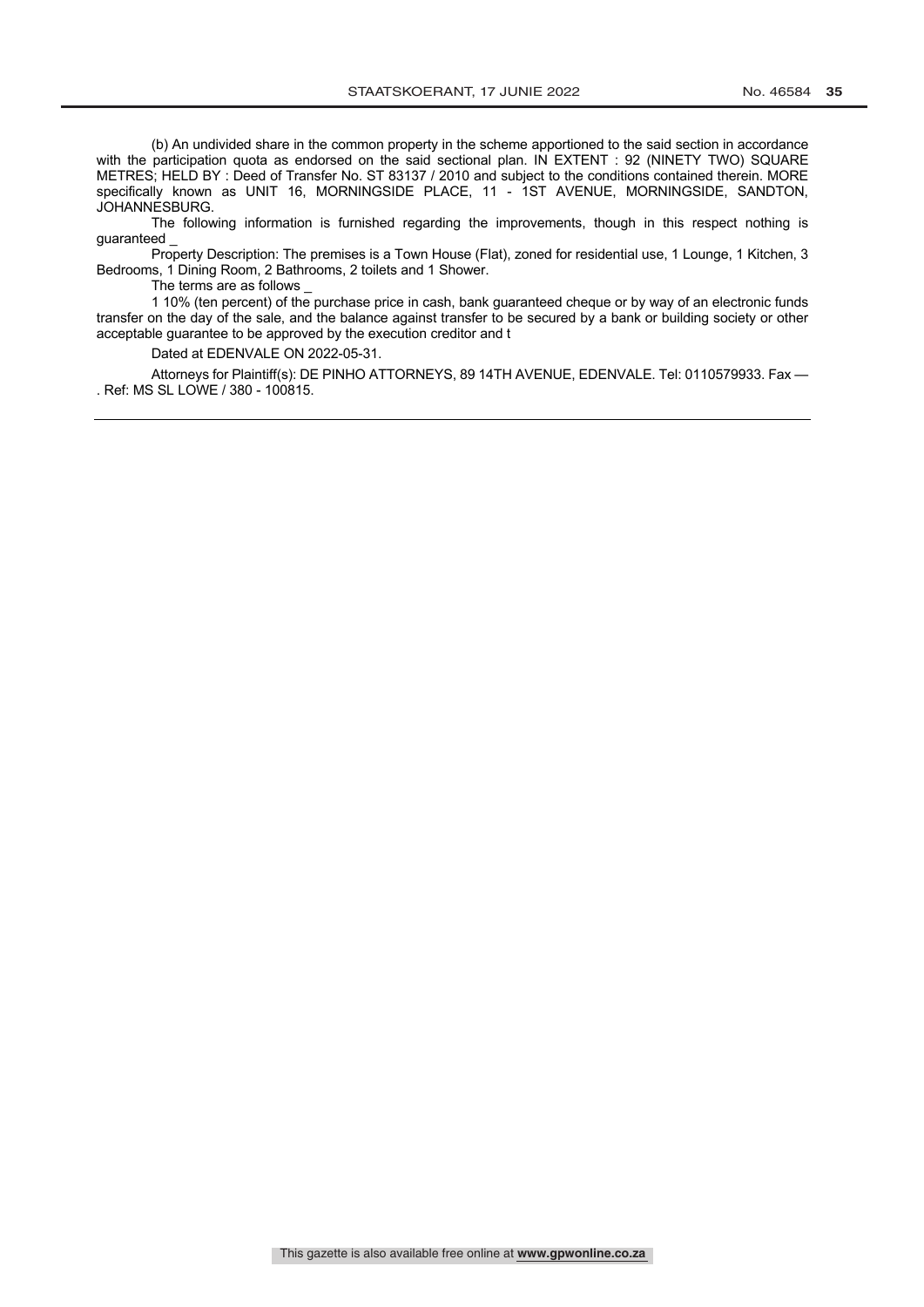(b) An undivided share in the common property in the scheme apportioned to the said section in accordance with the participation quota as endorsed on the said sectional plan. IN EXTENT : 92 (NINETY TWO) SQUARE METRES; HELD BY : Deed of Transfer No. ST 83137 / 2010 and subject to the conditions contained therein. MORE specifically known as UNIT 16, MORNINGSIDE PLACE, 11 - 1ST AVENUE, MORNINGSIDE, SANDTON, JOHANNESBURG.

The following information is furnished regarding the improvements, though in this respect nothing is guaranteed _

Property Description: The premises is a Town House (Flat), zoned for residential use, 1 Lounge, 1 Kitchen, 3 Bedrooms, 1 Dining Room, 2 Bathrooms, 2 toilets and 1 Shower.

The terms are as follows _

1 10% (ten percent) of the purchase price in cash, bank guaranteed cheque or by way of an electronic funds transfer on the day of the sale, and the balance against transfer to be secured by a bank or building society or other acceptable guarantee to be approved by the execution creditor and t

Dated at EDENVALE ON 2022-05-31.

Attorneys for Plaintiff(s): DE PINHO ATTORNEYS, 89 14TH AVENUE, EDENVALE. Tel: 0110579933. Fax — . Ref: MS SL LOWE / 380 - 100815.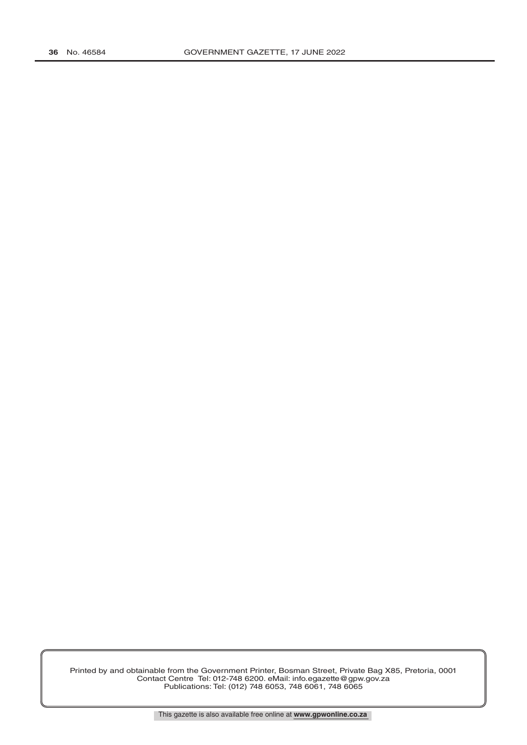Printed by and obtainable from the Government Printer, Bosman Street, Private Bag X85, Pretoria, 0001
Contact Centre Tel: 012-748 6200. eMail: info.egazette@gpw.gov.za
Publications: Tel: (012) 748 6053, 748 6061, 748 6065

This gazette is also available free online at **www.gpwonline.co.za**